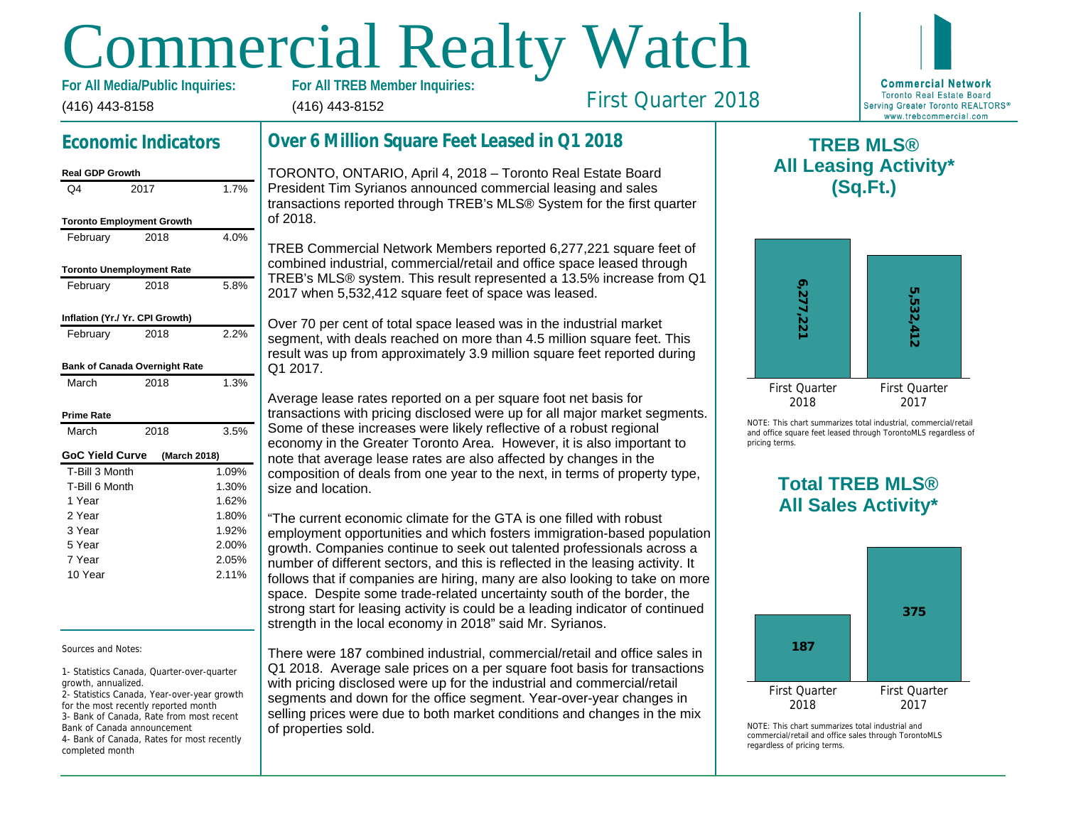# Commercial Realty Watch

**For All Media/Public Inquiries:** (416) 443-8158

**For All TREB Member Inquiries:** (416) 443-8152

First Quarter 2018

**Commercial Network**
Toronto Real Estate Board
Serving Greater Toronto REALTORS®
www.trebcommercial.com

## Economic Indicators

**Real GDP Growth**

| | | |
|---|---|---|
| Q4 | 2017 | 1.7% |

**Toronto Employment Growth**

| | | |
|---|---|---|
| February | 2018 | 4.0% |

**Toronto Unemployment Rate**

| | | |
|---|---|---|
| February | 2018 | 5.8% |

**Inflation (Yr./ Yr. CPI Growth)**

| | | |
|---|---|---|
| February | 2018 | 2.2% |

**Bank of Canada Overnight Rate**

| | | |
|---|---|---|
| March | 2018 | 1.3% |

**Prime Rate**

| | | |
|---|---|---|
| March | 2018 | 3.5% |

**GoC Yield Curve (March 2018)**

| | |
|---|---|
| T-Bill 3 Month | 1.09% |
| T-Bill 6 Month | 1.30% |
| 1 Year | 1.62% |
| 2 Year | 1.80% |
| 3 Year | 1.92% |
| 5 Year | 2.00% |
| 7 Year | 2.05% |
| 10 Year | 2.11% |

Sources and Notes:

1- Statistics Canada, Quarter-over-quarter growth, annualized.
2- Statistics Canada, Year-over-year growth for the most recently reported month
3- Bank of Canada, Rate from most recent Bank of Canada announcement
4- Bank of Canada, Rates for most recently completed month

## Over 6 Million Square Feet Leased in Q1 2018

TORONTO, ONTARIO, April 4, 2018 – Toronto Real Estate Board President Tim Syrianos announced commercial leasing and sales transactions reported through TREB's MLS® System for the first quarter of 2018.

TREB Commercial Network Members reported 6,277,221 square feet of combined industrial, commercial/retail and office space leased through TREB's MLS® system. This result represented a 13.5% increase from Q1 2017 when 5,532,412 square feet of space was leased.

Over 70 per cent of total space leased was in the industrial market segment, with deals reached on more than 4.5 million square feet. This result was up from approximately 3.9 million square feet reported during Q1 2017.

Average lease rates reported on a per square foot net basis for transactions with pricing disclosed were up for all major market segments. Some of these increases were likely reflective of a robust regional economy in the Greater Toronto Area. However, it is also important to note that average lease rates are also affected by changes in the composition of deals from one year to the next, in terms of property type, size and location.

"The current economic climate for the GTA is one filled with robust employment opportunities and which fosters immigration-based population growth. Companies continue to seek out talented professionals across a number of different sectors, and this is reflected in the leasing activity. It follows that if companies are hiring, many are also looking to take on more space. Despite some trade-related uncertainty south of the border, the strong start for leasing activity is could be a leading indicator of continued strength in the local economy in 2018" said Mr. Syrianos.

There were 187 combined industrial, commercial/retail and office sales in Q1 2018. Average sale prices on a per square foot basis for transactions with pricing disclosed were up for the industrial and commercial/retail segments and down for the office segment. Year-over-year changes in selling prices were due to both market conditions and changes in the mix of properties sold.

## TREB MLS® All Leasing Activity* (Sq.Ft.)

| First Quarter 2018 | First Quarter 2017 |
|---|---|
| 6,277,221 | 5,532,412 |

NOTE: This chart summarizes total industrial, commercial/retail and office square feet leased through TorontoMLS regardless of pricing terms.

## Total TREB MLS® All Sales Activity*

| First Quarter 2018 | First Quarter 2017 |
|---|---|
| 187 | 375 |

NOTE: This chart summarizes total industrial and commercial/retail and office sales through TorontoMLS regardless of pricing terms.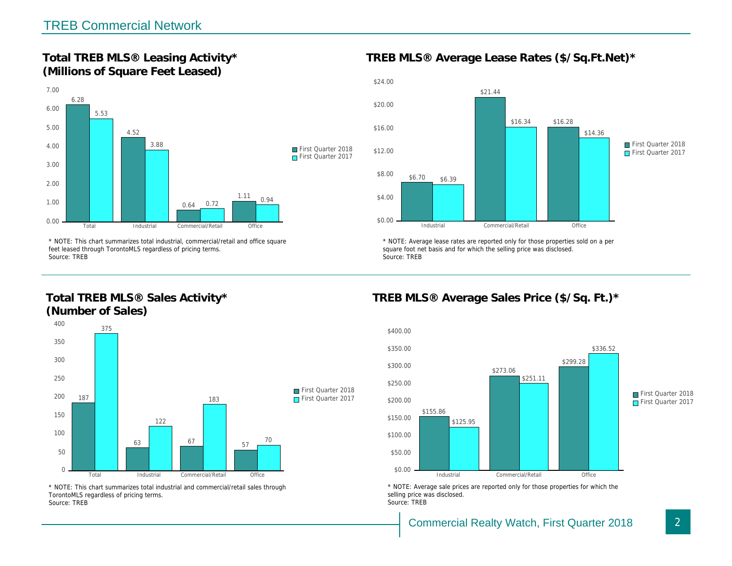## TREB Commercial Network

### Total TREB MLS® Leasing Activity* (Millions of Square Feet Leased)

| | First Quarter 2018 | First Quarter 2017 |
|---|---|---|
| Total | 6.28 | 5.53 |
| Industrial | 4.52 | 3.88 |
| Commercial/Retail | 0.64 | 0.72 |
| Office | 1.11 | 0.94 |

* NOTE: This chart summarizes total industrial, commercial/retail and office square feet leased through TorontoMLS regardless of pricing terms.
Source: TREB

### TREB MLS® Average Lease Rates ($/Sq.Ft.Net)*

| | First Quarter 2018 | First Quarter 2017 |
|---|---|---|
| Industrial | $6.70 | $6.39 |
| Commercial/Retail | $21.44 | $16.34 |
| Office | $16.28 | $14.36 |

* NOTE: Average lease rates are reported only for those properties sold on a per square foot net basis and for which the selling price was disclosed.
Source: TREB

### Total TREB MLS® Sales Activity* (Number of Sales)

| | First Quarter 2018 | First Quarter 2017 |
|---|---|---|
| Total | 187 | 375 |
| Industrial | 63 | 122 |
| Commercial/Retail | 67 | 183 |
| Office | 57 | 70 |

* NOTE: This chart summarizes total industrial and commercial/retail sales through TorontoMLS regardless of pricing terms.
Source: TREB

### TREB MLS® Average Sales Price ($/Sq. Ft.)*

| | First Quarter 2018 | First Quarter 2017 |
|---|---|---|
| Industrial | $155.86 | $125.95 |
| Commercial/Retail | $273.06 | $251.11 |
| Office | $299.28 | $336.52 |

* NOTE: Average sale prices are reported only for those properties for which the selling price was disclosed.
Source: TREB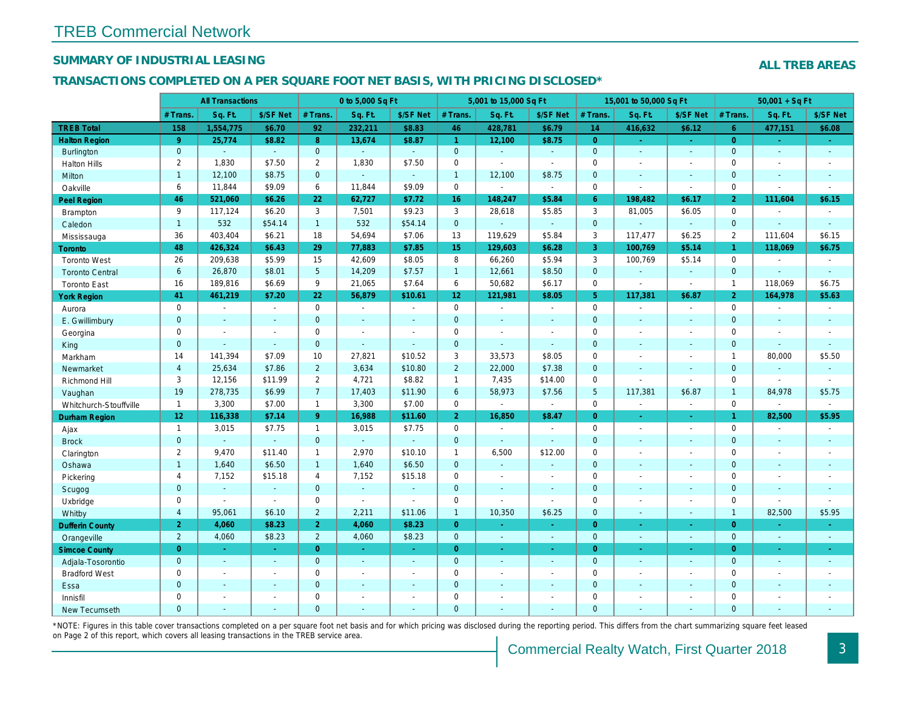# TREB Commercial Network

## SUMMARY OF INDUSTRIAL LEASING

**ALL TREB AREAS**

### TRANSACTIONS COMPLETED ON A PER SQUARE FOOT NET BASIS, WITH PRICING DISCLOSED*

| | All Transactions | | | 0 to 5,000 Sq Ft | | | 5,001 to 15,000 Sq Ft | | | 15,001 to 50,000 Sq Ft | | | 50,001 + Sq Ft | | |
|---|---|---|---|---|---|---|---|---|---|---|---|---|---|---|---|
| | # Trans. | Sq. Ft. | $/SF Net | # Trans. | Sq. Ft. | $/SF Net | # Trans. | Sq. Ft. | $/SF Net | # Trans. | Sq. Ft. | $/SF Net | # Trans. | Sq. Ft. | $/SF Net |
| **TREB Total** | **158** | **1,554,775** | **$6.70** | **92** | **232,211** | **$8.83** | **46** | **428,781** | **$6.79** | **14** | **416,632** | **$6.12** | **6** | **477,151** | **$6.08** |
| **Halton Region** | **9** | **25,774** | **$8.82** | **8** | **13,674** | **$8.87** | **1** | **12,100** | **$8.75** | **0** | **-** | **-** | **0** | **-** | **-** |
| Burlington | 0 | - | - | 0 | - | - | 0 | - | - | 0 | - | - | 0 | - | - |
| Halton Hills | 2 | 1,830 | $7.50 | 2 | 1,830 | $7.50 | 0 | - | - | 0 | - | - | 0 | - | - |
| Milton | 1 | 12,100 | $8.75 | 0 | - | - | 1 | 12,100 | $8.75 | 0 | - | - | 0 | - | - |
| Oakville | 6 | 11,844 | $9.09 | 6 | 11,844 | $9.09 | 0 | - | - | 0 | - | - | 0 | - | - |
| **Peel Region** | **46** | **521,060** | **$6.26** | **22** | **62,727** | **$7.72** | **16** | **148,247** | **$5.84** | **6** | **198,482** | **$6.17** | **2** | **111,604** | **$6.15** |
| Brampton | 9 | 117,124 | $6.20 | 3 | 7,501 | $9.23 | 3 | 28,618 | $5.85 | 3 | 81,005 | $6.05 | 0 | - | - |
| Caledon | 1 | 532 | $54.14 | 1 | 532 | $54.14 | 0 | - | - | 0 | - | - | 0 | - | - |
| Mississauga | 36 | 403,404 | $6.21 | 18 | 54,694 | $7.06 | 13 | 119,629 | $5.84 | 3 | 117,477 | $6.25 | 2 | 111,604 | $6.15 |
| **Toronto** | **48** | **426,324** | **$6.43** | **29** | **77,883** | **$7.85** | **15** | **129,603** | **$6.28** | **3** | **100,769** | **$5.14** | **1** | **118,069** | **$6.75** |
| Toronto West | 26 | 209,638 | $5.99 | 15 | 42,609 | $8.05 | 8 | 66,260 | $5.94 | 3 | 100,769 | $5.14 | 0 | - | - |
| Toronto Central | 6 | 26,870 | $8.01 | 5 | 14,209 | $7.57 | 1 | 12,661 | $8.50 | 0 | - | - | 0 | - | - |
| Toronto East | 16 | 189,816 | $6.69 | 9 | 21,065 | $7.64 | 6 | 50,682 | $6.17 | 0 | - | - | 1 | 118,069 | $6.75 |
| **York Region** | **41** | **461,219** | **$7.20** | **22** | **56,879** | **$10.61** | **12** | **121,981** | **$8.05** | **5** | **117,381** | **$6.87** | **2** | **164,978** | **$5.63** |
| Aurora | 0 | - | - | 0 | - | - | 0 | - | - | 0 | - | - | 0 | - | - |
| E. Gwillimbury | 0 | - | - | 0 | - | - | 0 | - | - | 0 | - | - | 0 | - | - |
| Georgina | 0 | - | - | 0 | - | - | 0 | - | - | 0 | - | - | 0 | - | - |
| King | 0 | - | - | 0 | - | - | 0 | - | - | 0 | - | - | 0 | - | - |
| Markham | 14 | 141,394 | $7.09 | 10 | 27,821 | $10.52 | 3 | 33,573 | $8.05 | 0 | - | - | 1 | 80,000 | $5.50 |
| Newmarket | 4 | 25,634 | $7.86 | 2 | 3,634 | $10.80 | 2 | 22,000 | $7.38 | 0 | - | - | 0 | - | - |
| Richmond Hill | 3 | 12,156 | $11.99 | 2 | 4,721 | $8.82 | 1 | 7,435 | $14.00 | 0 | - | - | 0 | - | - |
| Vaughan | 19 | 278,735 | $6.99 | 7 | 17,403 | $11.90 | 6 | 58,973 | $7.56 | 5 | 117,381 | $6.87 | 1 | 84,978 | $5.75 |
| Whitchurch-Stouffville | 1 | 3,300 | $7.00 | 1 | 3,300 | $7.00 | 0 | - | - | 0 | - | - | 0 | - | - |
| **Durham Region** | **12** | **116,338** | **$7.14** | **9** | **16,988** | **$11.60** | **2** | **16,850** | **$8.47** | **0** | **-** | **-** | **1** | **82,500** | **$5.95** |
| Ajax | 1 | 3,015 | $7.75 | 1 | 3,015 | $7.75 | 0 | - | - | 0 | - | - | 0 | - | - |
| Brock | 0 | - | - | 0 | - | - | 0 | - | - | 0 | - | - | 0 | - | - |
| Clarington | 2 | 9,470 | $11.40 | 1 | 2,970 | $10.10 | 1 | 6,500 | $12.00 | 0 | - | - | 0 | - | - |
| Oshawa | 1 | 1,640 | $6.50 | 1 | 1,640 | $6.50 | 0 | - | - | 0 | - | - | 0 | - | - |
| Pickering | 4 | 7,152 | $15.18 | 4 | 7,152 | $15.18 | 0 | - | - | 0 | - | - | 0 | - | - |
| Scugog | 0 | - | - | 0 | - | - | 0 | - | - | 0 | - | - | 0 | - | - |
| Uxbridge | 0 | - | - | 0 | - | - | 0 | - | - | 0 | - | - | 0 | - | - |
| Whitby | 4 | 95,061 | $6.10 | 2 | 2,211 | $11.06 | 1 | 10,350 | $6.25 | 0 | - | - | 1 | 82,500 | $5.95 |
| **Dufferin County** | **2** | **4,060** | **$8.23** | **2** | **4,060** | **$8.23** | **0** | **-** | **-** | **0** | **-** | **-** | **0** | **-** | **-** |
| Orangeville | 2 | 4,060 | $8.23 | 2 | 4,060 | $8.23 | 0 | - | - | 0 | - | - | 0 | - | - |
| **Simcoe County** | **0** | **-** | **-** | **0** | **-** | **-** | **0** | **-** | **-** | **0** | **-** | **-** | **0** | **-** | **-** |
| Adjala-Tosorontio | 0 | - | - | 0 | - | - | 0 | - | - | 0 | - | - | 0 | - | - |
| Bradford West | 0 | - | - | 0 | - | - | 0 | - | - | 0 | - | - | 0 | - | - |
| Essa | 0 | - | - | 0 | - | - | 0 | - | - | 0 | - | - | 0 | - | - |
| Innisfil | 0 | - | - | 0 | - | - | 0 | - | - | 0 | - | - | 0 | - | - |
| New Tecumseth | 0 | - | - | 0 | - | - | 0 | - | - | 0 | - | - | 0 | - | - |

*NOTE: Figures in this table cover transactions completed on a per square foot net basis and for which pricing was disclosed during the reporting period. This differs from the chart summarizing square feet leased on Page 2 of this report, which covers all leasing transactions in the TREB service area.

Commercial Realty Watch, First Quarter 2018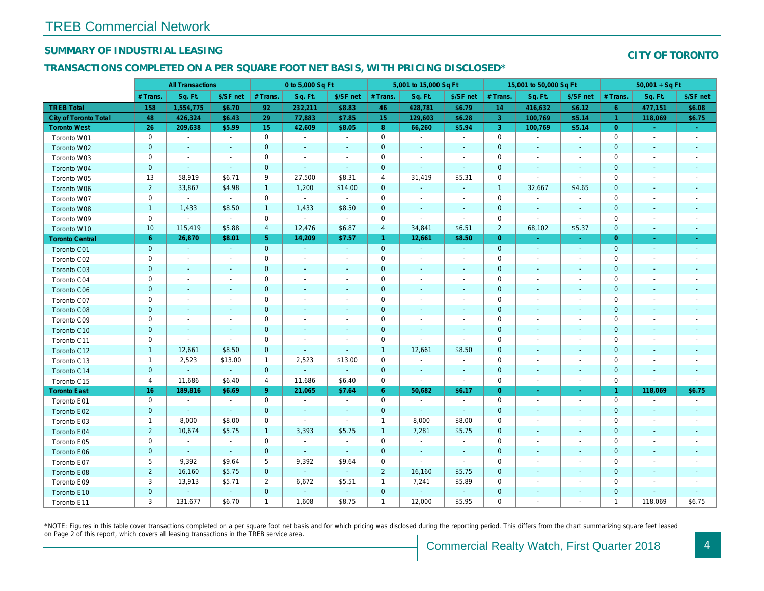# TREB Commercial Network

## SUMMARY OF INDUSTRIAL LEASING

**CITY OF TORONTO**

## TRANSACTIONS COMPLETED ON A PER SQUARE FOOT NET BASIS, WITH PRICING DISCLOSED*

| | All Transactions | | | 0 to 5,000 Sq Ft | | | 5,001 to 15,000 Sq Ft | | | 15,001 to 50,000 Sq Ft | | | 50,001 + Sq Ft | | |
|---|---|---|---|---|---|---|---|---|---|---|---|---|---|---|---|
| | # Trans. | Sq. Ft. | $/SF net | # Trans. | Sq. Ft. | $/SF net | # Trans. | Sq. Ft. | $/SF net | # Trans. | Sq. Ft. | $/SF net | # Trans. | Sq. Ft. | $/SF net |
| **TREB Total** | **158** | **1,554,775** | **$6.70** | **92** | **232,211** | **$8.83** | **46** | **428,781** | **$6.79** | **14** | **416,632** | **$6.12** | **6** | **477,151** | **$6.08** |
| **City of Toronto Total** | **48** | **426,324** | **$6.43** | **29** | **77,883** | **$7.85** | **15** | **129,603** | **$6.28** | **3** | **100,769** | **$5.14** | **1** | **118,069** | **$6.75** |
| **Toronto West** | **26** | **209,638** | **$5.99** | **15** | **42,609** | **$8.05** | **8** | **66,260** | **$5.94** | **3** | **100,769** | **$5.14** | **0** | **-** | **-** |
| Toronto W01 | 0 | - | - | 0 | - | - | 0 | - | - | 0 | - | - | 0 | - | - |
| Toronto W02 | 0 | - | - | 0 | - | - | 0 | - | - | 0 | - | - | 0 | - | - |
| Toronto W03 | 0 | - | - | 0 | - | - | 0 | - | - | 0 | - | - | 0 | - | - |
| Toronto W04 | 0 | - | - | 0 | - | - | 0 | - | - | 0 | - | - | 0 | - | - |
| Toronto W05 | 13 | 58,919 | $6.71 | 9 | 27,500 | $8.31 | 4 | 31,419 | $5.31 | 0 | - | - | 0 | - | - |
| Toronto W06 | 2 | 33,867 | $4.98 | 1 | 1,200 | $14.00 | 0 | - | - | 1 | 32,667 | $4.65 | 0 | - | - |
| Toronto W07 | 0 | - | - | 0 | - | - | 0 | - | - | 0 | - | - | 0 | - | - |
| Toronto W08 | 1 | 1,433 | $8.50 | 1 | 1,433 | $8.50 | 0 | - | - | 0 | - | - | 0 | - | - |
| Toronto W09 | 0 | - | - | 0 | - | - | 0 | - | - | 0 | - | - | 0 | - | - |
| Toronto W10 | 10 | 115,419 | $5.88 | 4 | 12,476 | $6.87 | 4 | 34,841 | $6.51 | 2 | 68,102 | $5.37 | 0 | - | - |
| **Toronto Central** | **6** | **26,870** | **$8.01** | **5** | **14,209** | **$7.57** | **1** | **12,661** | **$8.50** | **0** | **-** | **-** | **0** | **-** | **-** |
| Toronto C01 | 0 | - | - | 0 | - | - | 0 | - | - | 0 | - | - | 0 | - | - |
| Toronto C02 | 0 | - | - | 0 | - | - | 0 | - | - | 0 | - | - | 0 | - | - |
| Toronto C03 | 0 | - | - | 0 | - | - | 0 | - | - | 0 | - | - | 0 | - | - |
| Toronto C04 | 0 | - | - | 0 | - | - | 0 | - | - | 0 | - | - | 0 | - | - |
| Toronto C06 | 0 | - | - | 0 | - | - | 0 | - | - | 0 | - | - | 0 | - | - |
| Toronto C07 | 0 | - | - | 0 | - | - | 0 | - | - | 0 | - | - | 0 | - | - |
| Toronto C08 | 0 | - | - | 0 | - | - | 0 | - | - | 0 | - | - | 0 | - | - |
| Toronto C09 | 0 | - | - | 0 | - | - | 0 | - | - | 0 | - | - | 0 | - | - |
| Toronto C10 | 0 | - | - | 0 | - | - | 0 | - | - | 0 | - | - | 0 | - | - |
| Toronto C11 | 0 | - | - | 0 | - | - | 0 | - | - | 0 | - | - | 0 | - | - |
| Toronto C12 | 1 | 12,661 | $8.50 | 0 | - | - | 1 | 12,661 | $8.50 | 0 | - | - | 0 | - | - |
| Toronto C13 | 1 | 2,523 | $13.00 | 1 | 2,523 | $13.00 | 0 | - | - | 0 | - | - | 0 | - | - |
| Toronto C14 | 0 | - | - | 0 | - | - | 0 | - | - | 0 | - | - | 0 | - | - |
| Toronto C15 | 4 | 11,686 | $6.40 | 4 | 11,686 | $6.40 | 0 | - | - | 0 | - | - | 0 | - | - |
| **Toronto East** | **16** | **189,816** | **$6.69** | **9** | **21,065** | **$7.64** | **6** | **50,682** | **$6.17** | **0** | **-** | **-** | **1** | **118,069** | **$6.75** |
| Toronto E01 | 0 | - | - | 0 | - | - | 0 | - | - | 0 | - | - | 0 | - | - |
| Toronto E02 | 0 | - | - | 0 | - | - | 0 | - | - | 0 | - | - | 0 | - | - |
| Toronto E03 | 1 | 8,000 | $8.00 | 0 | - | - | 1 | 8,000 | $8.00 | 0 | - | - | 0 | - | - |
| Toronto E04 | 2 | 10,674 | $5.75 | 1 | 3,393 | $5.75 | 1 | 7,281 | $5.75 | 0 | - | - | 0 | - | - |
| Toronto E05 | 0 | - | - | 0 | - | - | 0 | - | - | 0 | - | - | 0 | - | - |
| Toronto E06 | 0 | - | - | 0 | - | - | 0 | - | - | 0 | - | - | 0 | - | - |
| Toronto E07 | 5 | 9,392 | $9.64 | 5 | 9,392 | $9.64 | 0 | - | - | 0 | - | - | 0 | - | - |
| Toronto E08 | 2 | 16,160 | $5.75 | 0 | - | - | 2 | 16,160 | $5.75 | 0 | - | - | 0 | - | - |
| Toronto E09 | 3 | 13,913 | $5.71 | 2 | 6,672 | $5.51 | 1 | 7,241 | $5.89 | 0 | - | - | 0 | - | - |
| Toronto E10 | 0 | - | - | 0 | - | - | 0 | - | - | 0 | - | - | 0 | - | - |
| Toronto E11 | 3 | 131,677 | $6.70 | 1 | 1,608 | $8.75 | 1 | 12,000 | $5.95 | 0 | - | - | 1 | 118,069 | $6.75 |

*NOTE: Figures in this table cover transactions completed on a per square foot net basis and for which pricing was disclosed during the reporting period. This differs from the chart summarizing square feet leased on Page 2 of this report, which covers all leasing transactions in the TREB service area.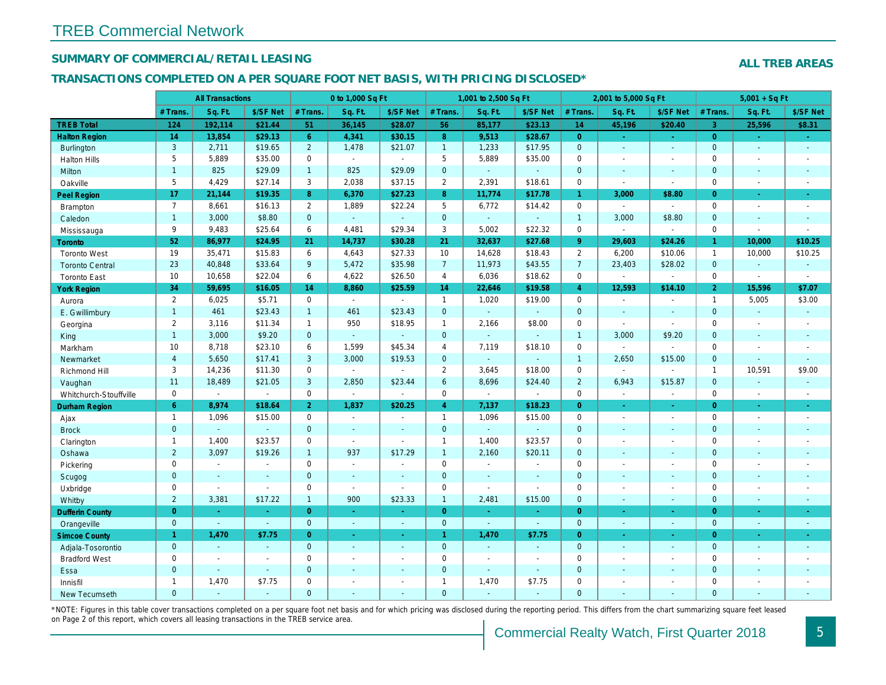# TREB Commercial Network

## SUMMARY OF COMMERCIAL/RETAIL LEASING

**ALL TREB AREAS**

## TRANSACTIONS COMPLETED ON A PER SQUARE FOOT NET BASIS, WITH PRICING DISCLOSED*

| | All Transactions | | | 0 to 1,000 Sq Ft | | | 1,001 to 2,500 Sq Ft | | | 2,001 to 5,000 Sq Ft | | | 5,001 + Sq Ft | | |
|---|---|---|---|---|---|---|---|---|---|---|---|---|---|---|---|
| | # Trans. | Sq. Ft. | $/SF Net | # Trans. | Sq. Ft. | $/SF Net | # Trans. | Sq. Ft. | $/SF Net | # Trans. | Sq. Ft. | $/SF Net | # Trans. | Sq. Ft. | $/SF Net |
| **TREB Total** | **124** | **192,114** | **$21.44** | **51** | **36,145** | **$28.07** | **56** | **85,177** | **$23.13** | **14** | **45,196** | **$20.40** | **3** | **25,596** | **$8.31** |
| **Halton Region** | **14** | **13,854** | **$29.13** | **6** | **4,341** | **$30.15** | **8** | **9,513** | **$28.67** | **0** | **-** | **-** | **0** | **-** | **-** |
| Burlington | 3 | 2,711 | $19.65 | 2 | 1,478 | $21.07 | 1 | 1,233 | $17.95 | 0 | - | - | 0 | - | - |
| Halton Hills | 5 | 5,889 | $35.00 | 0 | - | - | 5 | 5,889 | $35.00 | 0 | - | - | 0 | - | - |
| Milton | 1 | 825 | $29.09 | 1 | 825 | $29.09 | 0 | - | - | 0 | - | - | 0 | - | - |
| Oakville | 5 | 4,429 | $27.14 | 3 | 2,038 | $37.15 | 2 | 2,391 | $18.61 | 0 | - | - | 0 | - | - |
| **Peel Region** | **17** | **21,144** | **$19.35** | **8** | **6,370** | **$27.23** | **8** | **11,774** | **$17.78** | **1** | **3,000** | **$8.80** | **0** | **-** | **-** |
| Brampton | 7 | 8,661 | $16.13 | 2 | 1,889 | $22.24 | 5 | 6,772 | $14.42 | 0 | - | - | 0 | - | - |
| Caledon | 1 | 3,000 | $8.80 | 0 | - | - | 0 | - | - | 1 | 3,000 | $8.80 | 0 | - | - |
| Mississauga | 9 | 9,483 | $25.64 | 6 | 4,481 | $29.34 | 3 | 5,002 | $22.32 | 0 | - | - | 0 | - | - |
| **Toronto** | **52** | **86,977** | **$24.95** | **21** | **14,737** | **$30.28** | **21** | **32,637** | **$27.68** | **9** | **29,603** | **$24.26** | **1** | **10,000** | **$10.25** |
| Toronto West | 19 | 35,471 | $15.83 | 6 | 4,643 | $27.33 | 10 | 14,628 | $18.43 | 2 | 6,200 | $10.06 | 1 | 10,000 | $10.25 |
| Toronto Central | 23 | 40,848 | $33.64 | 9 | 5,472 | $35.98 | 7 | 11,973 | $43.55 | 7 | 23,403 | $28.02 | 0 | - | - |
| Toronto East | 10 | 10,658 | $22.04 | 6 | 4,622 | $26.50 | 4 | 6,036 | $18.62 | 0 | - | - | 0 | - | - |
| **York Region** | **34** | **59,695** | **$16.05** | **14** | **8,860** | **$25.59** | **14** | **22,646** | **$19.58** | **4** | **12,593** | **$14.10** | **2** | **15,596** | **$7.07** |
| Aurora | 2 | 6,025 | $5.71 | 0 | - | - | 1 | 1,020 | $19.00 | 0 | - | - | 1 | 5,005 | $3.00 |
| E. Gwillimbury | 1 | 461 | $23.43 | 1 | 461 | $23.43 | 0 | - | - | 0 | - | - | 0 | - | - |
| Georgina | 2 | 3,116 | $11.34 | 1 | 950 | $18.95 | 1 | 2,166 | $8.00 | 0 | - | - | 0 | - | - |
| King | 1 | 3,000 | $9.20 | 0 | - | - | 0 | - | - | 1 | 3,000 | $9.20 | 0 | - | - |
| Markham | 10 | 8,718 | $23.10 | 6 | 1,599 | $45.34 | 4 | 7,119 | $18.10 | 0 | - | - | 0 | - | - |
| Newmarket | 4 | 5,650 | $17.41 | 3 | 3,000 | $19.53 | 0 | - | - | 1 | 2,650 | $15.00 | 0 | - | - |
| Richmond Hill | 3 | 14,236 | $11.30 | 0 | - | - | 2 | 3,645 | $18.00 | 0 | - | - | 1 | 10,591 | $9.00 |
| Vaughan | 11 | 18,489 | $21.05 | 3 | 2,850 | $23.44 | 6 | 8,696 | $24.40 | 2 | 6,943 | $15.87 | 0 | - | - |
| Whitchurch-Stouffville | 0 | - | - | 0 | - | - | 0 | - | - | 0 | - | - | 0 | - | - |
| **Durham Region** | **6** | **8,974** | **$18.64** | **2** | **1,837** | **$20.25** | **4** | **7,137** | **$18.23** | **0** | **-** | **-** | **0** | **-** | **-** |
| Ajax | 1 | 1,096 | $15.00 | 0 | - | - | 1 | 1,096 | $15.00 | 0 | - | - | 0 | - | - |
| Brock | 0 | - | - | 0 | - | - | 0 | - | - | 0 | - | - | 0 | - | - |
| Clarington | 1 | 1,400 | $23.57 | 0 | - | - | 1 | 1,400 | $23.57 | 0 | - | - | 0 | - | - |
| Oshawa | 2 | 3,097 | $19.26 | 1 | 937 | $17.29 | 1 | 2,160 | $20.11 | 0 | - | - | 0 | - | - |
| Pickering | 0 | - | - | 0 | - | - | 0 | - | - | 0 | - | - | 0 | - | - |
| Scugog | 0 | - | - | 0 | - | - | 0 | - | - | 0 | - | - | 0 | - | - |
| Uxbridge | 0 | - | - | 0 | - | - | 0 | - | - | 0 | - | - | 0 | - | - |
| Whitby | 2 | 3,381 | $17.22 | 1 | 900 | $23.33 | 1 | 2,481 | $15.00 | 0 | - | - | 0 | - | - |
| **Dufferin County** | **0** | **-** | **-** | **0** | **-** | **-** | **0** | **-** | **-** | **0** | **-** | **-** | **0** | **-** | **-** |
| Orangeville | 0 | - | - | 0 | - | - | 0 | - | - | 0 | - | - | 0 | - | - |
| **Simcoe County** | **1** | **1,470** | **$7.75** | **0** | **-** | **-** | **1** | **1,470** | **$7.75** | **0** | **-** | **-** | **0** | **-** | **-** |
| Adjala-Tosorontio | 0 | - | - | 0 | - | - | 0 | - | - | 0 | - | - | 0 | - | - |
| Bradford West | 0 | - | - | 0 | - | - | 0 | - | - | 0 | - | - | 0 | - | - |
| Essa | 0 | - | - | 0 | - | - | 0 | - | - | 0 | - | - | 0 | - | - |
| Innisfil | 1 | 1,470 | $7.75 | 0 | - | - | 1 | 1,470 | $7.75 | 0 | - | - | 0 | - | - |
| New Tecumseth | 0 | - | - | 0 | - | - | 0 | - | - | 0 | - | - | 0 | - | - |

*NOTE: Figures in this table cover transactions completed on a per square foot net basis and for which pricing was disclosed during the reporting period. This differs from the chart summarizing square feet leased on Page 2 of this report, which covers all leasing transactions in the TREB service area.

Commercial Realty Watch, First Quarter 2018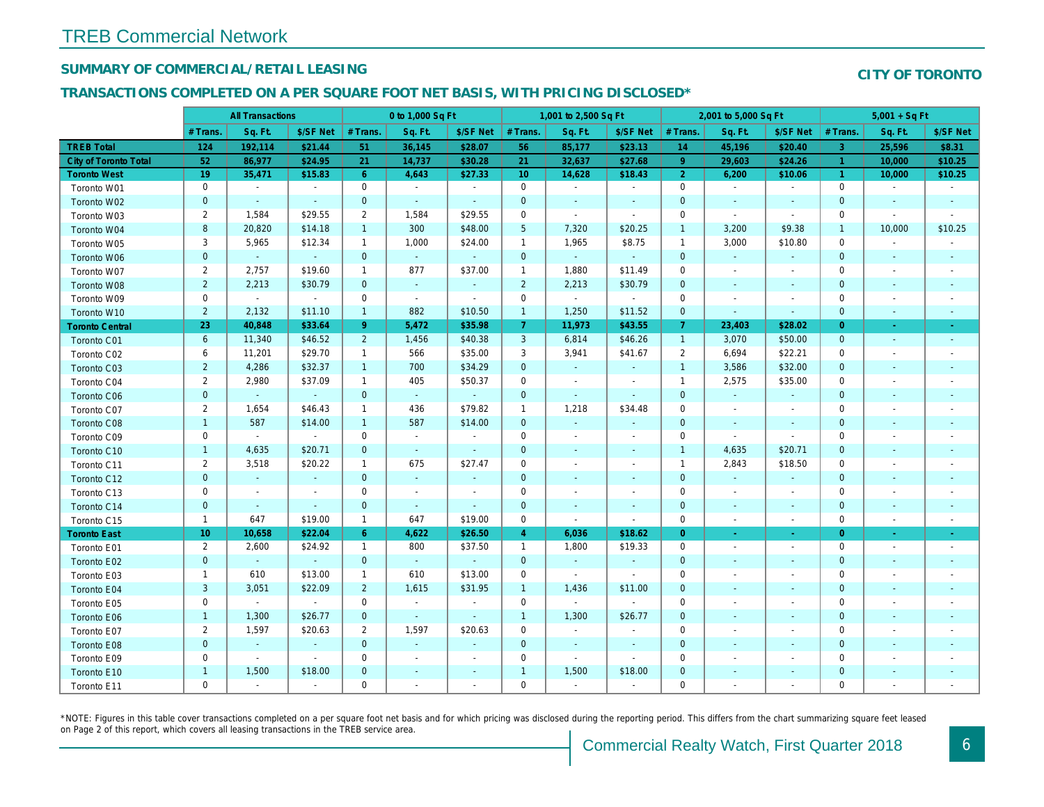# TREB Commercial Network

## SUMMARY OF COMMERCIAL/RETAIL LEASING

## CITY OF TORONTO

### TRANSACTIONS COMPLETED ON A PER SQUARE FOOT NET BASIS, WITH PRICING DISCLOSED*

| | All Transactions | | | 0 to 1,000 Sq Ft | | | 1,001 to 2,500 Sq Ft | | | 2,001 to 5,000 Sq Ft | | | 5,001 + Sq Ft | | |
|---|---|---|---|---|---|---|---|---|---|---|---|---|---|---|---|
| | # Trans. | Sq. Ft. | $/SF Net | # Trans. | Sq. Ft. | $/SF Net | # Trans. | Sq. Ft. | $/SF Net | # Trans. | Sq. Ft. | $/SF Net | # Trans. | Sq. Ft. | $/SF Net |
| **TREB Total** | **124** | **192,114** | **$21.44** | **51** | **36,145** | **$28.07** | **56** | **85,177** | **$23.13** | **14** | **45,196** | **$20.40** | **3** | **25,596** | **$8.31** |
| **City of Toronto Total** | **52** | **86,977** | **$24.95** | **21** | **14,737** | **$30.28** | **21** | **32,637** | **$27.68** | **9** | **29,603** | **$24.26** | **1** | **10,000** | **$10.25** |
| **Toronto West** | **19** | **35,471** | **$15.83** | **6** | **4,643** | **$27.33** | **10** | **14,628** | **$18.43** | **2** | **6,200** | **$10.06** | **1** | **10,000** | **$10.25** |
| Toronto W01 | 0 | - | - | 0 | - | - | 0 | - | - | 0 | - | - | 0 | - | - |
| Toronto W02 | 0 | - | - | 0 | - | - | 0 | - | - | 0 | - | - | 0 | - | - |
| Toronto W03 | 2 | 1,584 | $29.55 | 2 | 1,584 | $29.55 | 0 | - | - | 0 | - | - | 0 | - | - |
| Toronto W04 | 8 | 20,820 | $14.18 | 1 | 300 | $48.00 | 5 | 7,320 | $20.25 | 1 | 3,200 | $9.38 | 1 | 10,000 | $10.25 |
| Toronto W05 | 3 | 5,965 | $12.34 | 1 | 1,000 | $24.00 | 1 | 1,965 | $8.75 | 1 | 3,000 | $10.80 | 0 | - | - |
| Toronto W06 | 0 | - | - | 0 | - | - | 0 | - | - | 0 | - | - | 0 | - | - |
| Toronto W07 | 2 | 2,757 | $19.60 | 1 | 877 | $37.00 | 1 | 1,880 | $11.49 | 0 | - | - | 0 | - | - |
| Toronto W08 | 2 | 2,213 | $30.79 | 0 | - | - | 2 | 2,213 | $30.79 | 0 | - | - | 0 | - | - |
| Toronto W09 | 0 | - | - | 0 | - | - | 0 | - | - | 0 | - | - | 0 | - | - |
| Toronto W10 | 2 | 2,132 | $11.10 | 1 | 882 | $10.50 | 1 | 1,250 | $11.52 | 0 | - | - | 0 | - | - |
| **Toronto Central** | **23** | **40,848** | **$33.64** | **9** | **5,472** | **$35.98** | **7** | **11,973** | **$43.55** | **7** | **23,403** | **$28.02** | **0** | **-** | **-** |
| Toronto C01 | 6 | 11,340 | $46.52 | 2 | 1,456 | $40.38 | 3 | 6,814 | $46.26 | 1 | 3,070 | $50.00 | 0 | - | - |
| Toronto C02 | 6 | 11,201 | $29.70 | 1 | 566 | $35.00 | 3 | 3,941 | $41.67 | 2 | 6,694 | $22.21 | 0 | - | - |
| Toronto C03 | 2 | 4,286 | $32.37 | 1 | 700 | $34.29 | 0 | - | - | 1 | 3,586 | $32.00 | 0 | - | - |
| Toronto C04 | 2 | 2,980 | $37.09 | 1 | 405 | $50.37 | 0 | - | - | 1 | 2,575 | $35.00 | 0 | - | - |
| Toronto C06 | 0 | - | - | 0 | - | - | 0 | - | - | 0 | - | - | 0 | - | - |
| Toronto C07 | 2 | 1,654 | $46.43 | 1 | 436 | $79.82 | 1 | 1,218 | $34.48 | 0 | - | - | 0 | - | - |
| Toronto C08 | 1 | 587 | $14.00 | 1 | 587 | $14.00 | 0 | - | - | 0 | - | - | 0 | - | - |
| Toronto C09 | 0 | - | - | 0 | - | - | 0 | - | - | 0 | - | - | 0 | - | - |
| Toronto C10 | 1 | 4,635 | $20.71 | 0 | - | - | 0 | - | - | 1 | 4,635 | $20.71 | 0 | - | - |
| Toronto C11 | 2 | 3,518 | $20.22 | 1 | 675 | $27.47 | 0 | - | - | 1 | 2,843 | $18.50 | 0 | - | - |
| Toronto C12 | 0 | - | - | 0 | - | - | 0 | - | - | 0 | - | - | 0 | - | - |
| Toronto C13 | 0 | - | - | 0 | - | - | 0 | - | - | 0 | - | - | 0 | - | - |
| Toronto C14 | 0 | - | - | 0 | - | - | 0 | - | - | 0 | - | - | 0 | - | - |
| Toronto C15 | 1 | 647 | $19.00 | 1 | 647 | $19.00 | 0 | - | - | 0 | - | - | 0 | - | - |
| **Toronto East** | **10** | **10,658** | **$22.04** | **6** | **4,622** | **$26.50** | **4** | **6,036** | **$18.62** | **0** | **-** | **-** | **0** | **-** | **-** |
| Toronto E01 | 2 | 2,600 | $24.92 | 1 | 800 | $37.50 | 1 | 1,800 | $19.33 | 0 | - | - | 0 | - | - |
| Toronto E02 | 0 | - | - | 0 | - | - | 0 | - | - | 0 | - | - | 0 | - | - |
| Toronto E03 | 1 | 610 | $13.00 | 1 | 610 | $13.00 | 0 | - | - | 0 | - | - | 0 | - | - |
| Toronto E04 | 3 | 3,051 | $22.09 | 2 | 1,615 | $31.95 | 1 | 1,436 | $11.00 | 0 | - | - | 0 | - | - |
| Toronto E05 | 0 | - | - | 0 | - | - | 0 | - | - | 0 | - | - | 0 | - | - |
| Toronto E06 | 1 | 1,300 | $26.77 | 0 | - | - | 1 | 1,300 | $26.77 | 0 | - | - | 0 | - | - |
| Toronto E07 | 2 | 1,597 | $20.63 | 2 | 1,597 | $20.63 | 0 | - | - | 0 | - | - | 0 | - | - |
| Toronto E08 | 0 | - | - | 0 | - | - | 0 | - | - | 0 | - | - | 0 | - | - |
| Toronto E09 | 0 | - | - | 0 | - | - | 0 | - | - | 0 | - | - | 0 | - | - |
| Toronto E10 | 1 | 1,500 | $18.00 | 0 | - | - | 1 | 1,500 | $18.00 | 0 | - | - | 0 | - | - |
| Toronto E11 | 0 | - | - | 0 | - | - | 0 | - | - | 0 | - | - | 0 | - | - |

*NOTE: Figures in this table cover transactions completed on a per square foot net basis and for which pricing was disclosed during the reporting period. This differs from the chart summarizing square feet leased on Page 2 of this report, which covers all leasing transactions in the TREB service area.

Commercial Realty Watch, First Quarter 2018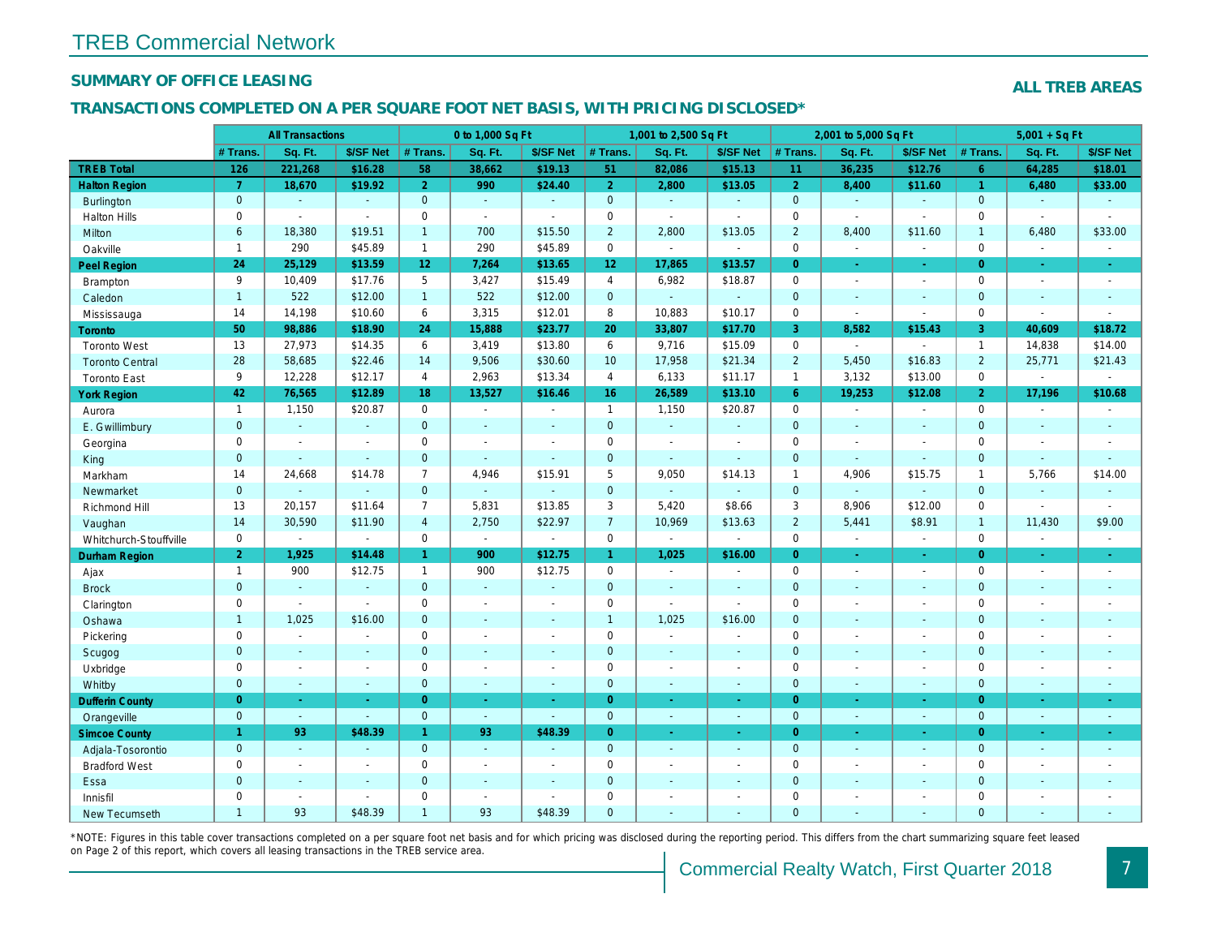# TREB Commercial Network

## SUMMARY OF OFFICE LEASING

**ALL TREB AREAS**

## TRANSACTIONS COMPLETED ON A PER SQUARE FOOT NET BASIS, WITH PRICING DISCLOSED*

| | All Transactions | | | 0 to 1,000 Sq Ft | | | 1,001 to 2,500 Sq Ft | | | 2,001 to 5,000 Sq Ft | | | 5,001 + Sq Ft | | |
|---|---|---|---|---|---|---|---|---|---|---|---|---|---|---|---|
| | # Trans. | Sq. Ft. | $/SF Net | # Trans. | Sq. Ft. | $/SF Net | # Trans. | Sq. Ft. | $/SF Net | # Trans. | Sq. Ft. | $/SF Net | # Trans. | Sq. Ft. | $/SF Net |
| **TREB Total** | **126** | **221,268** | **$16.28** | **58** | **38,662** | **$19.13** | **51** | **82,086** | **$15.13** | **11** | **36,235** | **$12.76** | **6** | **64,285** | **$18.01** |
| **Halton Region** | **7** | **18,670** | **$19.92** | **2** | **990** | **$24.40** | **2** | **2,800** | **$13.05** | **2** | **8,400** | **$11.60** | **1** | **6,480** | **$33.00** |
| Burlington | 0 | - | - | 0 | - | - | 0 | - | - | 0 | - | - | 0 | - | - |
| Halton Hills | 0 | - | - | 0 | - | - | 0 | - | - | 0 | - | - | 0 | - | - |
| Milton | 6 | 18,380 | $19.51 | 1 | 700 | $15.50 | 2 | 2,800 | $13.05 | 2 | 8,400 | $11.60 | 1 | 6,480 | $33.00 |
| Oakville | 1 | 290 | $45.89 | 1 | 290 | $45.89 | 0 | - | - | 0 | - | - | 0 | - | - |
| **Peel Region** | **24** | **25,129** | **$13.59** | **12** | **7,264** | **$13.65** | **12** | **17,865** | **$13.57** | **0** | **-** | **-** | **0** | **-** | **-** |
| Brampton | 9 | 10,409 | $17.76 | 5 | 3,427 | $15.49 | 4 | 6,982 | $18.87 | 0 | - | - | 0 | - | - |
| Caledon | 1 | 522 | $12.00 | 1 | 522 | $12.00 | 0 | - | - | 0 | - | - | 0 | - | - |
| Mississauga | 14 | 14,198 | $10.60 | 6 | 3,315 | $12.01 | 8 | 10,883 | $10.17 | 0 | - | - | 0 | - | - |
| **Toronto** | **50** | **98,886** | **$18.90** | **24** | **15,888** | **$23.77** | **20** | **33,807** | **$17.70** | **3** | **8,582** | **$15.43** | **3** | **40,609** | **$18.72** |
| Toronto West | 13 | 27,973 | $14.35 | 6 | 3,419 | $13.80 | 6 | 9,716 | $15.09 | 0 | - | - | 1 | 14,838 | $14.00 |
| Toronto Central | 28 | 58,685 | $22.46 | 14 | 9,506 | $30.60 | 10 | 17,958 | $21.34 | 2 | 5,450 | $16.83 | 2 | 25,771 | $21.43 |
| Toronto East | 9 | 12,228 | $12.17 | 4 | 2,963 | $13.34 | 4 | 6,133 | $11.17 | 1 | 3,132 | $13.00 | 0 | - | - |
| **York Region** | **42** | **76,565** | **$12.89** | **18** | **13,527** | **$16.46** | **16** | **26,589** | **$13.10** | **6** | **19,253** | **$12.08** | **2** | **17,196** | **$10.68** |
| Aurora | 1 | 1,150 | $20.87 | 0 | - | - | 1 | 1,150 | $20.87 | 0 | - | - | 0 | - | - |
| E. Gwillimbury | 0 | - | - | 0 | - | - | 0 | - | - | 0 | - | - | 0 | - | - |
| Georgina | 0 | - | - | 0 | - | - | 0 | - | - | 0 | - | - | 0 | - | - |
| King | 0 | - | - | 0 | - | - | 0 | - | - | 0 | - | - | 0 | - | - |
| Markham | 14 | 24,668 | $14.78 | 7 | 4,946 | $15.91 | 5 | 9,050 | $14.13 | 1 | 4,906 | $15.75 | 1 | 5,766 | $14.00 |
| Newmarket | 0 | - | - | 0 | - | - | 0 | - | - | 0 | - | - | 0 | - | - |
| Richmond Hill | 13 | 20,157 | $11.64 | 7 | 5,831 | $13.85 | 3 | 5,420 | $8.66 | 3 | 8,906 | $12.00 | 0 | - | - |
| Vaughan | 14 | 30,590 | $11.90 | 4 | 2,750 | $22.97 | 7 | 10,969 | $13.63 | 2 | 5,441 | $8.91 | 1 | 11,430 | $9.00 |
| Whitchurch-Stouffville | 0 | - | - | 0 | - | - | 0 | - | - | 0 | - | - | 0 | - | - |
| **Durham Region** | **2** | **1,925** | **$14.48** | **1** | **900** | **$12.75** | **1** | **1,025** | **$16.00** | **0** | **-** | **-** | **0** | **-** | **-** |
| Ajax | 1 | 900 | $12.75 | 1 | 900 | $12.75 | 0 | - | - | 0 | - | - | 0 | - | - |
| Brock | 0 | - | - | 0 | - | - | 0 | - | - | 0 | - | - | 0 | - | - |
| Clarington | 0 | - | - | 0 | - | - | 0 | - | - | 0 | - | - | 0 | - | - |
| Oshawa | 1 | 1,025 | $16.00 | 0 | - | - | 1 | 1,025 | $16.00 | 0 | - | - | 0 | - | - |
| Pickering | 0 | - | - | 0 | - | - | 0 | - | - | 0 | - | - | 0 | - | - |
| Scugog | 0 | - | - | 0 | - | - | 0 | - | - | 0 | - | - | 0 | - | - |
| Uxbridge | 0 | - | - | 0 | - | - | 0 | - | - | 0 | - | - | 0 | - | - |
| Whitby | 0 | - | - | 0 | - | - | 0 | - | - | 0 | - | - | 0 | - | - |
| **Dufferin County** | **0** | **-** | **-** | **0** | **-** | **-** | **0** | **-** | **-** | **0** | **-** | **-** | **0** | **-** | **-** |
| Orangeville | 0 | - | - | 0 | - | - | 0 | - | - | 0 | - | - | 0 | - | - |
| **Simcoe County** | **1** | **93** | **$48.39** | **1** | **93** | **$48.39** | **0** | **-** | **-** | **0** | **-** | **-** | **0** | **-** | **-** |
| Adjala-Tosorontio | 0 | - | - | 0 | - | - | 0 | - | - | 0 | - | - | 0 | - | - |
| Bradford West | 0 | - | - | 0 | - | - | 0 | - | - | 0 | - | - | 0 | - | - |
| Essa | 0 | - | - | 0 | - | - | 0 | - | - | 0 | - | - | 0 | - | - |
| Innisfil | 0 | - | - | 0 | - | - | 0 | - | - | 0 | - | - | 0 | - | - |
| New Tecumseth | 1 | 93 | $48.39 | 1 | 93 | $48.39 | 0 | - | - | 0 | - | - | 0 | - | - |

*NOTE: Figures in this table cover transactions completed on a per square foot net basis and for which pricing was disclosed during the reporting period. This differs from the chart summarizing square feet leased on Page 2 of this report, which covers all leasing transactions in the TREB service area.

Commercial Realty Watch, First Quarter 2018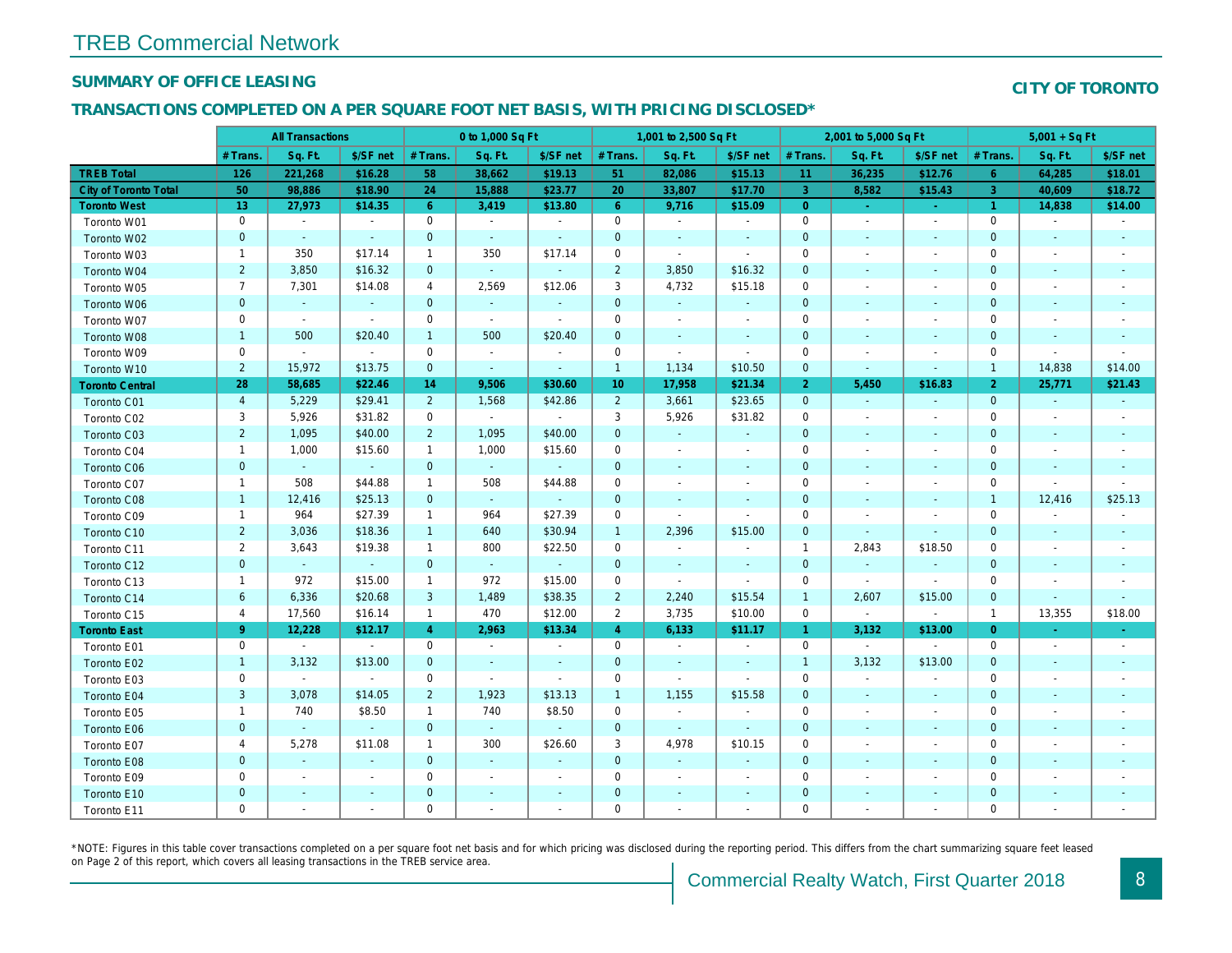# TREB Commercial Network

## SUMMARY OF OFFICE LEASING

**CITY OF TORONTO**

### TRANSACTIONS COMPLETED ON A PER SQUARE FOOT NET BASIS, WITH PRICING DISCLOSED*

| | All Transactions | | | 0 to 1,000 Sq Ft | | | 1,001 to 2,500 Sq Ft | | | 2,001 to 5,000 Sq Ft | | | 5,001 + Sq Ft | | |
|---|---|---|---|---|---|---|---|---|---|---|---|---|---|---|---|
| | # Trans. | Sq. Ft. | $/SF net | # Trans. | Sq. Ft. | $/SF net | # Trans. | Sq. Ft. | $/SF net | # Trans. | Sq. Ft. | $/SF net | # Trans. | Sq. Ft. | $/SF net |
| **TREB Total** | **126** | **221,268** | **$16.28** | **58** | **38,662** | **$19.13** | **51** | **82,086** | **$15.13** | **11** | **36,235** | **$12.76** | **6** | **64,285** | **$18.01** |
| **City of Toronto Total** | **50** | **98,886** | **$18.90** | **24** | **15,888** | **$23.77** | **20** | **33,807** | **$17.70** | **3** | **8,582** | **$15.43** | **3** | **40,609** | **$18.72** |
| **Toronto West** | **13** | **27,973** | **$14.35** | **6** | **3,419** | **$13.80** | **6** | **9,716** | **$15.09** | **0** | **-** | **-** | **1** | **14,838** | **$14.00** |
| Toronto W01 | 0 | - | - | 0 | - | - | 0 | - | - | 0 | - | - | 0 | - | - |
| Toronto W02 | 0 | - | - | 0 | - | - | 0 | - | - | 0 | - | - | 0 | - | - |
| Toronto W03 | 1 | 350 | $17.14 | 1 | 350 | $17.14 | 0 | - | - | 0 | - | - | 0 | - | - |
| Toronto W04 | 2 | 3,850 | $16.32 | 0 | - | - | 2 | 3,850 | $16.32 | 0 | - | - | 0 | - | - |
| Toronto W05 | 7 | 7,301 | $14.08 | 4 | 2,569 | $12.06 | 3 | 4,732 | $15.18 | 0 | - | - | 0 | - | - |
| Toronto W06 | 0 | - | - | 0 | - | - | 0 | - | - | 0 | - | - | 0 | - | - |
| Toronto W07 | 0 | - | - | 0 | - | - | 0 | - | - | 0 | - | - | 0 | - | - |
| Toronto W08 | 1 | 500 | $20.40 | 1 | 500 | $20.40 | 0 | - | - | 0 | - | - | 0 | - | - |
| Toronto W09 | 0 | - | - | 0 | - | - | 0 | - | - | 0 | - | - | 0 | - | - |
| Toronto W10 | 2 | 15,972 | $13.75 | 0 | - | - | 1 | 1,134 | $10.50 | 0 | - | - | 1 | 14,838 | $14.00 |
| **Toronto Central** | **28** | **58,685** | **$22.46** | **14** | **9,506** | **$30.60** | **10** | **17,958** | **$21.34** | **2** | **5,450** | **$16.83** | **2** | **25,771** | **$21.43** |
| Toronto C01 | 4 | 5,229 | $29.41 | 2 | 1,568 | $42.86 | 2 | 3,661 | $23.65 | 0 | - | - | 0 | - | - |
| Toronto C02 | 3 | 5,926 | $31.82 | 0 | - | - | 3 | 5,926 | $31.82 | 0 | - | - | 0 | - | - |
| Toronto C03 | 2 | 1,095 | $40.00 | 2 | 1,095 | $40.00 | 0 | - | - | 0 | - | - | 0 | - | - |
| Toronto C04 | 1 | 1,000 | $15.60 | 1 | 1,000 | $15.60 | 0 | - | - | 0 | - | - | 0 | - | - |
| Toronto C06 | 0 | - | - | 0 | - | - | 0 | - | - | 0 | - | - | 0 | - | - |
| Toronto C07 | 1 | 508 | $44.88 | 1 | 508 | $44.88 | 0 | - | - | 0 | - | - | 0 | - | - |
| Toronto C08 | 1 | 12,416 | $25.13 | 0 | - | - | 0 | - | - | 0 | - | - | 1 | 12,416 | $25.13 |
| Toronto C09 | 1 | 964 | $27.39 | 1 | 964 | $27.39 | 0 | - | - | 0 | - | - | 0 | - | - |
| Toronto C10 | 2 | 3,036 | $18.36 | 1 | 640 | $30.94 | 1 | 2,396 | $15.00 | 0 | - | - | 0 | - | - |
| Toronto C11 | 2 | 3,643 | $19.38 | 1 | 800 | $22.50 | 0 | - | - | 1 | 2,843 | $18.50 | 0 | - | - |
| Toronto C12 | 0 | - | - | 0 | - | - | 0 | - | - | 0 | - | - | 0 | - | - |
| Toronto C13 | 1 | 972 | $15.00 | 1 | 972 | $15.00 | 0 | - | - | 0 | - | - | 0 | - | - |
| Toronto C14 | 6 | 6,336 | $20.68 | 3 | 1,489 | $38.35 | 2 | 2,240 | $15.54 | 1 | 2,607 | $15.00 | 0 | - | - |
| Toronto C15 | 4 | 17,560 | $16.14 | 1 | 470 | $12.00 | 2 | 3,735 | $10.00 | 0 | - | - | 1 | 13,355 | $18.00 |
| **Toronto East** | **9** | **12,228** | **$12.17** | **4** | **2,963** | **$13.34** | **4** | **6,133** | **$11.17** | **1** | **3,132** | **$13.00** | **0** | **-** | **-** |
| Toronto E01 | 0 | - | - | 0 | - | - | 0 | - | - | 0 | - | - | 0 | - | - |
| Toronto E02 | 1 | 3,132 | $13.00 | 0 | - | - | 0 | - | - | 1 | 3,132 | $13.00 | 0 | - | - |
| Toronto E03 | 0 | - | - | 0 | - | - | 0 | - | - | 0 | - | - | 0 | - | - |
| Toronto E04 | 3 | 3,078 | $14.05 | 2 | 1,923 | $13.13 | 1 | 1,155 | $15.58 | 0 | - | - | 0 | - | - |
| Toronto E05 | 1 | 740 | $8.50 | 1 | 740 | $8.50 | 0 | - | - | 0 | - | - | 0 | - | - |
| Toronto E06 | 0 | - | - | 0 | - | - | 0 | - | - | 0 | - | - | 0 | - | - |
| Toronto E07 | 4 | 5,278 | $11.08 | 1 | 300 | $26.60 | 3 | 4,978 | $10.15 | 0 | - | - | 0 | - | - |
| Toronto E08 | 0 | - | - | 0 | - | - | 0 | - | - | 0 | - | - | 0 | - | - |
| Toronto E09 | 0 | - | - | 0 | - | - | 0 | - | - | 0 | - | - | 0 | - | - |
| Toronto E10 | 0 | - | - | 0 | - | - | 0 | - | - | 0 | - | - | 0 | - | - |
| Toronto E11 | 0 | - | - | 0 | - | - | 0 | - | - | 0 | - | - | 0 | - | - |

*NOTE: Figures in this table cover transactions completed on a per square foot net basis and for which pricing was disclosed during the reporting period. This differs from the chart summarizing square feet leased on Page 2 of this report, which covers all leasing transactions in the TREB service area.

Commercial Realty Watch, First Quarter 2018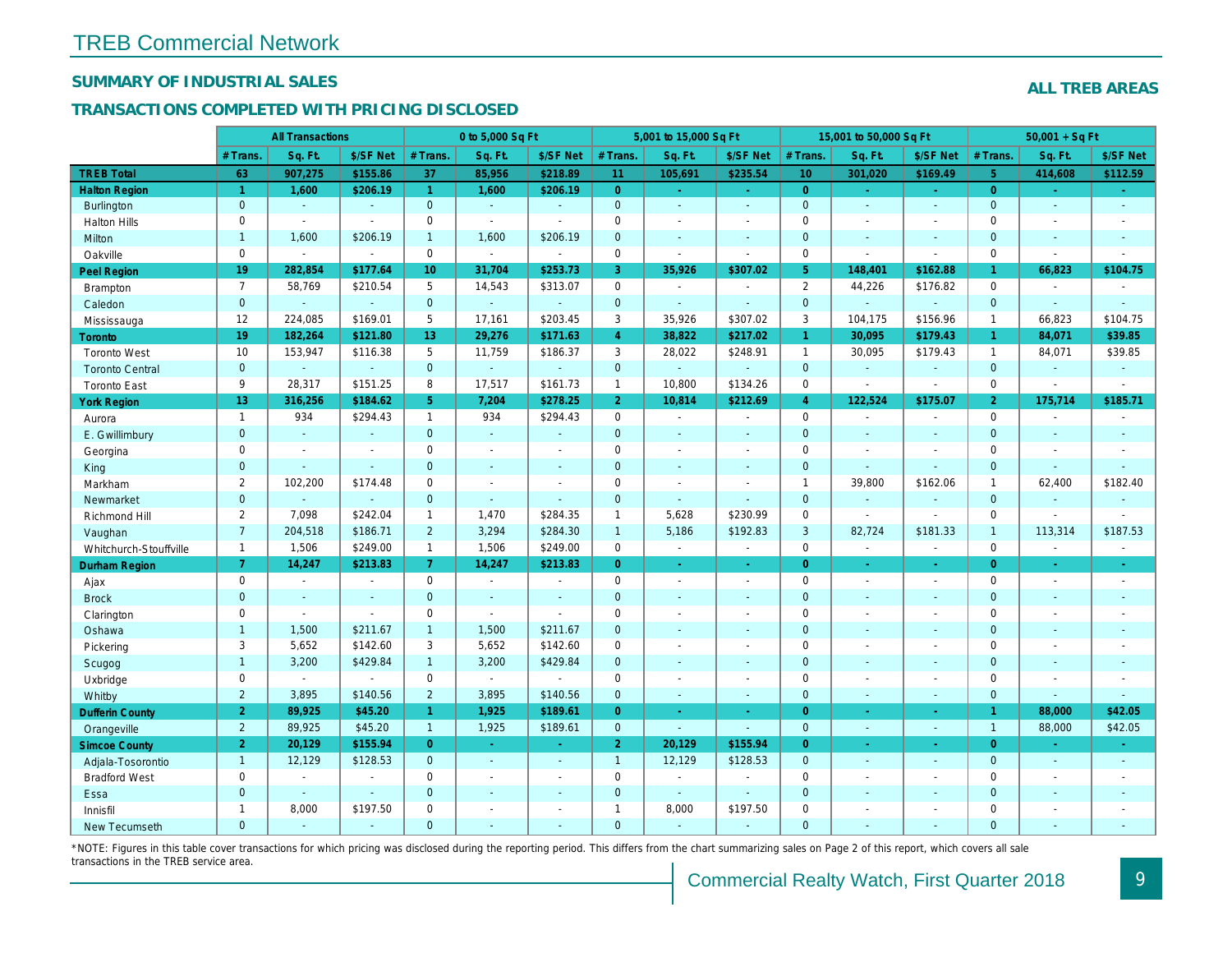## TREB Commercial Network

### SUMMARY OF INDUSTRIAL SALES

### TRANSACTIONS COMPLETED WITH PRICING DISCLOSED

**ALL TREB AREAS**

| | All Transactions | | | 0 to 5,000 Sq Ft | | | 5,001 to 15,000 Sq Ft | | | 15,001 to 50,000 Sq Ft | | | 50,001 + Sq Ft | | |
|---|---|---|---|---|---|---|---|---|---|---|---|---|---|---|---|
| | # Trans. | Sq. Ft. | $/SF Net | # Trans. | Sq. Ft. | $/SF Net | # Trans. | Sq. Ft. | $/SF Net | # Trans. | Sq. Ft. | $/SF Net | # Trans. | Sq. Ft. | $/SF Net |
| **TREB Total** | **63** | **907,275** | **$155.86** | **37** | **85,956** | **$218.89** | **11** | **105,691** | **$235.54** | **10** | **301,020** | **$169.49** | **5** | **414,608** | **$112.59** |
| **Halton Region** | **1** | **1,600** | **$206.19** | **1** | **1,600** | **$206.19** | **0** | **-** | **-** | **0** | **-** | **-** | **0** | **-** | **-** |
| Burlington | 0 | - | - | 0 | - | - | 0 | - | - | 0 | - | - | 0 | - | - |
| Halton Hills | 0 | - | - | 0 | - | - | 0 | - | - | 0 | - | - | 0 | - | - |
| Milton | 1 | 1,600 | $206.19 | 1 | 1,600 | $206.19 | 0 | - | - | 0 | - | - | 0 | - | - |
| Oakville | 0 | - | - | 0 | - | - | 0 | - | - | 0 | - | - | 0 | - | - |
| **Peel Region** | **19** | **282,854** | **$177.64** | **10** | **31,704** | **$253.73** | **3** | **35,926** | **$307.02** | **5** | **148,401** | **$162.88** | **1** | **66,823** | **$104.75** |
| Brampton | 7 | 58,769 | $210.54 | 5 | 14,543 | $313.07 | 0 | - | - | 2 | 44,226 | $176.82 | 0 | - | - |
| Caledon | 0 | - | - | 0 | - | - | 0 | - | - | 0 | - | - | 0 | - | - |
| Mississauga | 12 | 224,085 | $169.01 | 5 | 17,161 | $203.45 | 3 | 35,926 | $307.02 | 3 | 104,175 | $156.96 | 1 | 66,823 | $104.75 |
| **Toronto** | **19** | **182,264** | **$121.80** | **13** | **29,276** | **$171.63** | **4** | **38,822** | **$217.02** | **1** | **30,095** | **$179.43** | **1** | **84,071** | **$39.85** |
| Toronto West | 10 | 153,947 | $116.38 | 5 | 11,759 | $186.37 | 3 | 28,022 | $248.91 | 1 | 30,095 | $179.43 | 1 | 84,071 | $39.85 |
| Toronto Central | 0 | - | - | 0 | - | - | 0 | - | - | 0 | - | - | 0 | - | - |
| Toronto East | 9 | 28,317 | $151.25 | 8 | 17,517 | $161.73 | 1 | 10,800 | $134.26 | 0 | - | - | 0 | - | - |
| **York Region** | **13** | **316,256** | **$184.62** | **5** | **7,204** | **$278.25** | **2** | **10,814** | **$212.69** | **4** | **122,524** | **$175.07** | **2** | **175,714** | **$185.71** |
| Aurora | 1 | 934 | $294.43 | 1 | 934 | $294.43 | 0 | - | - | 0 | - | - | 0 | - | - |
| E. Gwillimbury | 0 | - | - | 0 | - | - | 0 | - | - | 0 | - | - | 0 | - | - |
| Georgina | 0 | - | - | 0 | - | - | 0 | - | - | 0 | - | - | 0 | - | - |
| King | 0 | - | - | 0 | - | - | 0 | - | - | 0 | - | - | 0 | - | - |
| Markham | 2 | 102,200 | $174.48 | 0 | - | - | 0 | - | - | 1 | 39,800 | $162.06 | 1 | 62,400 | $182.40 |
| Newmarket | 0 | - | - | 0 | - | - | 0 | - | - | 0 | - | - | 0 | - | - |
| Richmond Hill | 2 | 7,098 | $242.04 | 1 | 1,470 | $284.35 | 1 | 5,628 | $230.99 | 0 | - | - | 0 | - | - |
| Vaughan | 7 | 204,518 | $186.71 | 2 | 3,294 | $284.30 | 1 | 5,186 | $192.83 | 3 | 82,724 | $181.33 | 1 | 113,314 | $187.53 |
| Whitchurch-Stouffville | 1 | 1,506 | $249.00 | 1 | 1,506 | $249.00 | 0 | - | - | 0 | - | - | 0 | - | - |
| **Durham Region** | **7** | **14,247** | **$213.83** | **7** | **14,247** | **$213.83** | **0** | **-** | **-** | **0** | **-** | **-** | **0** | **-** | **-** |
| Ajax | 0 | - | - | 0 | - | - | 0 | - | - | 0 | - | - | 0 | - | - |
| Brock | 0 | - | - | 0 | - | - | 0 | - | - | 0 | - | - | 0 | - | - |
| Clarington | 0 | - | - | 0 | - | - | 0 | - | - | 0 | - | - | 0 | - | - |
| Oshawa | 1 | 1,500 | $211.67 | 1 | 1,500 | $211.67 | 0 | - | - | 0 | - | - | 0 | - | - |
| Pickering | 3 | 5,652 | $142.60 | 3 | 5,652 | $142.60 | 0 | - | - | 0 | - | - | 0 | - | - |
| Scugog | 1 | 3,200 | $429.84 | 1 | 3,200 | $429.84 | 0 | - | - | 0 | - | - | 0 | - | - |
| Uxbridge | 0 | - | - | 0 | - | - | 0 | - | - | 0 | - | - | 0 | - | - |
| Whitby | 2 | 3,895 | $140.56 | 2 | 3,895 | $140.56 | 0 | - | - | 0 | - | - | 0 | - | - |
| **Dufferin County** | **2** | **89,925** | **$45.20** | **1** | **1,925** | **$189.61** | **0** | **-** | **-** | **0** | **-** | **-** | **1** | **88,000** | **$42.05** |
| Orangeville | 2 | 89,925 | $45.20 | 1 | 1,925 | $189.61 | 0 | - | - | 0 | - | - | 1 | 88,000 | $42.05 |
| **Simcoe County** | **2** | **20,129** | **$155.94** | **0** | **-** | **-** | **2** | **20,129** | **$155.94** | **0** | **-** | **-** | **0** | **-** | **-** |
| Adjala-Tosorontio | 1 | 12,129 | $128.53 | 0 | - | - | 1 | 12,129 | $128.53 | 0 | - | - | 0 | - | - |
| Bradford West | 0 | - | - | 0 | - | - | 0 | - | - | 0 | - | - | 0 | - | - |
| Essa | 0 | - | - | 0 | - | - | 0 | - | - | 0 | - | - | 0 | - | - |
| Innisfil | 1 | 8,000 | $197.50 | 0 | - | - | 1 | 8,000 | $197.50 | 0 | - | - | 0 | - | - |
| New Tecumseth | 0 | - | - | 0 | - | - | 0 | - | - | 0 | - | - | 0 | - | - |

*NOTE: Figures in this table cover transactions for which pricing was disclosed during the reporting period. This differs from the chart summarizing sales on Page 2 of this report, which covers all sale transactions in the TREB service area.

Commercial Realty Watch, First Quarter 2018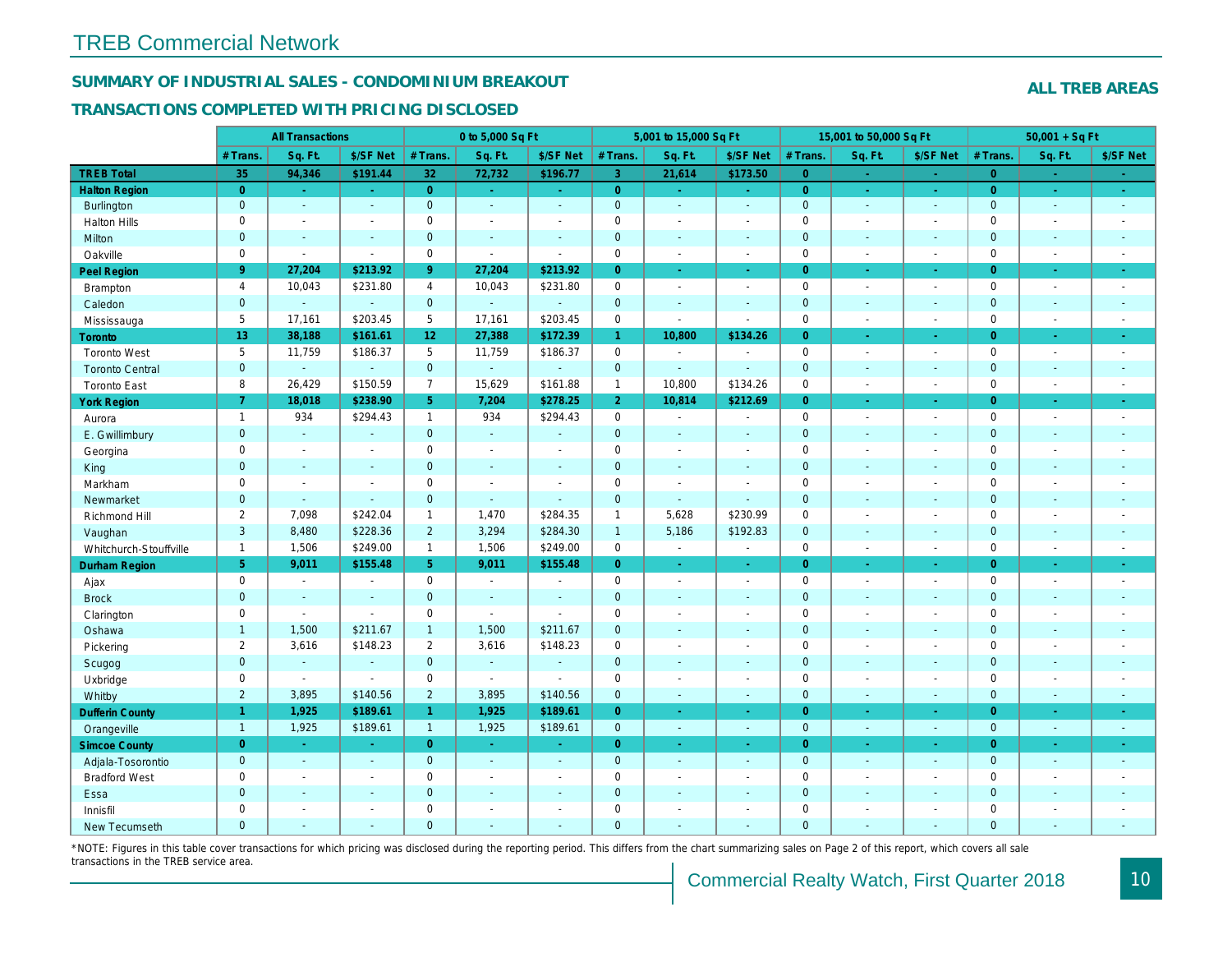# TREB Commercial Network

## SUMMARY OF INDUSTRIAL SALES - CONDOMINIUM BREAKOUT

## TRANSACTIONS COMPLETED WITH PRICING DISCLOSED

**ALL TREB AREAS**

| | All Transactions | | | 0 to 5,000 Sq Ft | | | 5,001 to 15,000 Sq Ft | | | 15,001 to 50,000 Sq Ft | | | 50,001 + Sq Ft | | |
|---|---|---|---|---|---|---|---|---|---|---|---|---|---|---|---|
| | # Trans. | Sq. Ft. | $/SF Net | # Trans. | Sq. Ft. | $/SF Net | # Trans. | Sq. Ft. | $/SF Net | # Trans. | Sq. Ft. | $/SF Net | # Trans. | Sq. Ft. | $/SF Net |
| **TREB Total** | **35** | **94,346** | **$191.44** | **32** | **72,732** | **$196.77** | **3** | **21,614** | **$173.50** | **0** | **-** | **-** | **0** | **-** | **-** |
| **Halton Region** | **0** | **-** | **-** | **0** | **-** | **-** | **0** | **-** | **-** | **0** | **-** | **-** | **0** | **-** | **-** |
| Burlington | 0 | - | - | 0 | - | - | 0 | - | - | 0 | - | - | 0 | - | - |
| Halton Hills | 0 | - | - | 0 | - | - | 0 | - | - | 0 | - | - | 0 | - | - |
| Milton | 0 | - | - | 0 | - | - | 0 | - | - | 0 | - | - | 0 | - | - |
| Oakville | 0 | - | - | 0 | - | - | 0 | - | - | 0 | - | - | 0 | - | - |
| **Peel Region** | **9** | **27,204** | **$213.92** | **9** | **27,204** | **$213.92** | **0** | **-** | **-** | **0** | **-** | **-** | **0** | **-** | **-** |
| Brampton | 4 | 10,043 | $231.80 | 4 | 10,043 | $231.80 | 0 | - | - | 0 | - | - | 0 | - | - |
| Caledon | 0 | - | - | 0 | - | - | 0 | - | - | 0 | - | - | 0 | - | - |
| Mississauga | 5 | 17,161 | $203.45 | 5 | 17,161 | $203.45 | 0 | - | - | 0 | - | - | 0 | - | - |
| **Toronto** | **13** | **38,188** | **$161.61** | **12** | **27,388** | **$172.39** | **1** | **10,800** | **$134.26** | **0** | **-** | **-** | **0** | **-** | **-** |
| Toronto West | 5 | 11,759 | $186.37 | 5 | 11,759 | $186.37 | 0 | - | - | 0 | - | - | 0 | - | - |
| Toronto Central | 0 | - | - | 0 | - | - | 0 | - | - | 0 | - | - | 0 | - | - |
| Toronto East | 8 | 26,429 | $150.59 | 7 | 15,629 | $161.88 | 1 | 10,800 | $134.26 | 0 | - | - | 0 | - | - |
| **York Region** | **7** | **18,018** | **$238.90** | **5** | **7,204** | **$278.25** | **2** | **10,814** | **$212.69** | **0** | **-** | **-** | **0** | **-** | **-** |
| Aurora | 1 | 934 | $294.43 | 1 | 934 | $294.43 | 0 | - | - | 0 | - | - | 0 | - | - |
| E. Gwillimbury | 0 | - | - | 0 | - | - | 0 | - | - | 0 | - | - | 0 | - | - |
| Georgina | 0 | - | - | 0 | - | - | 0 | - | - | 0 | - | - | 0 | - | - |
| King | 0 | - | - | 0 | - | - | 0 | - | - | 0 | - | - | 0 | - | - |
| Markham | 0 | - | - | 0 | - | - | 0 | - | - | 0 | - | - | 0 | - | - |
| Newmarket | 0 | - | - | 0 | - | - | 0 | - | - | 0 | - | - | 0 | - | - |
| Richmond Hill | 2 | 7,098 | $242.04 | 1 | 1,470 | $284.35 | 1 | 5,628 | $230.99 | 0 | - | - | 0 | - | - |
| Vaughan | 3 | 8,480 | $228.36 | 2 | 3,294 | $284.30 | 1 | 5,186 | $192.83 | 0 | - | - | 0 | - | - |
| Whitchurch-Stouffville | 1 | 1,506 | $249.00 | 1 | 1,506 | $249.00 | 0 | - | - | 0 | - | - | 0 | - | - |
| **Durham Region** | **5** | **9,011** | **$155.48** | **5** | **9,011** | **$155.48** | **0** | **-** | **-** | **0** | **-** | **-** | **0** | **-** | **-** |
| Ajax | 0 | - | - | 0 | - | - | 0 | - | - | 0 | - | - | 0 | - | - |
| Brock | 0 | - | - | 0 | - | - | 0 | - | - | 0 | - | - | 0 | - | - |
| Clarington | 0 | - | - | 0 | - | - | 0 | - | - | 0 | - | - | 0 | - | - |
| Oshawa | 1 | 1,500 | $211.67 | 1 | 1,500 | $211.67 | 0 | - | - | 0 | - | - | 0 | - | - |
| Pickering | 2 | 3,616 | $148.23 | 2 | 3,616 | $148.23 | 0 | - | - | 0 | - | - | 0 | - | - |
| Scugog | 0 | - | - | 0 | - | - | 0 | - | - | 0 | - | - | 0 | - | - |
| Uxbridge | 0 | - | - | 0 | - | - | 0 | - | - | 0 | - | - | 0 | - | - |
| Whitby | 2 | 3,895 | $140.56 | 2 | 3,895 | $140.56 | 0 | - | - | 0 | - | - | 0 | - | - |
| **Dufferin County** | **1** | **1,925** | **$189.61** | **1** | **1,925** | **$189.61** | **0** | **-** | **-** | **0** | **-** | **-** | **0** | **-** | **-** |
| Orangeville | 1 | 1,925 | $189.61 | 1 | 1,925 | $189.61 | 0 | - | - | 0 | - | - | 0 | - | - |
| **Simcoe County** | **0** | **-** | **-** | **0** | **-** | **-** | **0** | **-** | **-** | **0** | **-** | **-** | **0** | **-** | **-** |
| Adjala-Tosorontio | 0 | - | - | 0 | - | - | 0 | - | - | 0 | - | - | 0 | - | - |
| Bradford West | 0 | - | - | 0 | - | - | 0 | - | - | 0 | - | - | 0 | - | - |
| Essa | 0 | - | - | 0 | - | - | 0 | - | - | 0 | - | - | 0 | - | - |
| Innisfil | 0 | - | - | 0 | - | - | 0 | - | - | 0 | - | - | 0 | - | - |
| New Tecumseth | 0 | - | - | 0 | - | - | 0 | - | - | 0 | - | - | 0 | - | - |

*NOTE: Figures in this table cover transactions for which pricing was disclosed during the reporting period. This differs from the chart summarizing sales on Page 2 of this report, which covers all sale transactions in the TREB service area.

Commercial Realty Watch, First Quarter 2018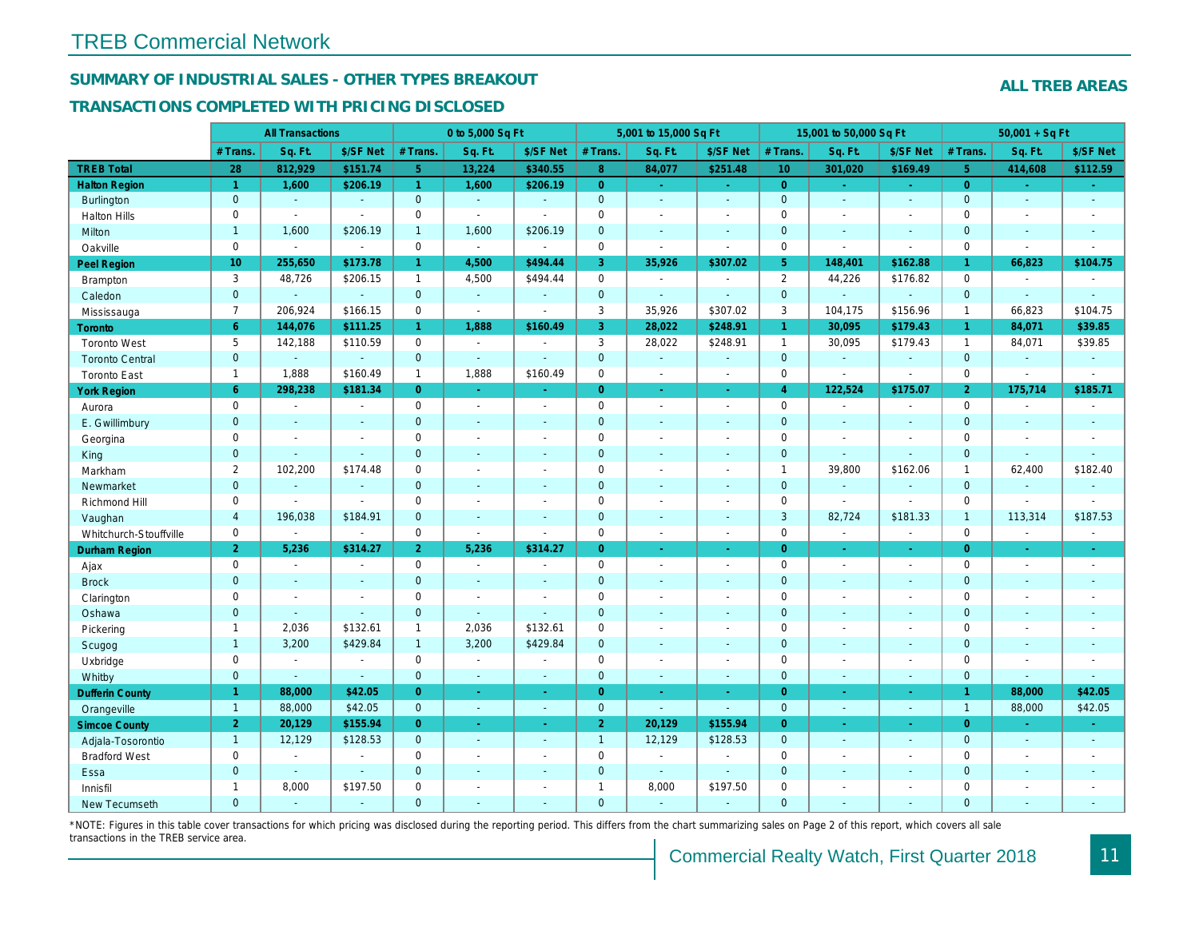# TREB Commercial Network

## SUMMARY OF INDUSTRIAL SALES - OTHER TYPES BREAKOUT

## TRANSACTIONS COMPLETED WITH PRICING DISCLOSED

**ALL TREB AREAS**

| | All Transactions | | | 0 to 5,000 Sq Ft | | | 5,001 to 15,000 Sq Ft | | | 15,001 to 50,000 Sq Ft | | | 50,001 + Sq Ft | | |
|---|---|---|---|---|---|---|---|---|---|---|---|---|---|---|---|
| | # Trans. | Sq. Ft. | $/SF Net | # Trans. | Sq. Ft. | $/SF Net | # Trans. | Sq. Ft. | $/SF Net | # Trans. | Sq. Ft. | $/SF Net | # Trans. | Sq. Ft. | $/SF Net |
| **TREB Total** | **28** | **812,929** | **$151.74** | **5** | **13,224** | **$340.55** | **8** | **84,077** | **$251.48** | **10** | **301,020** | **$169.49** | **5** | **414,608** | **$112.59** |
| **Halton Region** | **1** | **1,600** | **$206.19** | **1** | **1,600** | **$206.19** | **0** | **-** | **-** | **0** | **-** | **-** | **0** | **-** | **-** |
| Burlington | 0 | - | - | 0 | - | - | 0 | - | - | 0 | - | - | 0 | - | - |
| Halton Hills | 0 | - | - | 0 | - | - | 0 | - | - | 0 | - | - | 0 | - | - |
| Milton | 1 | 1,600 | $206.19 | 1 | 1,600 | $206.19 | 0 | - | - | 0 | - | - | 0 | - | - |
| Oakville | 0 | - | - | 0 | - | - | 0 | - | - | 0 | - | - | 0 | - | - |
| **Peel Region** | **10** | **255,650** | **$173.78** | **1** | **4,500** | **$494.44** | **3** | **35,926** | **$307.02** | **5** | **148,401** | **$162.88** | **1** | **66,823** | **$104.75** |
| Brampton | 3 | 48,726 | $206.15 | 1 | 4,500 | $494.44 | 0 | - | - | 2 | 44,226 | $176.82 | 0 | - | - |
| Caledon | 0 | - | - | 0 | - | - | 0 | - | - | 0 | - | - | 0 | - | - |
| Mississauga | 7 | 206,924 | $166.15 | 0 | - | - | 3 | 35,926 | $307.02 | 3 | 104,175 | $156.96 | 1 | 66,823 | $104.75 |
| **Toronto** | **6** | **144,076** | **$111.25** | **1** | **1,888** | **$160.49** | **3** | **28,022** | **$248.91** | **1** | **30,095** | **$179.43** | **1** | **84,071** | **$39.85** |
| Toronto West | 5 | 142,188 | $110.59 | 0 | - | - | 3 | 28,022 | $248.91 | 1 | 30,095 | $179.43 | 1 | 84,071 | $39.85 |
| Toronto Central | 0 | - | - | 0 | - | - | 0 | - | - | 0 | - | - | 0 | - | - |
| Toronto East | 1 | 1,888 | $160.49 | 1 | 1,888 | $160.49 | 0 | - | - | 0 | - | - | 0 | - | - |
| **York Region** | **6** | **298,238** | **$181.34** | **0** | **-** | **-** | **0** | **-** | **-** | **4** | **122,524** | **$175.07** | **2** | **175,714** | **$185.71** |
| Aurora | 0 | - | - | 0 | - | - | 0 | - | - | 0 | - | - | 0 | - | - |
| E. Gwillimbury | 0 | - | - | 0 | - | - | 0 | - | - | 0 | - | - | 0 | - | - |
| Georgina | 0 | - | - | 0 | - | - | 0 | - | - | 0 | - | - | 0 | - | - |
| King | 0 | - | - | 0 | - | - | 0 | - | - | 0 | - | - | 0 | - | - |
| Markham | 2 | 102,200 | $174.48 | 0 | - | - | 0 | - | - | 1 | 39,800 | $162.06 | 1 | 62,400 | $182.40 |
| Newmarket | 0 | - | - | 0 | - | - | 0 | - | - | 0 | - | - | 0 | - | - |
| Richmond Hill | 0 | - | - | 0 | - | - | 0 | - | - | 0 | - | - | 0 | - | - |
| Vaughan | 4 | 196,038 | $184.91 | 0 | - | - | 0 | - | - | 3 | 82,724 | $181.33 | 1 | 113,314 | $187.53 |
| Whitchurch-Stouffville | 0 | - | - | 0 | - | - | 0 | - | - | 0 | - | - | 0 | - | - |
| **Durham Region** | **2** | **5,236** | **$314.27** | **2** | **5,236** | **$314.27** | **0** | **-** | **-** | **0** | **-** | **-** | **0** | **-** | **-** |
| Ajax | 0 | - | - | 0 | - | - | 0 | - | - | 0 | - | - | 0 | - | - |
| Brock | 0 | - | - | 0 | - | - | 0 | - | - | 0 | - | - | 0 | - | - |
| Clarington | 0 | - | - | 0 | - | - | 0 | - | - | 0 | - | - | 0 | - | - |
| Oshawa | 0 | - | - | 0 | - | - | 0 | - | - | 0 | - | - | 0 | - | - |
| Pickering | 1 | 2,036 | $132.61 | 1 | 2,036 | $132.61 | 0 | - | - | 0 | - | - | 0 | - | - |
| Scugog | 1 | 3,200 | $429.84 | 1 | 3,200 | $429.84 | 0 | - | - | 0 | - | - | 0 | - | - |
| Uxbridge | 0 | - | - | 0 | - | - | 0 | - | - | 0 | - | - | 0 | - | - |
| Whitby | 0 | - | - | 0 | - | - | 0 | - | - | 0 | - | - | 0 | - | - |
| **Dufferin County** | **1** | **88,000** | **$42.05** | **0** | **-** | **-** | **0** | **-** | **-** | **0** | **-** | **-** | **1** | **88,000** | **$42.05** |
| Orangeville | 1 | 88,000 | $42.05 | 0 | - | - | 0 | - | - | 0 | - | - | 1 | 88,000 | $42.05 |
| **Simcoe County** | **2** | **20,129** | **$155.94** | **0** | **-** | **-** | **2** | **20,129** | **$155.94** | **0** | **-** | **-** | **0** | **-** | **-** |
| Adjala-Tosorontio | 1 | 12,129 | $128.53 | 0 | - | - | 1 | 12,129 | $128.53 | 0 | - | - | 0 | - | - |
| Bradford West | 0 | - | - | 0 | - | - | 0 | - | - | 0 | - | - | 0 | - | - |
| Essa | 0 | - | - | 0 | - | - | 0 | - | - | 0 | - | - | 0 | - | - |
| Innisfil | 1 | 8,000 | $197.50 | 0 | - | - | 1 | 8,000 | $197.50 | 0 | - | - | 0 | - | - |
| New Tecumseth | 0 | - | - | 0 | - | - | 0 | - | - | 0 | - | - | 0 | - | - |

*NOTE: Figures in this table cover transactions for which pricing was disclosed during the reporting period. This differs from the chart summarizing sales on Page 2 of this report, which covers all sale transactions in the TREB service area.

Commercial Realty Watch, First Quarter 2018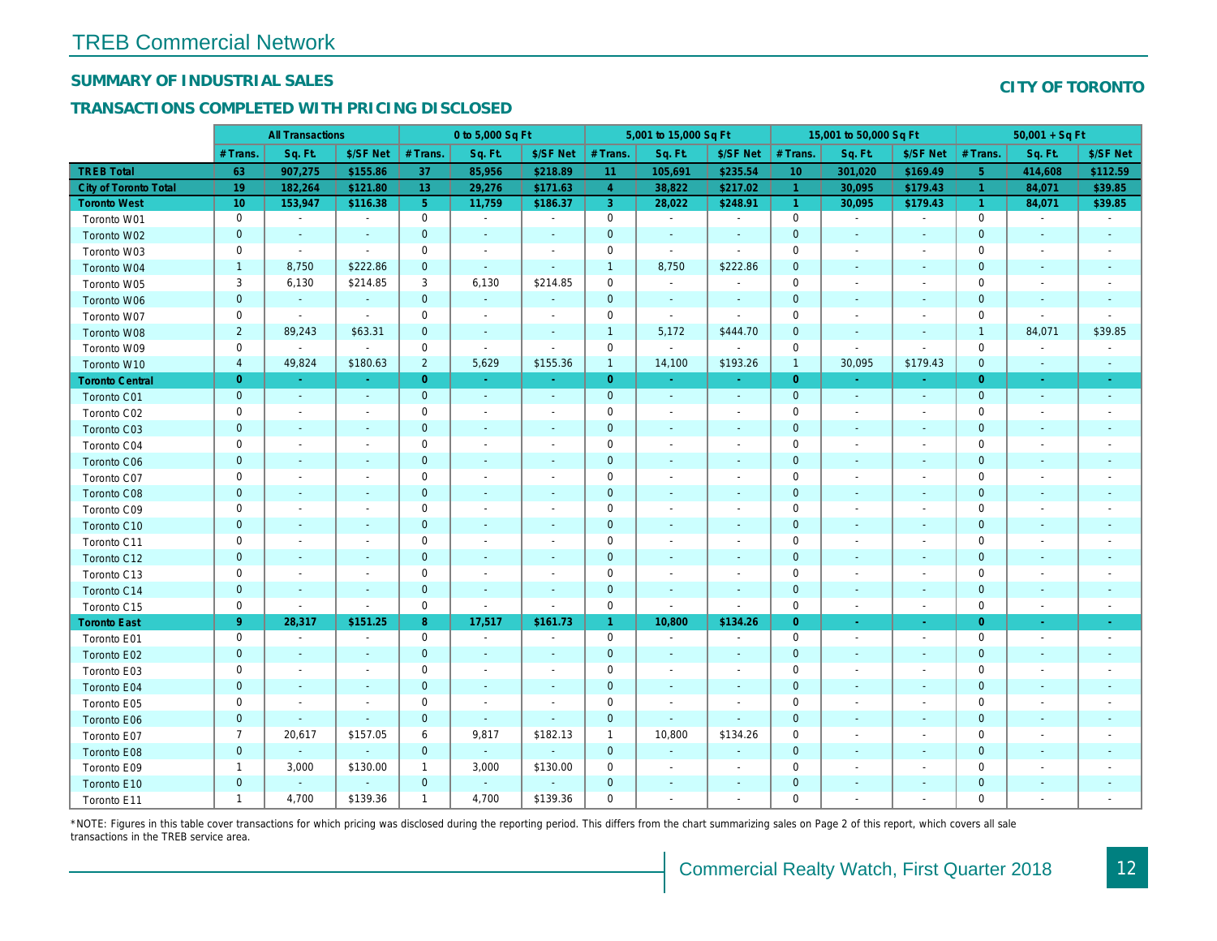# TREB Commercial Network

## SUMMARY OF INDUSTRIAL SALES

**CITY OF TORONTO**

### TRANSACTIONS COMPLETED WITH PRICING DISCLOSED

| | All Transactions | | | 0 to 5,000 Sq Ft | | | 5,001 to 15,000 Sq Ft | | | 15,001 to 50,000 Sq Ft | | | 50,001 + Sq Ft | | |
|---|---|---|---|---|---|---|---|---|---|---|---|---|---|---|---|
| | # Trans. | Sq. Ft. | $/SF Net | # Trans. | Sq. Ft. | $/SF Net | # Trans. | Sq. Ft. | $/SF Net | # Trans. | Sq. Ft. | $/SF Net | # Trans. | Sq. Ft. | $/SF Net |
| **TREB Total** | **63** | **907,275** | **$155.86** | **37** | **85,956** | **$218.89** | **11** | **105,691** | **$235.54** | **10** | **301,020** | **$169.49** | **5** | **414,608** | **$112.59** |
| **City of Toronto Total** | **19** | **182,264** | **$121.80** | **13** | **29,276** | **$171.63** | **4** | **38,822** | **$217.02** | **1** | **30,095** | **$179.43** | **1** | **84,071** | **$39.85** |
| **Toronto West** | **10** | **153,947** | **$116.38** | **5** | **11,759** | **$186.37** | **3** | **28,022** | **$248.91** | **1** | **30,095** | **$179.43** | **1** | **84,071** | **$39.85** |
| Toronto W01 | 0 | - | - | 0 | - | - | 0 | - | - | 0 | - | - | 0 | - | - |
| Toronto W02 | 0 | - | - | 0 | - | - | 0 | - | - | 0 | - | - | 0 | - | - |
| Toronto W03 | 0 | - | - | 0 | - | - | 0 | - | - | 0 | - | - | 0 | - | - |
| Toronto W04 | 1 | 8,750 | $222.86 | 0 | - | - | 1 | 8,750 | $222.86 | 0 | - | - | 0 | - | - |
| Toronto W05 | 3 | 6,130 | $214.85 | 3 | 6,130 | $214.85 | 0 | - | - | 0 | - | - | 0 | - | - |
| Toronto W06 | 0 | - | - | 0 | - | - | 0 | - | - | 0 | - | - | 0 | - | - |
| Toronto W07 | 0 | - | - | 0 | - | - | 0 | - | - | 0 | - | - | 0 | - | - |
| Toronto W08 | 2 | 89,243 | $63.31 | 0 | - | - | 1 | 5,172 | $444.70 | 0 | - | - | 1 | 84,071 | $39.85 |
| Toronto W09 | 0 | - | - | 0 | - | - | 0 | - | - | 0 | - | - | 0 | - | - |
| Toronto W10 | 4 | 49,824 | $180.63 | 2 | 5,629 | $155.36 | 1 | 14,100 | $193.26 | 1 | 30,095 | $179.43 | 0 | - | - |
| **Toronto Central** | **0** | **-** | **-** | **0** | **-** | **-** | **0** | **-** | **-** | **0** | **-** | **-** | **0** | **-** | **-** |
| Toronto C01 | 0 | - | - | 0 | - | - | 0 | - | - | 0 | - | - | 0 | - | - |
| Toronto C02 | 0 | - | - | 0 | - | - | 0 | - | - | 0 | - | - | 0 | - | - |
| Toronto C03 | 0 | - | - | 0 | - | - | 0 | - | - | 0 | - | - | 0 | - | - |
| Toronto C04 | 0 | - | - | 0 | - | - | 0 | - | - | 0 | - | - | 0 | - | - |
| Toronto C06 | 0 | - | - | 0 | - | - | 0 | - | - | 0 | - | - | 0 | - | - |
| Toronto C07 | 0 | - | - | 0 | - | - | 0 | - | - | 0 | - | - | 0 | - | - |
| Toronto C08 | 0 | - | - | 0 | - | - | 0 | - | - | 0 | - | - | 0 | - | - |
| Toronto C09 | 0 | - | - | 0 | - | - | 0 | - | - | 0 | - | - | 0 | - | - |
| Toronto C10 | 0 | - | - | 0 | - | - | 0 | - | - | 0 | - | - | 0 | - | - |
| Toronto C11 | 0 | - | - | 0 | - | - | 0 | - | - | 0 | - | - | 0 | - | - |
| Toronto C12 | 0 | - | - | 0 | - | - | 0 | - | - | 0 | - | - | 0 | - | - |
| Toronto C13 | 0 | - | - | 0 | - | - | 0 | - | - | 0 | - | - | 0 | - | - |
| Toronto C14 | 0 | - | - | 0 | - | - | 0 | - | - | 0 | - | - | 0 | - | - |
| Toronto C15 | 0 | - | - | 0 | - | - | 0 | - | - | 0 | - | - | 0 | - | - |
| **Toronto East** | **9** | **28,317** | **$151.25** | **8** | **17,517** | **$161.73** | **1** | **10,800** | **$134.26** | **0** | **-** | **-** | **0** | **-** | **-** |
| Toronto E01 | 0 | - | - | 0 | - | - | 0 | - | - | 0 | - | - | 0 | - | - |
| Toronto E02 | 0 | - | - | 0 | - | - | 0 | - | - | 0 | - | - | 0 | - | - |
| Toronto E03 | 0 | - | - | 0 | - | - | 0 | - | - | 0 | - | - | 0 | - | - |
| Toronto E04 | 0 | - | - | 0 | - | - | 0 | - | - | 0 | - | - | 0 | - | - |
| Toronto E05 | 0 | - | - | 0 | - | - | 0 | - | - | 0 | - | - | 0 | - | - |
| Toronto E06 | 0 | - | - | 0 | - | - | 0 | - | - | 0 | - | - | 0 | - | - |
| Toronto E07 | 7 | 20,617 | $157.05 | 6 | 9,817 | $182.13 | 1 | 10,800 | $134.26 | 0 | - | - | 0 | - | - |
| Toronto E08 | 0 | - | - | 0 | - | - | 0 | - | - | 0 | - | - | 0 | - | - |
| Toronto E09 | 1 | 3,000 | $130.00 | 1 | 3,000 | $130.00 | 0 | - | - | 0 | - | - | 0 | - | - |
| Toronto E10 | 0 | - | - | 0 | - | - | 0 | - | - | 0 | - | - | 0 | - | - |
| Toronto E11 | 1 | 4,700 | $139.36 | 1 | 4,700 | $139.36 | 0 | - | - | 0 | - | - | 0 | - | - |

*NOTE: Figures in this table cover transactions for which pricing was disclosed during the reporting period. This differs from the chart summarizing sales on Page 2 of this report, which covers all sale transactions in the TREB service area.

Commercial Realty Watch, First Quarter 2018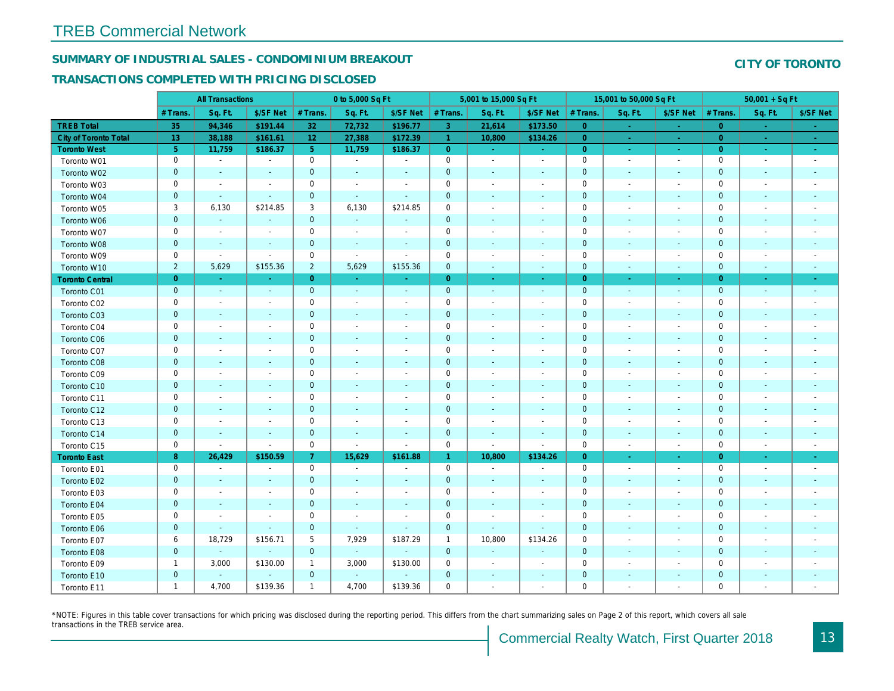# TREB Commercial Network

## SUMMARY OF INDUSTRIAL SALES - CONDOMINIUM BREAKOUT

## TRANSACTIONS COMPLETED WITH PRICING DISCLOSED

**CITY OF TORONTO**

| | All Transactions | | | 0 to 5,000 Sq Ft | | | 5,001 to 15,000 Sq Ft | | | 15,001 to 50,000 Sq Ft | | | 50,001 + Sq Ft | | |
|---|---|---|---|---|---|---|---|---|---|---|---|---|---|---|---|
| | # Trans. | Sq. Ft. | $/SF Net | # Trans. | Sq. Ft. | $/SF Net | # Trans. | Sq. Ft. | $/SF Net | # Trans. | Sq. Ft. | $/SF Net | # Trans. | Sq. Ft. | $/SF Net |
| **TREB Total** | 35 | 94,346 | $191.44 | 32 | 72,732 | $196.77 | 3 | 21,614 | $173.50 | 0 | - | - | 0 | - | - |
| **City of Toronto Total** | 13 | 38,188 | $161.61 | 12 | 27,388 | $172.39 | 1 | 10,800 | $134.26 | 0 | - | - | 0 | - | - |
| **Toronto West** | 5 | 11,759 | $186.37 | 5 | 11,759 | $186.37 | 0 | - | - | 0 | - | - | 0 | - | - |
| Toronto W01 | 0 | - | - | 0 | - | - | 0 | - | - | 0 | - | - | 0 | - | - |
| Toronto W02 | 0 | - | - | 0 | - | - | 0 | - | - | 0 | - | - | 0 | - | - |
| Toronto W03 | 0 | - | - | 0 | - | - | 0 | - | - | 0 | - | - | 0 | - | - |
| Toronto W04 | 0 | - | - | 0 | - | - | 0 | - | - | 0 | - | - | 0 | - | - |
| Toronto W05 | 3 | 6,130 | $214.85 | 3 | 6,130 | $214.85 | 0 | - | - | 0 | - | - | 0 | - | - |
| Toronto W06 | 0 | - | - | 0 | - | - | 0 | - | - | 0 | - | - | 0 | - | - |
| Toronto W07 | 0 | - | - | 0 | - | - | 0 | - | - | 0 | - | - | 0 | - | - |
| Toronto W08 | 0 | - | - | 0 | - | - | 0 | - | - | 0 | - | - | 0 | - | - |
| Toronto W09 | 0 | - | - | 0 | - | - | 0 | - | - | 0 | - | - | 0 | - | - |
| Toronto W10 | 2 | 5,629 | $155.36 | 2 | 5,629 | $155.36 | 0 | - | - | 0 | - | - | 0 | - | - |
| **Toronto Central** | 0 | - | - | 0 | - | - | 0 | - | - | 0 | - | - | 0 | - | - |
| Toronto C01 | 0 | - | - | 0 | - | - | 0 | - | - | 0 | - | - | 0 | - | - |
| Toronto C02 | 0 | - | - | 0 | - | - | 0 | - | - | 0 | - | - | 0 | - | - |
| Toronto C03 | 0 | - | - | 0 | - | - | 0 | - | - | 0 | - | - | 0 | - | - |
| Toronto C04 | 0 | - | - | 0 | - | - | 0 | - | - | 0 | - | - | 0 | - | - |
| Toronto C06 | 0 | - | - | 0 | - | - | 0 | - | - | 0 | - | - | 0 | - | - |
| Toronto C07 | 0 | - | - | 0 | - | - | 0 | - | - | 0 | - | - | 0 | - | - |
| Toronto C08 | 0 | - | - | 0 | - | - | 0 | - | - | 0 | - | - | 0 | - | - |
| Toronto C09 | 0 | - | - | 0 | - | - | 0 | - | - | 0 | - | - | 0 | - | - |
| Toronto C10 | 0 | - | - | 0 | - | - | 0 | - | - | 0 | - | - | 0 | - | - |
| Toronto C11 | 0 | - | - | 0 | - | - | 0 | - | - | 0 | - | - | 0 | - | - |
| Toronto C12 | 0 | - | - | 0 | - | - | 0 | - | - | 0 | - | - | 0 | - | - |
| Toronto C13 | 0 | - | - | 0 | - | - | 0 | - | - | 0 | - | - | 0 | - | - |
| Toronto C14 | 0 | - | - | 0 | - | - | 0 | - | - | 0 | - | - | 0 | - | - |
| Toronto C15 | 0 | - | - | 0 | - | - | 0 | - | - | 0 | - | - | 0 | - | - |
| **Toronto East** | 8 | 26,429 | $150.59 | 7 | 15,629 | $161.88 | 1 | 10,800 | $134.26 | 0 | - | - | 0 | - | - |
| Toronto E01 | 0 | - | - | 0 | - | - | 0 | - | - | 0 | - | - | 0 | - | - |
| Toronto E02 | 0 | - | - | 0 | - | - | 0 | - | - | 0 | - | - | 0 | - | - |
| Toronto E03 | 0 | - | - | 0 | - | - | 0 | - | - | 0 | - | - | 0 | - | - |
| Toronto E04 | 0 | - | - | 0 | - | - | 0 | - | - | 0 | - | - | 0 | - | - |
| Toronto E05 | 0 | - | - | 0 | - | - | 0 | - | - | 0 | - | - | 0 | - | - |
| Toronto E06 | 0 | - | - | 0 | - | - | 0 | - | - | 0 | - | - | 0 | - | - |
| Toronto E07 | 6 | 18,729 | $156.71 | 5 | 7,929 | $187.29 | 1 | 10,800 | $134.26 | 0 | - | - | 0 | - | - |
| Toronto E08 | 0 | - | - | 0 | - | - | 0 | - | - | 0 | - | - | 0 | - | - |
| Toronto E09 | 1 | 3,000 | $130.00 | 1 | 3,000 | $130.00 | 0 | - | - | 0 | - | - | 0 | - | - |
| Toronto E10 | 0 | - | - | 0 | - | - | 0 | - | - | 0 | - | - | 0 | - | - |
| Toronto E11 | 1 | 4,700 | $139.36 | 1 | 4,700 | $139.36 | 0 | - | - | 0 | - | - | 0 | - | - |

*NOTE: Figures in this table cover transactions for which pricing was disclosed during the reporting period. This differs from the chart summarizing sales on Page 2 of this report, which covers all sale transactions in the TREB service area.

Commercial Realty Watch, First Quarter 2018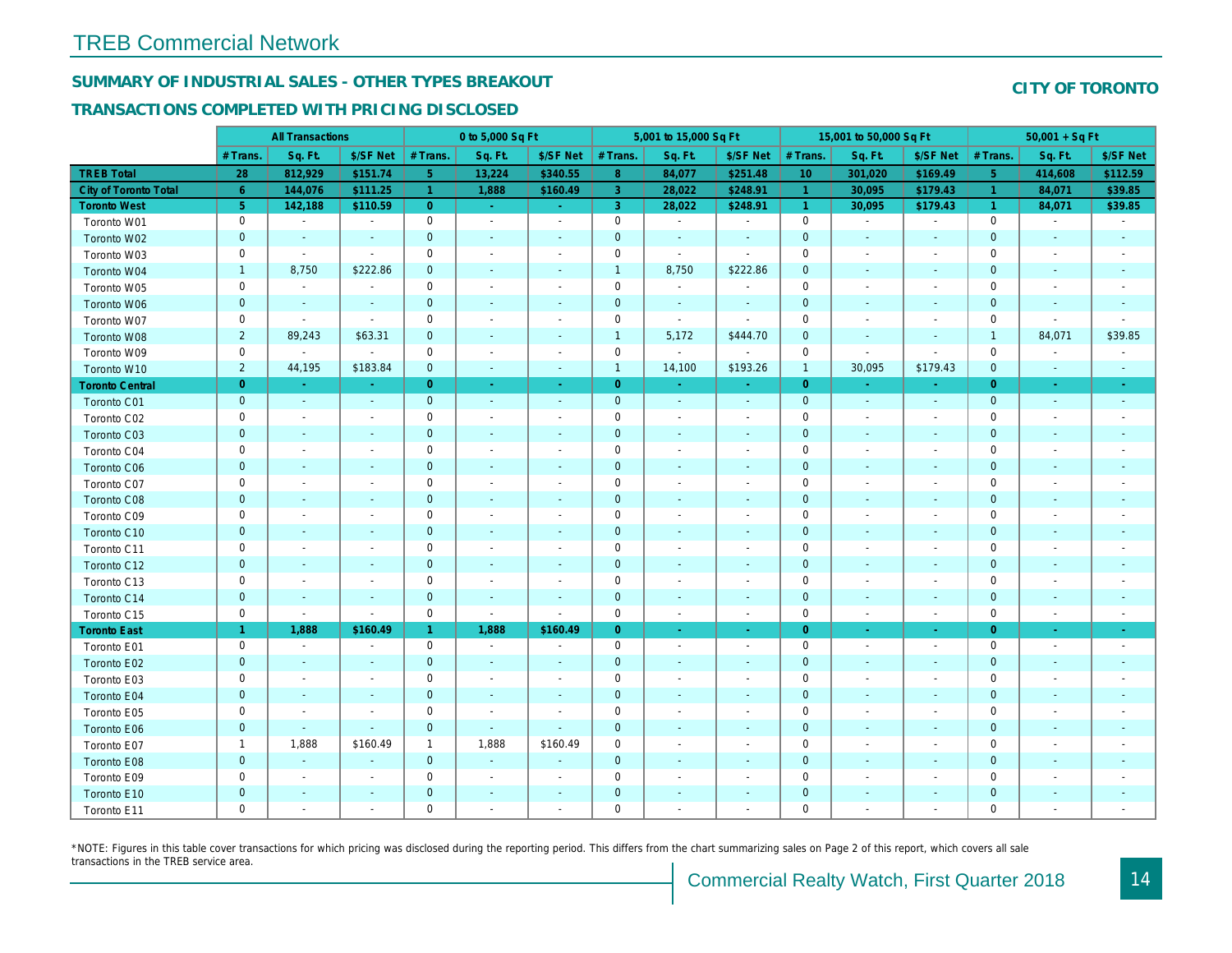## TREB Commercial Network

### SUMMARY OF INDUSTRIAL SALES - OTHER TYPES BREAKOUT

### TRANSACTIONS COMPLETED WITH PRICING DISCLOSED

**CITY OF TORONTO**

| | All Transactions | | | 0 to 5,000 Sq Ft | | | 5,001 to 15,000 Sq Ft | | | 15,001 to 50,000 Sq Ft | | | 50,001 + Sq Ft | | |
|---|---|---|---|---|---|---|---|---|---|---|---|---|---|---|---|
| | # Trans. | Sq. Ft. | $/SF Net | # Trans. | Sq. Ft. | $/SF Net | # Trans. | Sq. Ft. | $/SF Net | # Trans. | Sq. Ft. | $/SF Net | # Trans. | Sq. Ft. | $/SF Net |
| **TREB Total** | **28** | **812,929** | **$151.74** | **5** | **13,224** | **$340.55** | **8** | **84,077** | **$251.48** | **10** | **301,020** | **$169.49** | **5** | **414,608** | **$112.59** |
| **City of Toronto Total** | **6** | **144,076** | **$111.25** | **1** | **1,888** | **$160.49** | **3** | **28,022** | **$248.91** | **1** | **30,095** | **$179.43** | **1** | **84,071** | **$39.85** |
| **Toronto West** | **5** | **142,188** | **$110.59** | **0** | **-** | **-** | **3** | **28,022** | **$248.91** | **1** | **30,095** | **$179.43** | **1** | **84,071** | **$39.85** |
| Toronto W01 | 0 | - | - | 0 | - | - | 0 | - | - | 0 | - | - | 0 | - | - |
| Toronto W02 | 0 | - | - | 0 | - | - | 0 | - | - | 0 | - | - | 0 | - | - |
| Toronto W03 | 0 | - | - | 0 | - | - | 0 | - | - | 0 | - | - | 0 | - | - |
| Toronto W04 | 1 | 8,750 | $222.86 | 0 | - | - | 1 | 8,750 | $222.86 | 0 | - | - | 0 | - | - |
| Toronto W05 | 0 | - | - | 0 | - | - | 0 | - | - | 0 | - | - | 0 | - | - |
| Toronto W06 | 0 | - | - | 0 | - | - | 0 | - | - | 0 | - | - | 0 | - | - |
| Toronto W07 | 0 | - | - | 0 | - | - | 0 | - | - | 0 | - | - | 0 | - | - |
| Toronto W08 | 2 | 89,243 | $63.31 | 0 | - | - | 1 | 5,172 | $444.70 | 0 | - | - | 1 | 84,071 | $39.85 |
| Toronto W09 | 0 | - | - | 0 | - | - | 0 | - | - | 0 | - | - | 0 | - | - |
| Toronto W10 | 2 | 44,195 | $183.84 | 0 | - | - | 1 | 14,100 | $193.26 | 1 | 30,095 | $179.43 | 0 | - | - |
| **Toronto Central** | **0** | **-** | **-** | **0** | **-** | **-** | **0** | **-** | **-** | **0** | **-** | **-** | **0** | **-** | **-** |
| Toronto C01 | 0 | - | - | 0 | - | - | 0 | - | - | 0 | - | - | 0 | - | - |
| Toronto C02 | 0 | - | - | 0 | - | - | 0 | - | - | 0 | - | - | 0 | - | - |
| Toronto C03 | 0 | - | - | 0 | - | - | 0 | - | - | 0 | - | - | 0 | - | - |
| Toronto C04 | 0 | - | - | 0 | - | - | 0 | - | - | 0 | - | - | 0 | - | - |
| Toronto C06 | 0 | - | - | 0 | - | - | 0 | - | - | 0 | - | - | 0 | - | - |
| Toronto C07 | 0 | - | - | 0 | - | - | 0 | - | - | 0 | - | - | 0 | - | - |
| Toronto C08 | 0 | - | - | 0 | - | - | 0 | - | - | 0 | - | - | 0 | - | - |
| Toronto C09 | 0 | - | - | 0 | - | - | 0 | - | - | 0 | - | - | 0 | - | - |
| Toronto C10 | 0 | - | - | 0 | - | - | 0 | - | - | 0 | - | - | 0 | - | - |
| Toronto C11 | 0 | - | - | 0 | - | - | 0 | - | - | 0 | - | - | 0 | - | - |
| Toronto C12 | 0 | - | - | 0 | - | - | 0 | - | - | 0 | - | - | 0 | - | - |
| Toronto C13 | 0 | - | - | 0 | - | - | 0 | - | - | 0 | - | - | 0 | - | - |
| Toronto C14 | 0 | - | - | 0 | - | - | 0 | - | - | 0 | - | - | 0 | - | - |
| Toronto C15 | 0 | - | - | 0 | - | - | 0 | - | - | 0 | - | - | 0 | - | - |
| **Toronto East** | **1** | **1,888** | **$160.49** | **1** | **1,888** | **$160.49** | **0** | **-** | **-** | **0** | **-** | **-** | **0** | **-** | **-** |
| Toronto E01 | 0 | - | - | 0 | - | - | 0 | - | - | 0 | - | - | 0 | - | - |
| Toronto E02 | 0 | - | - | 0 | - | - | 0 | - | - | 0 | - | - | 0 | - | - |
| Toronto E03 | 0 | - | - | 0 | - | - | 0 | - | - | 0 | - | - | 0 | - | - |
| Toronto E04 | 0 | - | - | 0 | - | - | 0 | - | - | 0 | - | - | 0 | - | - |
| Toronto E05 | 0 | - | - | 0 | - | - | 0 | - | - | 0 | - | - | 0 | - | - |
| Toronto E06 | 0 | - | - | 0 | - | - | 0 | - | - | 0 | - | - | 0 | - | - |
| Toronto E07 | 1 | 1,888 | $160.49 | 1 | 1,888 | $160.49 | 0 | - | - | 0 | - | - | 0 | - | - |
| Toronto E08 | 0 | - | - | 0 | - | - | 0 | - | - | 0 | - | - | 0 | - | - |
| Toronto E09 | 0 | - | - | 0 | - | - | 0 | - | - | 0 | - | - | 0 | - | - |
| Toronto E10 | 0 | - | - | 0 | - | - | 0 | - | - | 0 | - | - | 0 | - | - |
| Toronto E11 | 0 | - | - | 0 | - | - | 0 | - | - | 0 | - | - | 0 | - | - |

*NOTE: Figures in this table cover transactions for which pricing was disclosed during the reporting period. This differs from the chart summarizing sales on Page 2 of this report, which covers all sale transactions in the TREB service area.

Commercial Realty Watch, First Quarter 2018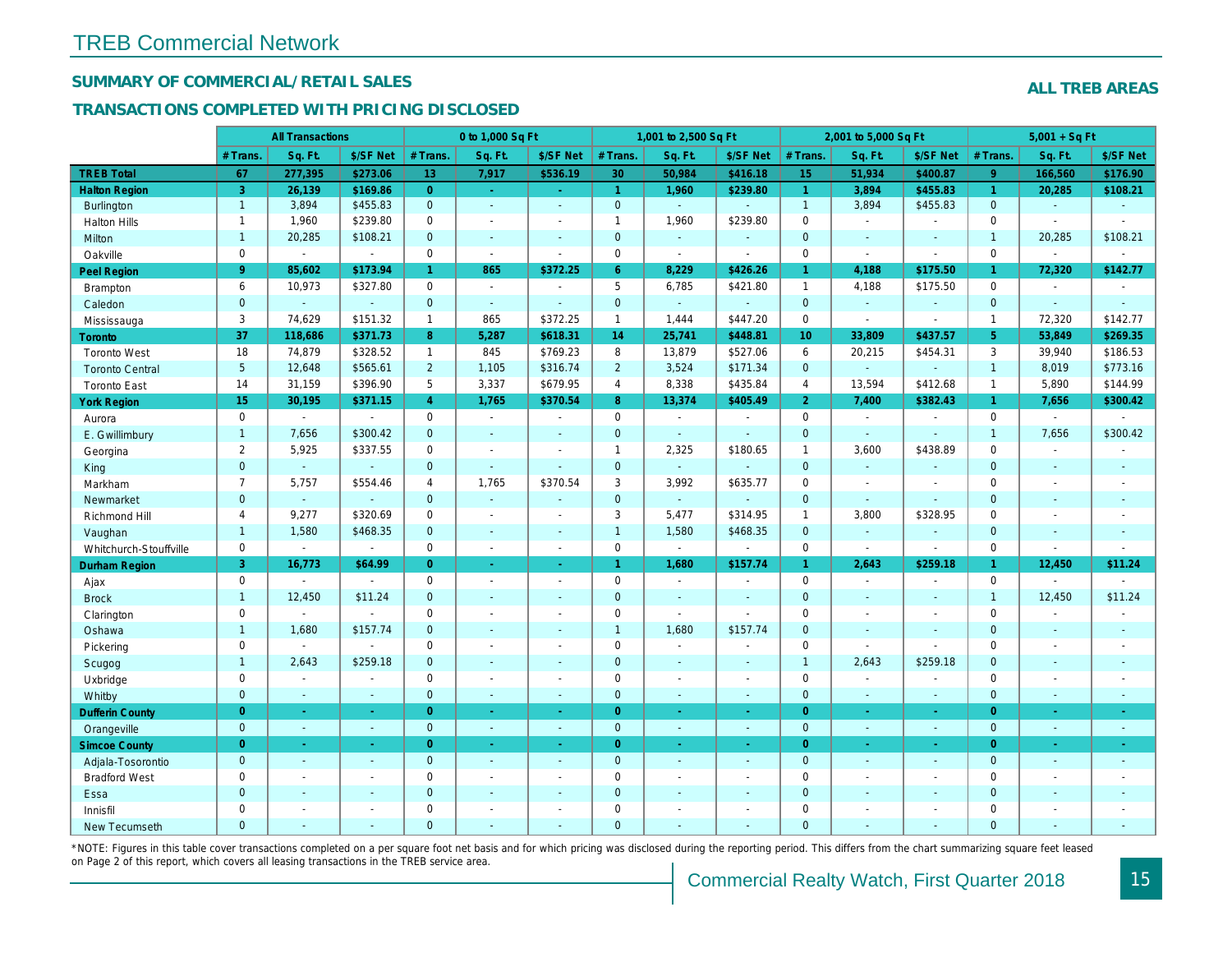# TREB Commercial Network

## SUMMARY OF COMMERCIAL/RETAIL SALES

### TRANSACTIONS COMPLETED WITH PRICING DISCLOSED

**ALL TREB AREAS**

| | All Transactions | | | 0 to 1,000 Sq Ft | | | 1,001 to 2,500 Sq Ft | | | 2,001 to 5,000 Sq Ft | | | 5,001 + Sq Ft | | |
|---|---|---|---|---|---|---|---|---|---|---|---|---|---|---|---|
| | # Trans. | Sq. Ft. | $/SF Net | # Trans. | Sq. Ft. | $/SF Net | # Trans. | Sq. Ft. | $/SF Net | # Trans. | Sq. Ft. | $/SF Net | # Trans. | Sq. Ft. | $/SF Net |
| **TREB Total** | **67** | **277,395** | **$273.06** | **13** | **7,917** | **$536.19** | **30** | **50,984** | **$416.18** | **15** | **51,934** | **$400.87** | **9** | **166,560** | **$176.90** |
| **Halton Region** | **3** | **26,139** | **$169.86** | **0** | **-** | **-** | **1** | **1,960** | **$239.80** | **1** | **3,894** | **$455.83** | **1** | **20,285** | **$108.21** |
| Burlington | 1 | 3,894 | $455.83 | 0 | - | - | 0 | - | - | 1 | 3,894 | $455.83 | 0 | - | - |
| Halton Hills | 1 | 1,960 | $239.80 | 0 | - | - | 1 | 1,960 | $239.80 | 0 | - | - | 0 | - | - |
| Milton | 1 | 20,285 | $108.21 | 0 | - | - | 0 | - | - | 0 | - | - | 1 | 20,285 | $108.21 |
| Oakville | 0 | - | - | 0 | - | - | 0 | - | - | 0 | - | - | 0 | - | - |
| **Peel Region** | **9** | **85,602** | **$173.94** | **1** | **865** | **$372.25** | **6** | **8,229** | **$426.26** | **1** | **4,188** | **$175.50** | **1** | **72,320** | **$142.77** |
| Brampton | 6 | 10,973 | $327.80 | 0 | - | - | 5 | 6,785 | $421.80 | 1 | 4,188 | $175.50 | 0 | - | - |
| Caledon | 0 | - | - | 0 | - | - | 0 | - | - | 0 | - | - | 0 | - | - |
| Mississauga | 3 | 74,629 | $151.32 | 1 | 865 | $372.25 | 1 | 1,444 | $447.20 | 0 | - | - | 1 | 72,320 | $142.77 |
| **Toronto** | **37** | **118,686** | **$371.73** | **8** | **5,287** | **$618.31** | **14** | **25,741** | **$448.81** | **10** | **33,809** | **$437.57** | **5** | **53,849** | **$269.35** |
| Toronto West | 18 | 74,879 | $328.52 | 1 | 845 | $769.23 | 8 | 13,879 | $527.06 | 6 | 20,215 | $454.31 | 3 | 39,940 | $186.53 |
| Toronto Central | 5 | 12,648 | $565.61 | 2 | 1,105 | $316.74 | 2 | 3,524 | $171.34 | 0 | - | - | 1 | 8,019 | $773.16 |
| Toronto East | 14 | 31,159 | $396.90 | 5 | 3,337 | $679.95 | 4 | 8,338 | $435.84 | 4 | 13,594 | $412.68 | 1 | 5,890 | $144.99 |
| **York Region** | **15** | **30,195** | **$371.15** | **4** | **1,765** | **$370.54** | **8** | **13,374** | **$405.49** | **2** | **7,400** | **$382.43** | **1** | **7,656** | **$300.42** |
| Aurora | 0 | - | - | 0 | - | - | 0 | - | - | 0 | - | - | 0 | - | - |
| E. Gwillimbury | 1 | 7,656 | $300.42 | 0 | - | - | 0 | - | - | 0 | - | - | 1 | 7,656 | $300.42 |
| Georgina | 2 | 5,925 | $337.55 | 0 | - | - | 1 | 2,325 | $180.65 | 1 | 3,600 | $438.89 | 0 | - | - |
| King | 0 | - | - | 0 | - | - | 0 | - | - | 0 | - | - | 0 | - | - |
| Markham | 7 | 5,757 | $554.46 | 4 | 1,765 | $370.54 | 3 | 3,992 | $635.77 | 0 | - | - | 0 | - | - |
| Newmarket | 0 | - | - | 0 | - | - | 0 | - | - | 0 | - | - | 0 | - | - |
| Richmond Hill | 4 | 9,277 | $320.69 | 0 | - | - | 3 | 5,477 | $314.95 | 1 | 3,800 | $328.95 | 0 | - | - |
| Vaughan | 1 | 1,580 | $468.35 | 0 | - | - | 1 | 1,580 | $468.35 | 0 | - | - | 0 | - | - |
| Whitchurch-Stouffville | 0 | - | - | 0 | - | - | 0 | - | - | 0 | - | - | 0 | - | - |
| **Durham Region** | **3** | **16,773** | **$64.99** | **0** | **-** | **-** | **1** | **1,680** | **$157.74** | **1** | **2,643** | **$259.18** | **1** | **12,450** | **$11.24** |
| Ajax | 0 | - | - | 0 | - | - | 0 | - | - | 0 | - | - | 0 | - | - |
| Brock | 1 | 12,450 | $11.24 | 0 | - | - | 0 | - | - | 0 | - | - | 1 | 12,450 | $11.24 |
| Clarington | 0 | - | - | 0 | - | - | 0 | - | - | 0 | - | - | 0 | - | - |
| Oshawa | 1 | 1,680 | $157.74 | 0 | - | - | 1 | 1,680 | $157.74 | 0 | - | - | 0 | - | - |
| Pickering | 0 | - | - | 0 | - | - | 0 | - | - | 0 | - | - | 0 | - | - |
| Scugog | 1 | 2,643 | $259.18 | 0 | - | - | 0 | - | - | 1 | 2,643 | $259.18 | 0 | - | - |
| Uxbridge | 0 | - | - | 0 | - | - | 0 | - | - | 0 | - | - | 0 | - | - |
| Whitby | 0 | - | - | 0 | - | - | 0 | - | - | 0 | - | - | 0 | - | - |
| **Dufferin County** | **0** | **-** | **-** | **0** | **-** | **-** | **0** | **-** | **-** | **0** | **-** | **-** | **0** | **-** | **-** |
| Orangeville | 0 | - | - | 0 | - | - | 0 | - | - | 0 | - | - | 0 | - | - |
| **Simcoe County** | **0** | **-** | **-** | **0** | **-** | **-** | **0** | **-** | **-** | **0** | **-** | **-** | **0** | **-** | **-** |
| Adjala-Tosorontio | 0 | - | - | 0 | - | - | 0 | - | - | 0 | - | - | 0 | - | - |
| Bradford West | 0 | - | - | 0 | - | - | 0 | - | - | 0 | - | - | 0 | - | - |
| Essa | 0 | - | - | 0 | - | - | 0 | - | - | 0 | - | - | 0 | - | - |
| Innisfil | 0 | - | - | 0 | - | - | 0 | - | - | 0 | - | - | 0 | - | - |
| New Tecumseth | 0 | - | - | 0 | - | - | 0 | - | - | 0 | - | - | 0 | - | - |

*NOTE: Figures in this table cover transactions completed on a per square foot net basis and for which pricing was disclosed during the reporting period. This differs from the chart summarizing square feet leased on Page 2 of this report, which covers all leasing transactions in the TREB service area.

Commercial Realty Watch, First Quarter 2018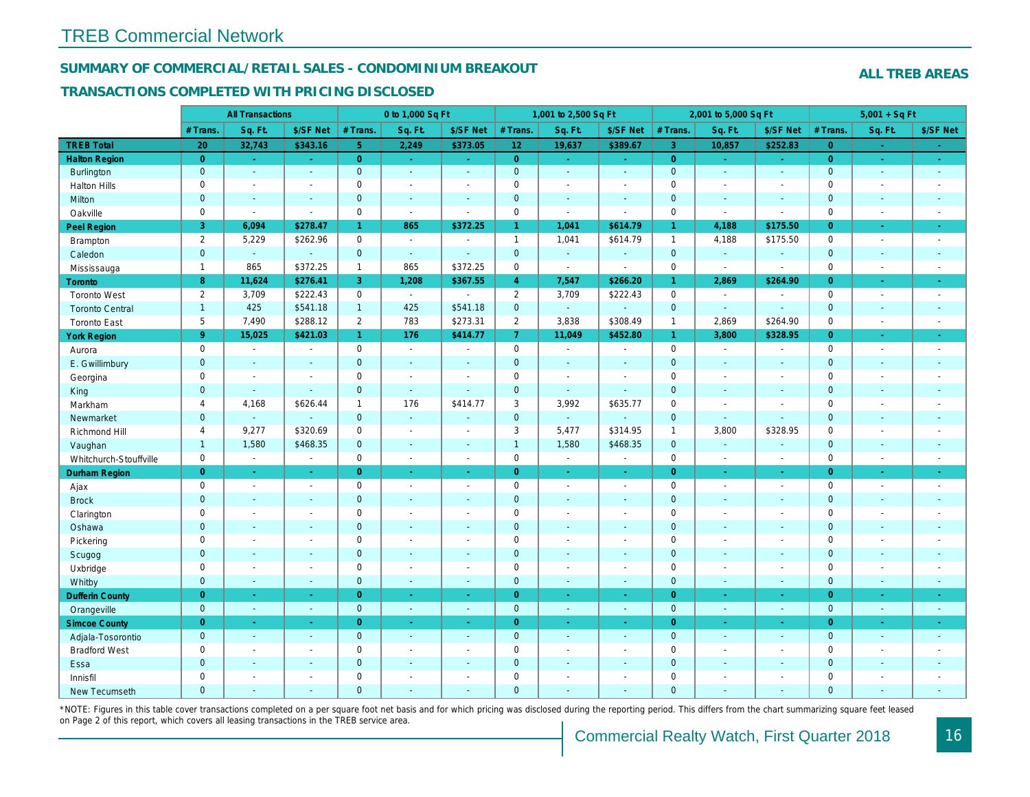# TREB Commercial Network

## SUMMARY OF COMMERCIAL/RETAIL SALES - CONDOMINIUM BREAKOUT

## TRANSACTIONS COMPLETED WITH PRICING DISCLOSED

**ALL TREB AREAS**

| | All Transactions | | | 0 to 1,000 Sq Ft | | | 1,001 to 2,500 Sq Ft | | | 2,001 to 5,000 Sq Ft | | | 5,001 + Sq Ft | | |
|---|---|---|---|---|---|---|---|---|---|---|---|---|---|---|---|
| | # Trans. | Sq. Ft. | $/SF Net | # Trans. | Sq. Ft. | $/SF Net | # Trans. | Sq. Ft. | $/SF Net | # Trans. | Sq. Ft. | $/SF Net | # Trans. | Sq. Ft. | $/SF Net |
| **TREB Total** | **20** | **32,743** | **$343.16** | **5** | **2,249** | **$373.05** | **12** | **19,637** | **$389.67** | **3** | **10,857** | **$252.83** | **0** | **-** | **-** |
| **Halton Region** | **0** | **-** | **-** | **0** | **-** | **-** | **0** | **-** | **-** | **0** | **-** | **-** | **0** | **-** | **-** |
| Burlington | 0 | - | - | 0 | - | - | 0 | - | - | 0 | - | - | 0 | - | - |
| Halton Hills | 0 | - | - | 0 | - | - | 0 | - | - | 0 | - | - | 0 | - | - |
| Milton | 0 | - | - | 0 | - | - | 0 | - | - | 0 | - | - | 0 | - | - |
| Oakville | 0 | - | - | 0 | - | - | 0 | - | - | 0 | - | - | 0 | - | - |
| **Peel Region** | **3** | **6,094** | **$278.47** | **1** | **865** | **$372.25** | **1** | **1,041** | **$614.79** | **1** | **4,188** | **$175.50** | **0** | **-** | **-** |
| Brampton | 2 | 5,229 | $262.96 | 0 | - | - | 1 | 1,041 | $614.79 | 1 | 4,188 | $175.50 | 0 | - | - |
| Caledon | 0 | - | - | 0 | - | - | 0 | - | - | 0 | - | - | 0 | - | - |
| Mississauga | 1 | 865 | $372.25 | 1 | 865 | $372.25 | 0 | - | - | 0 | - | - | 0 | - | - |
| **Toronto** | **8** | **11,624** | **$276.41** | **3** | **1,208** | **$367.55** | **4** | **7,547** | **$266.20** | **1** | **2,869** | **$264.90** | **0** | **-** | **-** |
| Toronto West | 2 | 3,709 | $222.43 | 0 | - | - | 2 | 3,709 | $222.43 | 0 | - | - | 0 | - | - |
| Toronto Central | 1 | 425 | $541.18 | 1 | 425 | $541.18 | 0 | - | - | 0 | - | - | 0 | - | - |
| Toronto East | 5 | 7,490 | $288.12 | 2 | 783 | $273.31 | 2 | 3,838 | $308.49 | 1 | 2,869 | $264.90 | 0 | - | - |
| **York Region** | **9** | **15,025** | **$421.03** | **1** | **176** | **$414.77** | **7** | **11,049** | **$452.80** | **1** | **3,800** | **$328.95** | **0** | **-** | **-** |
| Aurora | 0 | - | - | 0 | - | - | 0 | - | - | 0 | - | - | 0 | - | - |
| E. Gwillimbury | 0 | - | - | 0 | - | - | 0 | - | - | 0 | - | - | 0 | - | - |
| Georgina | 0 | - | - | 0 | - | - | 0 | - | - | 0 | - | - | 0 | - | - |
| King | 0 | - | - | 0 | - | - | 0 | - | - | 0 | - | - | 0 | - | - |
| Markham | 4 | 4,168 | $626.44 | 1 | 176 | $414.77 | 3 | 3,992 | $635.77 | 0 | - | - | 0 | - | - |
| Newmarket | 0 | - | - | 0 | - | - | 0 | - | - | 0 | - | - | 0 | - | - |
| Richmond Hill | 4 | 9,277 | $320.69 | 0 | - | - | 3 | 5,477 | $314.95 | 1 | 3,800 | $328.95 | 0 | - | - |
| Vaughan | 1 | 1,580 | $468.35 | 0 | - | - | 1 | 1,580 | $468.35 | 0 | - | - | 0 | - | - |
| Whitchurch-Stouffville | 0 | - | - | 0 | - | - | 0 | - | - | 0 | - | - | 0 | - | - |
| **Durham Region** | **0** | **-** | **-** | **0** | **-** | **-** | **0** | **-** | **-** | **0** | **-** | **-** | **0** | **-** | **-** |
| Ajax | 0 | - | - | 0 | - | - | 0 | - | - | 0 | - | - | 0 | - | - |
| Brock | 0 | - | - | 0 | - | - | 0 | - | - | 0 | - | - | 0 | - | - |
| Clarington | 0 | - | - | 0 | - | - | 0 | - | - | 0 | - | - | 0 | - | - |
| Oshawa | 0 | - | - | 0 | - | - | 0 | - | - | 0 | - | - | 0 | - | - |
| Pickering | 0 | - | - | 0 | - | - | 0 | - | - | 0 | - | - | 0 | - | - |
| Scugog | 0 | - | - | 0 | - | - | 0 | - | - | 0 | - | - | 0 | - | - |
| Uxbridge | 0 | - | - | 0 | - | - | 0 | - | - | 0 | - | - | 0 | - | - |
| Whitby | 0 | - | - | 0 | - | - | 0 | - | - | 0 | - | - | 0 | - | - |
| **Dufferin County** | **0** | **-** | **-** | **0** | **-** | **-** | **0** | **-** | **-** | **0** | **-** | **-** | **0** | **-** | **-** |
| Orangeville | 0 | - | - | 0 | - | - | 0 | - | - | 0 | - | - | 0 | - | - |
| **Simcoe County** | **0** | **-** | **-** | **0** | **-** | **-** | **0** | **-** | **-** | **0** | **-** | **-** | **0** | **-** | **-** |
| Adjala-Tosorontio | 0 | - | - | 0 | - | - | 0 | - | - | 0 | - | - | 0 | - | - |
| Bradford West | 0 | - | - | 0 | - | - | 0 | - | - | 0 | - | - | 0 | - | - |
| Essa | 0 | - | - | 0 | - | - | 0 | - | - | 0 | - | - | 0 | - | - |
| Innisfil | 0 | - | - | 0 | - | - | 0 | - | - | 0 | - | - | 0 | - | - |
| New Tecumseth | 0 | - | - | 0 | - | - | 0 | - | - | 0 | - | - | 0 | - | - |

*NOTE: Figures in this table cover transactions completed on a per square foot net basis and for which pricing was disclosed during the reporting period. This differs from the chart summarizing square feet leased on Page 2 of this report, which covers all leasing transactions in the TREB service area.

Commercial Realty Watch, First Quarter 2018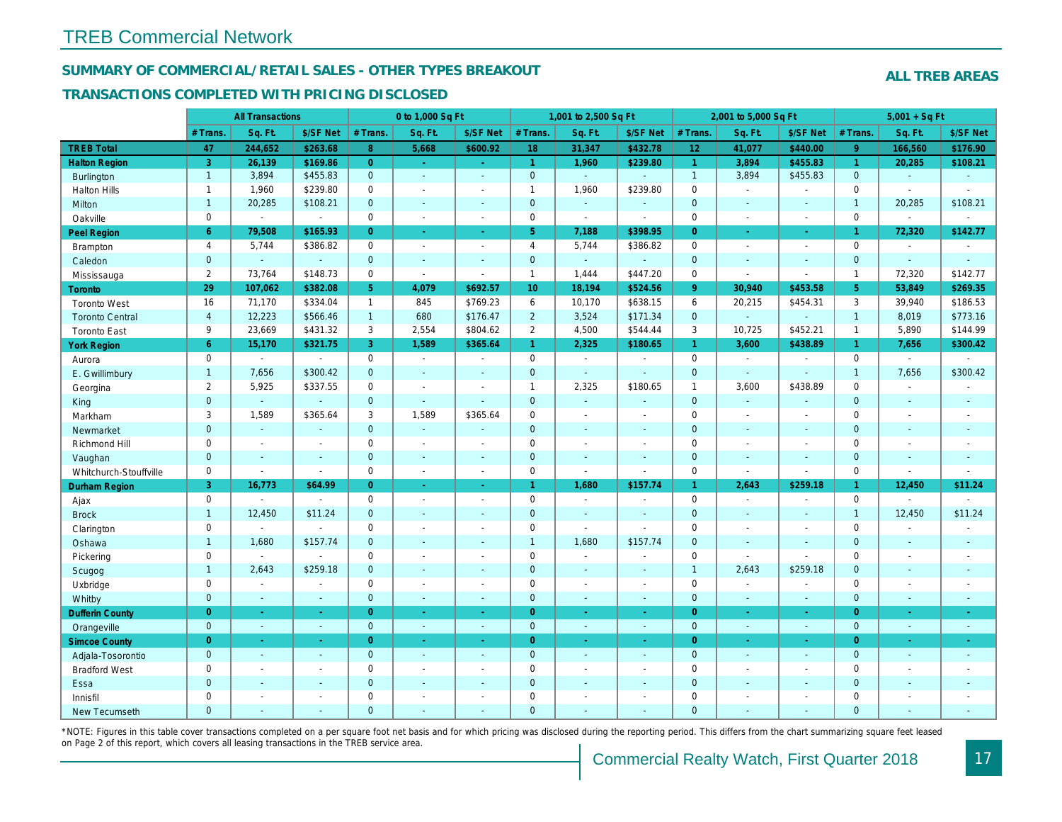# TREB Commercial Network

## SUMMARY OF COMMERCIAL/RETAIL SALES - OTHER TYPES BREAKOUT

**ALL TREB AREAS**

### TRANSACTIONS COMPLETED WITH PRICING DISCLOSED

| | All Transactions | | | 0 to 1,000 Sq Ft | | | 1,001 to 2,500 Sq Ft | | | 2,001 to 5,000 Sq Ft | | | 5,001 + Sq Ft | | |
|---|---|---|---|---|---|---|---|---|---|---|---|---|---|---|---|
| | # Trans. | Sq. Ft. | $/SF Net | # Trans. | Sq. Ft. | $/SF Net | # Trans. | Sq. Ft. | $/SF Net | # Trans. | Sq. Ft. | $/SF Net | # Trans. | Sq. Ft. | $/SF Net |
| **TREB Total** | **47** | **244,652** | **$263.68** | **8** | **5,668** | **$600.92** | **18** | **31,347** | **$432.78** | **12** | **41,077** | **$440.00** | **9** | **166,560** | **$176.90** |
| **Halton Region** | **3** | **26,139** | **$169.86** | **0** | **-** | **-** | **1** | **1,960** | **$239.80** | **1** | **3,894** | **$455.83** | **1** | **20,285** | **$108.21** |
| Burlington | 1 | 3,894 | $455.83 | 0 | - | - | 0 | - | - | 1 | 3,894 | $455.83 | 0 | - | - |
| Halton Hills | 1 | 1,960 | $239.80 | 0 | - | - | 1 | 1,960 | $239.80 | 0 | - | - | 0 | - | - |
| Milton | 1 | 20,285 | $108.21 | 0 | - | - | 0 | - | - | 0 | - | - | 1 | 20,285 | $108.21 |
| Oakville | 0 | - | - | 0 | - | - | 0 | - | - | 0 | - | - | 0 | - | - |
| **Peel Region** | **6** | **79,508** | **$165.93** | **0** | **-** | **-** | **5** | **7,188** | **$398.95** | **0** | **-** | **-** | **1** | **72,320** | **$142.77** |
| Brampton | 4 | 5,744 | $386.82 | 0 | - | - | 4 | 5,744 | $386.82 | 0 | - | - | 0 | - | - |
| Caledon | 0 | - | - | 0 | - | - | 0 | - | - | 0 | - | - | 0 | - | - |
| Mississauga | 2 | 73,764 | $148.73 | 0 | - | - | 1 | 1,444 | $447.20 | 0 | - | - | 1 | 72,320 | $142.77 |
| **Toronto** | **29** | **107,062** | **$382.08** | **5** | **4,079** | **$692.57** | **10** | **18,194** | **$524.56** | **9** | **30,940** | **$453.58** | **5** | **53,849** | **$269.35** |
| Toronto West | 16 | 71,170 | $334.04 | 1 | 845 | $769.23 | 6 | 10,170 | $638.15 | 6 | 20,215 | $454.31 | 3 | 39,940 | $186.53 |
| Toronto Central | 4 | 12,223 | $566.46 | 1 | 680 | $176.47 | 2 | 3,524 | $171.34 | 0 | - | - | 1 | 8,019 | $773.16 |
| Toronto East | 9 | 23,669 | $431.32 | 3 | 2,554 | $804.62 | 2 | 4,500 | $544.44 | 3 | 10,725 | $452.21 | 1 | 5,890 | $144.99 |
| **York Region** | **6** | **15,170** | **$321.75** | **3** | **1,589** | **$365.64** | **1** | **2,325** | **$180.65** | **1** | **3,600** | **$438.89** | **1** | **7,656** | **$300.42** |
| Aurora | 0 | - | - | 0 | - | - | 0 | - | - | 0 | - | - | 0 | - | - |
| E. Gwillimbury | 1 | 7,656 | $300.42 | 0 | - | - | 0 | - | - | 0 | - | - | 1 | 7,656 | $300.42 |
| Georgina | 2 | 5,925 | $337.55 | 0 | - | - | 1 | 2,325 | $180.65 | 1 | 3,600 | $438.89 | 0 | - | - |
| King | 0 | - | - | 0 | - | - | 0 | - | - | 0 | - | - | 0 | - | - |
| Markham | 3 | 1,589 | $365.64 | 3 | 1,589 | $365.64 | 0 | - | - | 0 | - | - | 0 | - | - |
| Newmarket | 0 | - | - | 0 | - | - | 0 | - | - | 0 | - | - | 0 | - | - |
| Richmond Hill | 0 | - | - | 0 | - | - | 0 | - | - | 0 | - | - | 0 | - | - |
| Vaughan | 0 | - | - | 0 | - | - | 0 | - | - | 0 | - | - | 0 | - | - |
| Whitchurch-Stouffville | 0 | - | - | 0 | - | - | 0 | - | - | 0 | - | - | 0 | - | - |
| **Durham Region** | **3** | **16,773** | **$64.99** | **0** | **-** | **-** | **1** | **1,680** | **$157.74** | **1** | **2,643** | **$259.18** | **1** | **12,450** | **$11.24** |
| Ajax | 0 | - | - | 0 | - | - | 0 | - | - | 0 | - | - | 0 | - | - |
| Brock | 1 | 12,450 | $11.24 | 0 | - | - | 0 | - | - | 0 | - | - | 1 | 12,450 | $11.24 |
| Clarington | 0 | - | - | 0 | - | - | 0 | - | - | 0 | - | - | 0 | - | - |
| Oshawa | 1 | 1,680 | $157.74 | 0 | - | - | 1 | 1,680 | $157.74 | 0 | - | - | 0 | - | - |
| Pickering | 0 | - | - | 0 | - | - | 0 | - | - | 0 | - | - | 0 | - | - |
| Scugog | 1 | 2,643 | $259.18 | 0 | - | - | 0 | - | - | 1 | 2,643 | $259.18 | 0 | - | - |
| Uxbridge | 0 | - | - | 0 | - | - | 0 | - | - | 0 | - | - | 0 | - | - |
| Whitby | 0 | - | - | 0 | - | - | 0 | - | - | 0 | - | - | 0 | - | - |
| **Dufferin County** | **0** | **-** | **-** | **0** | **-** | **-** | **0** | **-** | **-** | **0** | **-** | **-** | **0** | **-** | **-** |
| Orangeville | 0 | - | - | 0 | - | - | 0 | - | - | 0 | - | - | 0 | - | - |
| **Simcoe County** | **0** | **-** | **-** | **0** | **-** | **-** | **0** | **-** | **-** | **0** | **-** | **-** | **0** | **-** | **-** |
| Adjala-Tosorontio | 0 | - | - | 0 | - | - | 0 | - | - | 0 | - | - | 0 | - | - |
| Bradford West | 0 | - | - | 0 | - | - | 0 | - | - | 0 | - | - | 0 | - | - |
| Essa | 0 | - | - | 0 | - | - | 0 | - | - | 0 | - | - | 0 | - | - |
| Innisfil | 0 | - | - | 0 | - | - | 0 | - | - | 0 | - | - | 0 | - | - |
| New Tecumseth | 0 | - | - | 0 | - | - | 0 | - | - | 0 | - | - | 0 | - | - |

*NOTE: Figures in this table cover transactions completed on a per square foot net basis and for which pricing was disclosed during the reporting period. This differs from the chart summarizing square feet leased on Page 2 of this report, which covers all leasing transactions in the TREB service area.

Commercial Realty Watch, First Quarter 2018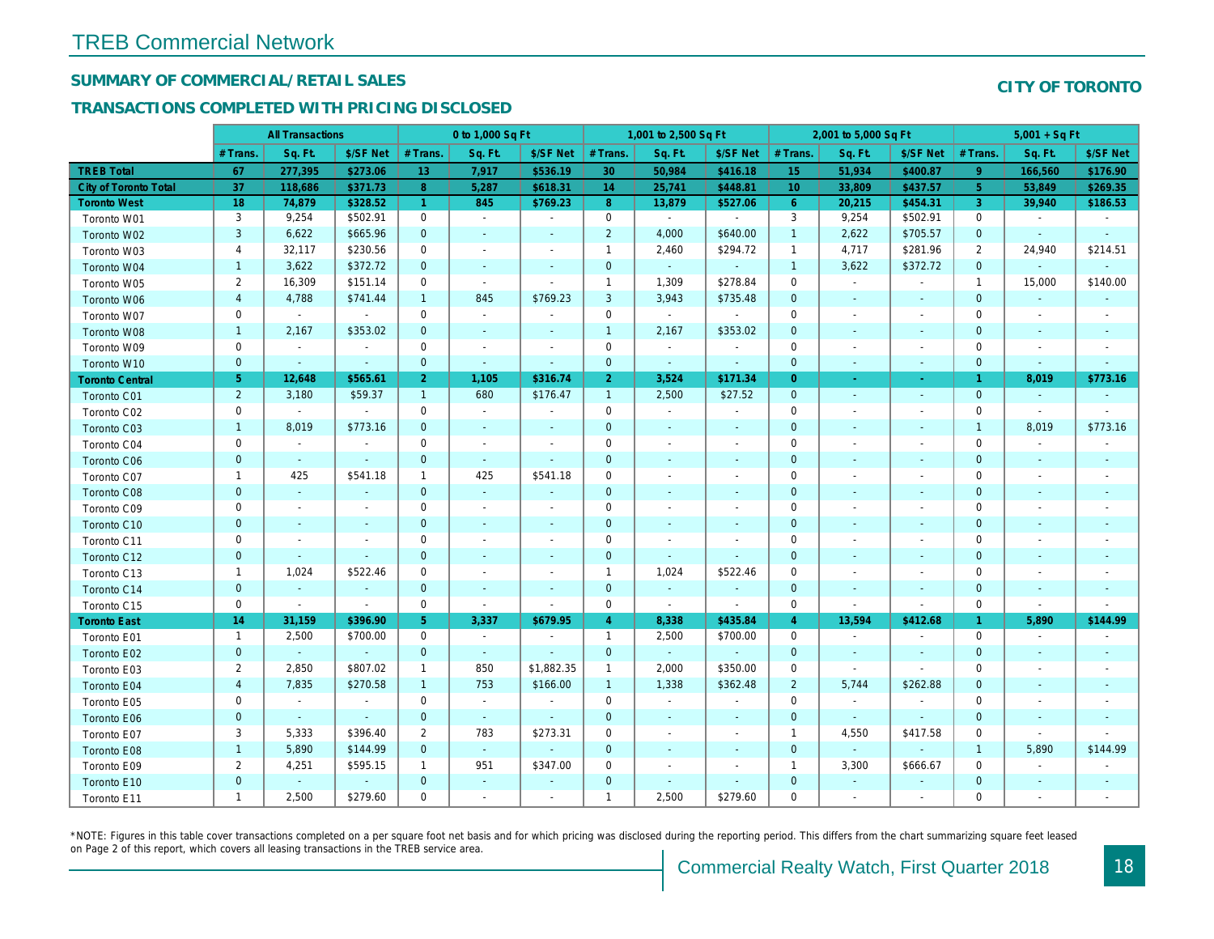# TREB Commercial Network

## SUMMARY OF COMMERCIAL/RETAIL SALES

## TRANSACTIONS COMPLETED WITH PRICING DISCLOSED

**CITY OF TORONTO**

| | All Transactions | | | 0 to 1,000 Sq Ft | | | 1,001 to 2,500 Sq Ft | | | 2,001 to 5,000 Sq Ft | | | 5,001 + Sq Ft | | |
|---|---|---|---|---|---|---|---|---|---|---|---|---|---|---|---|
| | # Trans. | Sq. Ft. | $/SF Net | # Trans. | Sq. Ft. | $/SF Net | # Trans. | Sq. Ft. | $/SF Net | # Trans. | Sq. Ft. | $/SF Net | # Trans. | Sq. Ft. | $/SF Net |
| **TREB Total** | **67** | **277,395** | **$273.06** | **13** | **7,917** | **$536.19** | **30** | **50,984** | **$416.18** | **15** | **51,934** | **$400.87** | **9** | **166,560** | **$176.90** |
| **City of Toronto Total** | **37** | **118,686** | **$371.73** | **8** | **5,287** | **$618.31** | **14** | **25,741** | **$448.81** | **10** | **33,809** | **$437.57** | **5** | **53,849** | **$269.35** |
| **Toronto West** | **18** | **74,879** | **$328.52** | **1** | **845** | **$769.23** | **8** | **13,879** | **$527.06** | **6** | **20,215** | **$454.31** | **3** | **39,940** | **$186.53** |
| Toronto W01 | 3 | 9,254 | $502.91 | 0 | - | - | 0 | - | - | 3 | 9,254 | $502.91 | 0 | - | - |
| Toronto W02 | 3 | 6,622 | $665.96 | 0 | - | - | 2 | 4,000 | $640.00 | 1 | 2,622 | $705.57 | 0 | - | - |
| Toronto W03 | 4 | 32,117 | $230.56 | 0 | - | - | 1 | 2,460 | $294.72 | 1 | 4,717 | $281.96 | 2 | 24,940 | $214.51 |
| Toronto W04 | 1 | 3,622 | $372.72 | 0 | - | - | 0 | - | - | 1 | 3,622 | $372.72 | 0 | - | - |
| Toronto W05 | 2 | 16,309 | $151.14 | 0 | - | - | 1 | 1,309 | $278.84 | 0 | - | - | 1 | 15,000 | $140.00 |
| Toronto W06 | 4 | 4,788 | $741.44 | 1 | 845 | $769.23 | 3 | 3,943 | $735.48 | 0 | - | - | 0 | - | - |
| Toronto W07 | 0 | - | - | 0 | - | - | 0 | - | - | 0 | - | - | 0 | - | - |
| Toronto W08 | 1 | 2,167 | $353.02 | 0 | - | - | 1 | 2,167 | $353.02 | 0 | - | - | 0 | - | - |
| Toronto W09 | 0 | - | - | 0 | - | - | 0 | - | - | 0 | - | - | 0 | - | - |
| Toronto W10 | 0 | - | - | 0 | - | - | 0 | - | - | 0 | - | - | 0 | - | - |
| **Toronto Central** | **5** | **12,648** | **$565.61** | **2** | **1,105** | **$316.74** | **2** | **3,524** | **$171.34** | **0** | **-** | **-** | **1** | **8,019** | **$773.16** |
| Toronto C01 | 2 | 3,180 | $59.37 | 1 | 680 | $176.47 | 1 | 2,500 | $27.52 | 0 | - | - | 0 | - | - |
| Toronto C02 | 0 | - | - | 0 | - | - | 0 | - | - | 0 | - | - | 0 | - | - |
| Toronto C03 | 1 | 8,019 | $773.16 | 0 | - | - | 0 | - | - | 0 | - | - | 1 | 8,019 | $773.16 |
| Toronto C04 | 0 | - | - | 0 | - | - | 0 | - | - | 0 | - | - | 0 | - | - |
| Toronto C06 | 0 | - | - | 0 | - | - | 0 | - | - | 0 | - | - | 0 | - | - |
| Toronto C07 | 1 | 425 | $541.18 | 1 | 425 | $541.18 | 0 | - | - | 0 | - | - | 0 | - | - |
| Toronto C08 | 0 | - | - | 0 | - | - | 0 | - | - | 0 | - | - | 0 | - | - |
| Toronto C09 | 0 | - | - | 0 | - | - | 0 | - | - | 0 | - | - | 0 | - | - |
| Toronto C10 | 0 | - | - | 0 | - | - | 0 | - | - | 0 | - | - | 0 | - | - |
| Toronto C11 | 0 | - | - | 0 | - | - | 0 | - | - | 0 | - | - | 0 | - | - |
| Toronto C12 | 0 | - | - | 0 | - | - | 0 | - | - | 0 | - | - | 0 | - | - |
| Toronto C13 | 1 | 1,024 | $522.46 | 0 | - | - | 1 | 1,024 | $522.46 | 0 | - | - | 0 | - | - |
| Toronto C14 | 0 | - | - | 0 | - | - | 0 | - | - | 0 | - | - | 0 | - | - |
| Toronto C15 | 0 | - | - | 0 | - | - | 0 | - | - | 0 | - | - | 0 | - | - |
| **Toronto East** | **14** | **31,159** | **$396.90** | **5** | **3,337** | **$679.95** | **4** | **8,338** | **$435.84** | **4** | **13,594** | **$412.68** | **1** | **5,890** | **$144.99** |
| Toronto E01 | 1 | 2,500 | $700.00 | 0 | - | - | 1 | 2,500 | $700.00 | 0 | - | - | 0 | - | - |
| Toronto E02 | 0 | - | - | 0 | - | - | 0 | - | - | 0 | - | - | 0 | - | - |
| Toronto E03 | 2 | 2,850 | $807.02 | 1 | 850 | $1,882.35 | 1 | 2,000 | $350.00 | 0 | - | - | 0 | - | - |
| Toronto E04 | 4 | 7,835 | $270.58 | 1 | 753 | $166.00 | 1 | 1,338 | $362.48 | 2 | 5,744 | $262.88 | 0 | - | - |
| Toronto E05 | 0 | - | - | 0 | - | - | 0 | - | - | 0 | - | - | 0 | - | - |
| Toronto E06 | 0 | - | - | 0 | - | - | 0 | - | - | 0 | - | - | 0 | - | - |
| Toronto E07 | 3 | 5,333 | $396.40 | 2 | 783 | $273.31 | 0 | - | - | 1 | 4,550 | $417.58 | 0 | - | - |
| Toronto E08 | 1 | 5,890 | $144.99 | 0 | - | - | 0 | - | - | 0 | - | - | 1 | 5,890 | $144.99 |
| Toronto E09 | 2 | 4,251 | $595.15 | 1 | 951 | $347.00 | 0 | - | - | 1 | 3,300 | $666.67 | 0 | - | - |
| Toronto E10 | 0 | - | - | 0 | - | - | 0 | - | - | 0 | - | - | 0 | - | - |
| Toronto E11 | 1 | 2,500 | $279.60 | 0 | - | - | 1 | 2,500 | $279.60 | 0 | - | - | 0 | - | - |

*NOTE: Figures in this table cover transactions completed on a per square foot net basis and for which pricing was disclosed during the reporting period. This differs from the chart summarizing square feet leased on Page 2 of this report, which covers all leasing transactions in the TREB service area.

Commercial Realty Watch, First Quarter 2018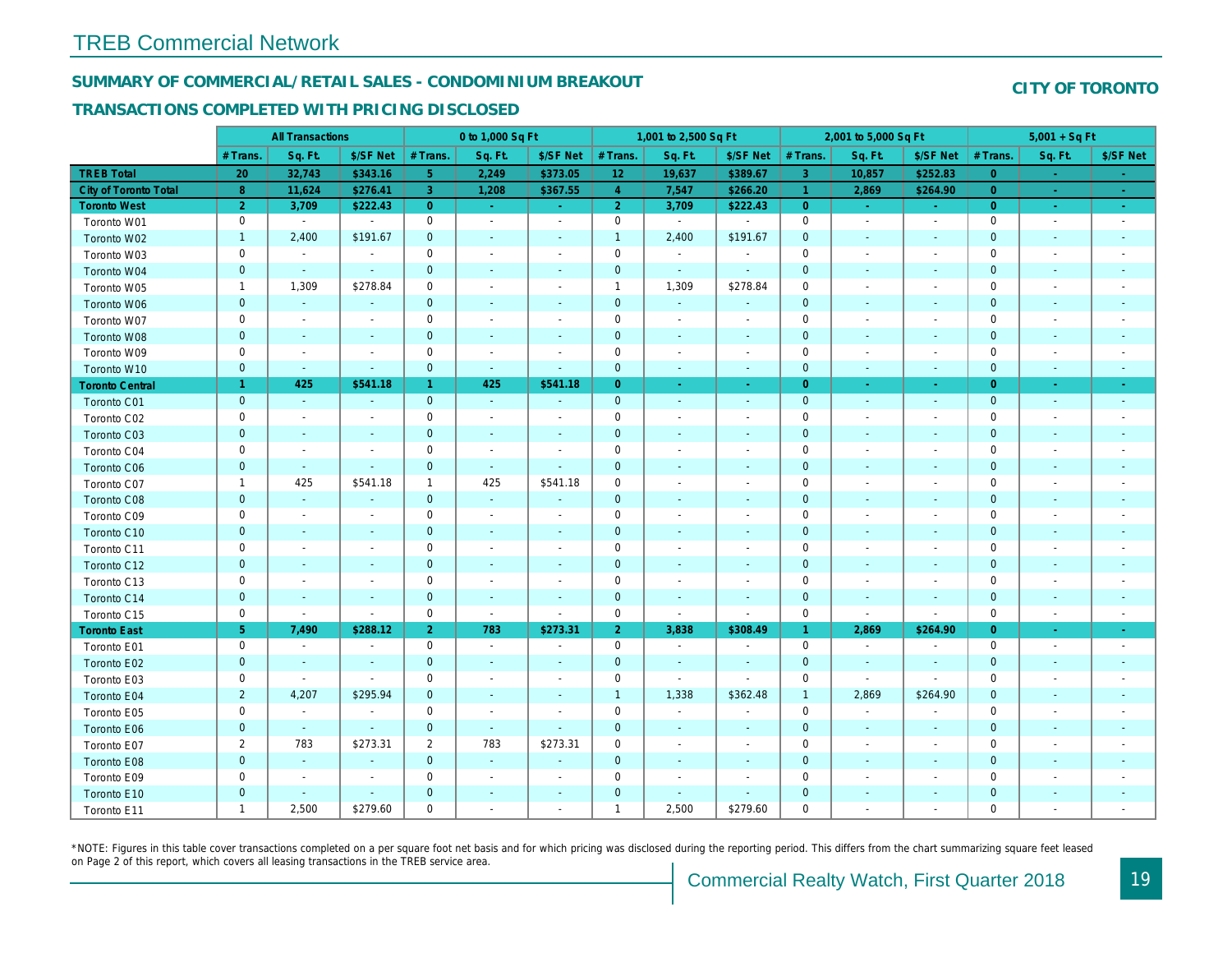TREB Commercial Network

## SUMMARY OF COMMERCIAL/RETAIL SALES - CONDOMINIUM BREAKOUT

## TRANSACTIONS COMPLETED WITH PRICING DISCLOSED

**CITY OF TORONTO**

| | All Transactions | | | 0 to 1,000 Sq Ft | | | 1,001 to 2,500 Sq Ft | | | 2,001 to 5,000 Sq Ft | | | 5,001 + Sq Ft | | |
|---|---|---|---|---|---|---|---|---|---|---|---|---|---|---|---|
| | # Trans. | Sq. Ft. | $/SF Net | # Trans. | Sq. Ft. | $/SF Net | # Trans. | Sq. Ft. | $/SF Net | # Trans. | Sq. Ft. | $/SF Net | # Trans. | Sq. Ft. | $/SF Net |
| **TREB Total** | **20** | **32,743** | **$343.16** | **5** | **2,249** | **$373.05** | **12** | **19,637** | **$389.67** | **3** | **10,857** | **$252.83** | **0** | **-** | **-** |
| **City of Toronto Total** | **8** | **11,624** | **$276.41** | **3** | **1,208** | **$367.55** | **4** | **7,547** | **$266.20** | **1** | **2,869** | **$264.90** | **0** | **-** | **-** |
| **Toronto West** | **2** | **3,709** | **$222.43** | **0** | **-** | **-** | **2** | **3,709** | **$222.43** | **0** | **-** | **-** | **0** | **-** | **-** |
| Toronto W01 | 0 | - | - | 0 | - | - | 0 | - | - | 0 | - | - | 0 | - | - |
| Toronto W02 | 1 | 2,400 | $191.67 | 0 | - | - | 1 | 2,400 | $191.67 | 0 | - | - | 0 | - | - |
| Toronto W03 | 0 | - | - | 0 | - | - | 0 | - | - | 0 | - | - | 0 | - | - |
| Toronto W04 | 0 | - | - | 0 | - | - | 0 | - | - | 0 | - | - | 0 | - | - |
| Toronto W05 | 1 | 1,309 | $278.84 | 0 | - | - | 1 | 1,309 | $278.84 | 0 | - | - | 0 | - | - |
| Toronto W06 | 0 | - | - | 0 | - | - | 0 | - | - | 0 | - | - | 0 | - | - |
| Toronto W07 | 0 | - | - | 0 | - | - | 0 | - | - | 0 | - | - | 0 | - | - |
| Toronto W08 | 0 | - | - | 0 | - | - | 0 | - | - | 0 | - | - | 0 | - | - |
| Toronto W09 | 0 | - | - | 0 | - | - | 0 | - | - | 0 | - | - | 0 | - | - |
| Toronto W10 | 0 | - | - | 0 | - | - | 0 | - | - | 0 | - | - | 0 | - | - |
| **Toronto Central** | **1** | **425** | **$541.18** | **1** | **425** | **$541.18** | **0** | **-** | **-** | **0** | **-** | **-** | **0** | **-** | **-** |
| Toronto C01 | 0 | - | - | 0 | - | - | 0 | - | - | 0 | - | - | 0 | - | - |
| Toronto C02 | 0 | - | - | 0 | - | - | 0 | - | - | 0 | - | - | 0 | - | - |
| Toronto C03 | 0 | - | - | 0 | - | - | 0 | - | - | 0 | - | - | 0 | - | - |
| Toronto C04 | 0 | - | - | 0 | - | - | 0 | - | - | 0 | - | - | 0 | - | - |
| Toronto C06 | 0 | - | - | 0 | - | - | 0 | - | - | 0 | - | - | 0 | - | - |
| Toronto C07 | 1 | 425 | $541.18 | 1 | 425 | $541.18 | 0 | - | - | 0 | - | - | 0 | - | - |
| Toronto C08 | 0 | - | - | 0 | - | - | 0 | - | - | 0 | - | - | 0 | - | - |
| Toronto C09 | 0 | - | - | 0 | - | - | 0 | - | - | 0 | - | - | 0 | - | - |
| Toronto C10 | 0 | - | - | 0 | - | - | 0 | - | - | 0 | - | - | 0 | - | - |
| Toronto C11 | 0 | - | - | 0 | - | - | 0 | - | - | 0 | - | - | 0 | - | - |
| Toronto C12 | 0 | - | - | 0 | - | - | 0 | - | - | 0 | - | - | 0 | - | - |
| Toronto C13 | 0 | - | - | 0 | - | - | 0 | - | - | 0 | - | - | 0 | - | - |
| Toronto C14 | 0 | - | - | 0 | - | - | 0 | - | - | 0 | - | - | 0 | - | - |
| Toronto C15 | 0 | - | - | 0 | - | - | 0 | - | - | 0 | - | - | 0 | - | - |
| **Toronto East** | **5** | **7,490** | **$288.12** | **2** | **783** | **$273.31** | **2** | **3,838** | **$308.49** | **1** | **2,869** | **$264.90** | **0** | **-** | **-** |
| Toronto E01 | 0 | - | - | 0 | - | - | 0 | - | - | 0 | - | - | 0 | - | - |
| Toronto E02 | 0 | - | - | 0 | - | - | 0 | - | - | 0 | - | - | 0 | - | - |
| Toronto E03 | 0 | - | - | 0 | - | - | 0 | - | - | 0 | - | - | 0 | - | - |
| Toronto E04 | 2 | 4,207 | $295.94 | 0 | - | - | 1 | 1,338 | $362.48 | 1 | 2,869 | $264.90 | 0 | - | - |
| Toronto E05 | 0 | - | - | 0 | - | - | 0 | - | - | 0 | - | - | 0 | - | - |
| Toronto E06 | 0 | - | - | 0 | - | - | 0 | - | - | 0 | - | - | 0 | - | - |
| Toronto E07 | 2 | 783 | $273.31 | 2 | 783 | $273.31 | 0 | - | - | 0 | - | - | 0 | - | - |
| Toronto E08 | 0 | - | - | 0 | - | - | 0 | - | - | 0 | - | - | 0 | - | - |
| Toronto E09 | 0 | - | - | 0 | - | - | 0 | - | - | 0 | - | - | 0 | - | - |
| Toronto E10 | 0 | - | - | 0 | - | - | 0 | - | - | 0 | - | - | 0 | - | - |
| Toronto E11 | 1 | 2,500 | $279.60 | 0 | - | - | 1 | 2,500 | $279.60 | 0 | - | - | 0 | - | - |

*NOTE: Figures in this table cover transactions completed on a per square foot net basis and for which pricing was disclosed during the reporting period. This differs from the chart summarizing square feet leased on Page 2 of this report, which covers all leasing transactions in the TREB service area.

Commercial Realty Watch, First Quarter 2018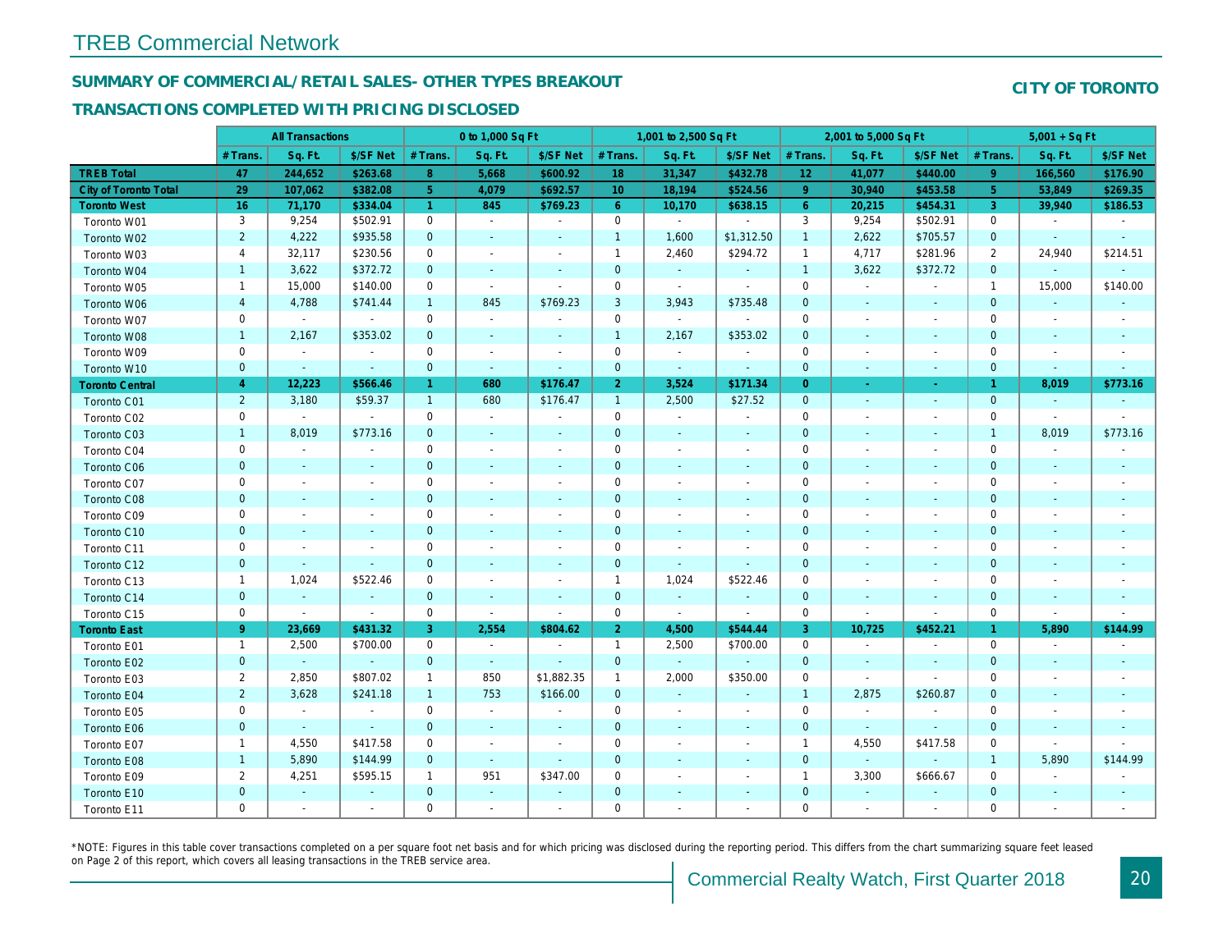# TREB Commercial Network

## SUMMARY OF COMMERCIAL/RETAIL SALES- OTHER TYPES BREAKOUT

**CITY OF TORONTO**

### TRANSACTIONS COMPLETED WITH PRICING DISCLOSED

| | All Transactions | | | 0 to 1,000 Sq Ft | | | 1,001 to 2,500 Sq Ft | | | 2,001 to 5,000 Sq Ft | | | 5,001 + Sq Ft | | |
|---|---|---|---|---|---|---|---|---|---|---|---|---|---|---|---|
| | # Trans. | Sq. Ft. | $/SF Net | # Trans. | Sq. Ft. | $/SF Net | # Trans. | Sq. Ft. | $/SF Net | # Trans. | Sq. Ft. | $/SF Net | # Trans. | Sq. Ft. | $/SF Net |
| **TREB Total** | **47** | **244,652** | **$263.68** | **8** | **5,668** | **$600.92** | **18** | **31,347** | **$432.78** | **12** | **41,077** | **$440.00** | **9** | **166,560** | **$176.90** |
| **City of Toronto Total** | **29** | **107,062** | **$382.08** | **5** | **4,079** | **$692.57** | **10** | **18,194** | **$524.56** | **9** | **30,940** | **$453.58** | **5** | **53,849** | **$269.35** |
| **Toronto West** | **16** | **71,170** | **$334.04** | **1** | **845** | **$769.23** | **6** | **10,170** | **$638.15** | **6** | **20,215** | **$454.31** | **3** | **39,940** | **$186.53** |
| Toronto W01 | 3 | 9,254 | $502.91 | 0 | - | - | 0 | - | - | 3 | 9,254 | $502.91 | 0 | - | - |
| Toronto W02 | 2 | 4,222 | $935.58 | 0 | - | - | 1 | 1,600 | $1,312.50 | 1 | 2,622 | $705.57 | 0 | - | - |
| Toronto W03 | 4 | 32,117 | $230.56 | 0 | - | - | 1 | 2,460 | $294.72 | 1 | 4,717 | $281.96 | 2 | 24,940 | $214.51 |
| Toronto W04 | 1 | 3,622 | $372.72 | 0 | - | - | 0 | - | - | 1 | 3,622 | $372.72 | 0 | - | - |
| Toronto W05 | 1 | 15,000 | $140.00 | 0 | - | - | 0 | - | - | 0 | - | - | 1 | 15,000 | $140.00 |
| Toronto W06 | 4 | 4,788 | $741.44 | 1 | 845 | $769.23 | 3 | 3,943 | $735.48 | 0 | - | - | 0 | - | - |
| Toronto W07 | 0 | - | - | 0 | - | - | 0 | - | - | 0 | - | - | 0 | - | - |
| Toronto W08 | 1 | 2,167 | $353.02 | 0 | - | - | 1 | 2,167 | $353.02 | 0 | - | - | 0 | - | - |
| Toronto W09 | 0 | - | - | 0 | - | - | 0 | - | - | 0 | - | - | 0 | - | - |
| Toronto W10 | 0 | - | - | 0 | - | - | 0 | - | - | 0 | - | - | 0 | - | - |
| **Toronto Central** | **4** | **12,223** | **$566.46** | **1** | **680** | **$176.47** | **2** | **3,524** | **$171.34** | **0** | **-** | **-** | **1** | **8,019** | **$773.16** |
| Toronto C01 | 2 | 3,180 | $59.37 | 1 | 680 | $176.47 | 1 | 2,500 | $27.52 | 0 | - | - | 0 | - | - |
| Toronto C02 | 0 | - | - | 0 | - | - | 0 | - | - | 0 | - | - | 0 | - | - |
| Toronto C03 | 1 | 8,019 | $773.16 | 0 | - | - | 0 | - | - | 0 | - | - | 1 | 8,019 | $773.16 |
| Toronto C04 | 0 | - | - | 0 | - | - | 0 | - | - | 0 | - | - | 0 | - | - |
| Toronto C06 | 0 | - | - | 0 | - | - | 0 | - | - | 0 | - | - | 0 | - | - |
| Toronto C07 | 0 | - | - | 0 | - | - | 0 | - | - | 0 | - | - | 0 | - | - |
| Toronto C08 | 0 | - | - | 0 | - | - | 0 | - | - | 0 | - | - | 0 | - | - |
| Toronto C09 | 0 | - | - | 0 | - | - | 0 | - | - | 0 | - | - | 0 | - | - |
| Toronto C10 | 0 | - | - | 0 | - | - | 0 | - | - | 0 | - | - | 0 | - | - |
| Toronto C11 | 0 | - | - | 0 | - | - | 0 | - | - | 0 | - | - | 0 | - | - |
| Toronto C12 | 0 | - | - | 0 | - | - | 0 | - | - | 0 | - | - | 0 | - | - |
| Toronto C13 | 1 | 1,024 | $522.46 | 0 | - | - | 1 | 1,024 | $522.46 | 0 | - | - | 0 | - | - |
| Toronto C14 | 0 | - | - | 0 | - | - | 0 | - | - | 0 | - | - | 0 | - | - |
| Toronto C15 | 0 | - | - | 0 | - | - | 0 | - | - | 0 | - | - | 0 | - | - |
| **Toronto East** | **9** | **23,669** | **$431.32** | **3** | **2,554** | **$804.62** | **2** | **4,500** | **$544.44** | **3** | **10,725** | **$452.21** | **1** | **5,890** | **$144.99** |
| Toronto E01 | 1 | 2,500 | $700.00 | 0 | - | - | 1 | 2,500 | $700.00 | 0 | - | - | 0 | - | - |
| Toronto E02 | 0 | - | - | 0 | - | - | 0 | - | - | 0 | - | - | 0 | - | - |
| Toronto E03 | 2 | 2,850 | $807.02 | 1 | 850 | $1,882.35 | 1 | 2,000 | $350.00 | 0 | - | - | 0 | - | - |
| Toronto E04 | 2 | 3,628 | $241.18 | 1 | 753 | $166.00 | 0 | - | - | 1 | 2,875 | $260.87 | 0 | - | - |
| Toronto E05 | 0 | - | - | 0 | - | - | 0 | - | - | 0 | - | - | 0 | - | - |
| Toronto E06 | 0 | - | - | 0 | - | - | 0 | - | - | 0 | - | - | 0 | - | - |
| Toronto E07 | 1 | 4,550 | $417.58 | 0 | - | - | 0 | - | - | 1 | 4,550 | $417.58 | 0 | - | - |
| Toronto E08 | 1 | 5,890 | $144.99 | 0 | - | - | 0 | - | - | 0 | - | - | 1 | 5,890 | $144.99 |
| Toronto E09 | 2 | 4,251 | $595.15 | 1 | 951 | $347.00 | 0 | - | - | 1 | 3,300 | $666.67 | 0 | - | - |
| Toronto E10 | 0 | - | - | 0 | - | - | 0 | - | - | 0 | - | - | 0 | - | - |
| Toronto E11 | 0 | - | - | 0 | - | - | 0 | - | - | 0 | - | - | 0 | - | - |

*NOTE: Figures in this table cover transactions completed on a per square foot net basis and for which pricing was disclosed during the reporting period. This differs from the chart summarizing square feet leased on Page 2 of this report, which covers all leasing transactions in the TREB service area.

Commercial Realty Watch, First Quarter 2018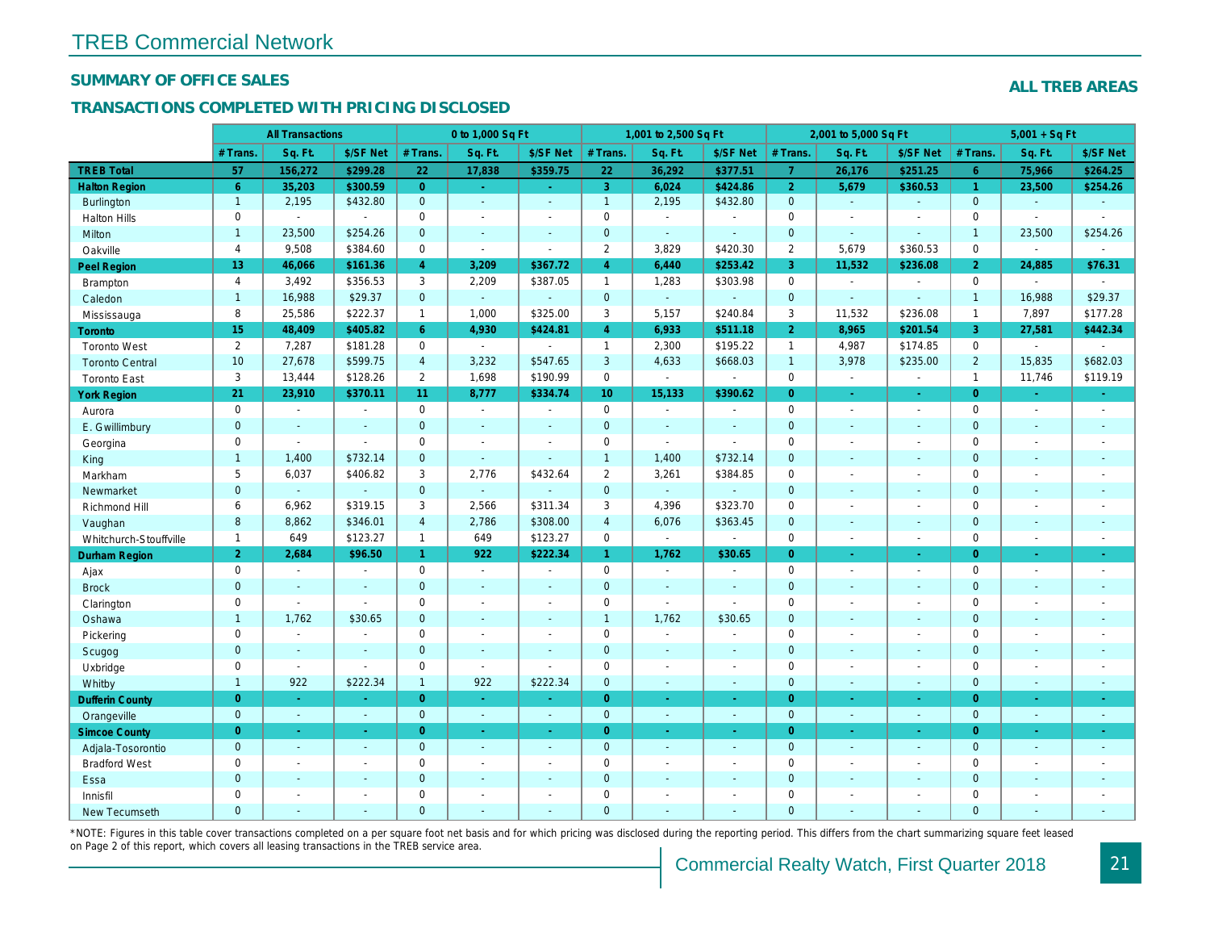# TREB Commercial Network

## SUMMARY OF OFFICE SALES

## TRANSACTIONS COMPLETED WITH PRICING DISCLOSED

**ALL TREB AREAS**

| | All Transactions | | | 0 to 1,000 Sq Ft | | | 1,001 to 2,500 Sq Ft | | | 2,001 to 5,000 Sq Ft | | | 5,001 + Sq Ft | | |
|---|---|---|---|---|---|---|---|---|---|---|---|---|---|---|---|
| | # Trans. | Sq. Ft. | $/SF Net | # Trans. | Sq. Ft. | $/SF Net | # Trans. | Sq. Ft. | $/SF Net | # Trans. | Sq. Ft. | $/SF Net | # Trans. | Sq. Ft. | $/SF Net |
| **TREB Total** | 57 | 156,272 | $299.28 | 22 | 17,838 | $359.75 | 22 | 36,292 | $377.51 | 7 | 26,176 | $251.25 | 6 | 75,966 | $264.25 |
| **Halton Region** | 6 | 35,203 | $300.59 | 0 | - | - | 3 | 6,024 | $424.86 | 2 | 5,679 | $360.53 | 1 | 23,500 | $254.26 |
| Burlington | 1 | 2,195 | $432.80 | 0 | - | - | 1 | 2,195 | $432.80 | 0 | - | - | 0 | - | - |
| Halton Hills | 0 | - | - | 0 | - | - | 0 | - | - | 0 | - | - | 0 | - | - |
| Milton | 1 | 23,500 | $254.26 | 0 | - | - | 0 | - | - | 0 | - | - | 1 | 23,500 | $254.26 |
| Oakville | 4 | 9,508 | $384.60 | 0 | - | - | 2 | 3,829 | $420.30 | 2 | 5,679 | $360.53 | 0 | - | - |
| **Peel Region** | 13 | 46,066 | $161.36 | 4 | 3,209 | $367.72 | 4 | 6,440 | $253.42 | 3 | 11,532 | $236.08 | 2 | 24,885 | $76.31 |
| Brampton | 4 | 3,492 | $356.53 | 3 | 2,209 | $387.05 | 1 | 1,283 | $303.98 | 0 | - | - | 0 | - | - |
| Caledon | 1 | 16,988 | $29.37 | 0 | - | - | 0 | - | - | 0 | - | - | 1 | 16,988 | $29.37 |
| Mississauga | 8 | 25,586 | $222.37 | 1 | 1,000 | $325.00 | 3 | 5,157 | $240.84 | 3 | 11,532 | $236.08 | 1 | 7,897 | $177.28 |
| **Toronto** | 15 | 48,409 | $405.82 | 6 | 4,930 | $424.81 | 4 | 6,933 | $511.18 | 2 | 8,965 | $201.54 | 3 | 27,581 | $442.34 |
| Toronto West | 2 | 7,287 | $181.28 | 0 | - | - | 1 | 2,300 | $195.22 | 1 | 4,987 | $174.85 | 0 | - | - |
| Toronto Central | 10 | 27,678 | $599.75 | 4 | 3,232 | $547.65 | 3 | 4,633 | $668.03 | 1 | 3,978 | $235.00 | 2 | 15,835 | $682.03 |
| Toronto East | 3 | 13,444 | $128.26 | 2 | 1,698 | $190.99 | 0 | - | - | 0 | - | - | 1 | 11,746 | $119.19 |
| **York Region** | 21 | 23,910 | $370.11 | 11 | 8,777 | $334.74 | 10 | 15,133 | $390.62 | 0 | - | - | 0 | - | - |
| Aurora | 0 | - | - | 0 | - | - | 0 | - | - | 0 | - | - | 0 | - | - |
| E. Gwillimbury | 0 | - | - | 0 | - | - | 0 | - | - | 0 | - | - | 0 | - | - |
| Georgina | 0 | - | - | 0 | - | - | 0 | - | - | 0 | - | - | 0 | - | - |
| King | 1 | 1,400 | $732.14 | 0 | - | - | 1 | 1,400 | $732.14 | 0 | - | - | 0 | - | - |
| Markham | 5 | 6,037 | $406.82 | 3 | 2,776 | $432.64 | 2 | 3,261 | $384.85 | 0 | - | - | 0 | - | - |
| Newmarket | 0 | - | - | 0 | - | - | 0 | - | - | 0 | - | - | 0 | - | - |
| Richmond Hill | 6 | 6,962 | $319.15 | 3 | 2,566 | $311.34 | 3 | 4,396 | $323.70 | 0 | - | - | 0 | - | - |
| Vaughan | 8 | 8,862 | $346.01 | 4 | 2,786 | $308.00 | 4 | 6,076 | $363.45 | 0 | - | - | 0 | - | - |
| Whitchurch-Stouffville | 1 | 649 | $123.27 | 1 | 649 | $123.27 | 0 | - | - | 0 | - | - | 0 | - | - |
| **Durham Region** | 2 | 2,684 | $96.50 | 1 | 922 | $222.34 | 1 | 1,762 | $30.65 | 0 | - | - | 0 | - | - |
| Ajax | 0 | - | - | 0 | - | - | 0 | - | - | 0 | - | - | 0 | - | - |
| Brock | 0 | - | - | 0 | - | - | 0 | - | - | 0 | - | - | 0 | - | - |
| Clarington | 0 | - | - | 0 | - | - | 0 | - | - | 0 | - | - | 0 | - | - |
| Oshawa | 1 | 1,762 | $30.65 | 0 | - | - | 1 | 1,762 | $30.65 | 0 | - | - | 0 | - | - |
| Pickering | 0 | - | - | 0 | - | - | 0 | - | - | 0 | - | - | 0 | - | - |
| Scugog | 0 | - | - | 0 | - | - | 0 | - | - | 0 | - | - | 0 | - | - |
| Uxbridge | 0 | - | - | 0 | - | - | 0 | - | - | 0 | - | - | 0 | - | - |
| Whitby | 1 | 922 | $222.34 | 1 | 922 | $222.34 | 0 | - | - | 0 | - | - | 0 | - | - |
| **Dufferin County** | 0 | - | - | 0 | - | - | 0 | - | - | 0 | - | - | 0 | - | - |
| Orangeville | 0 | - | - | 0 | - | - | 0 | - | - | 0 | - | - | 0 | - | - |
| **Simcoe County** | 0 | - | - | 0 | - | - | 0 | - | - | 0 | - | - | 0 | - | - |
| Adjala-Tosorontio | 0 | - | - | 0 | - | - | 0 | - | - | 0 | - | - | 0 | - | - |
| Bradford West | 0 | - | - | 0 | - | - | 0 | - | - | 0 | - | - | 0 | - | - |
| Essa | 0 | - | - | 0 | - | - | 0 | - | - | 0 | - | - | 0 | - | - |
| Innisfil | 0 | - | - | 0 | - | - | 0 | - | - | 0 | - | - | 0 | - | - |
| New Tecumseth | 0 | - | - | 0 | - | - | 0 | - | - | 0 | - | - | 0 | - | - |

*NOTE: Figures in this table cover transactions completed on a per square foot net basis and for which pricing was disclosed during the reporting period. This differs from the chart summarizing square feet leased on Page 2 of this report, which covers all leasing transactions in the TREB service area.

Commercial Realty Watch, First Quarter 2018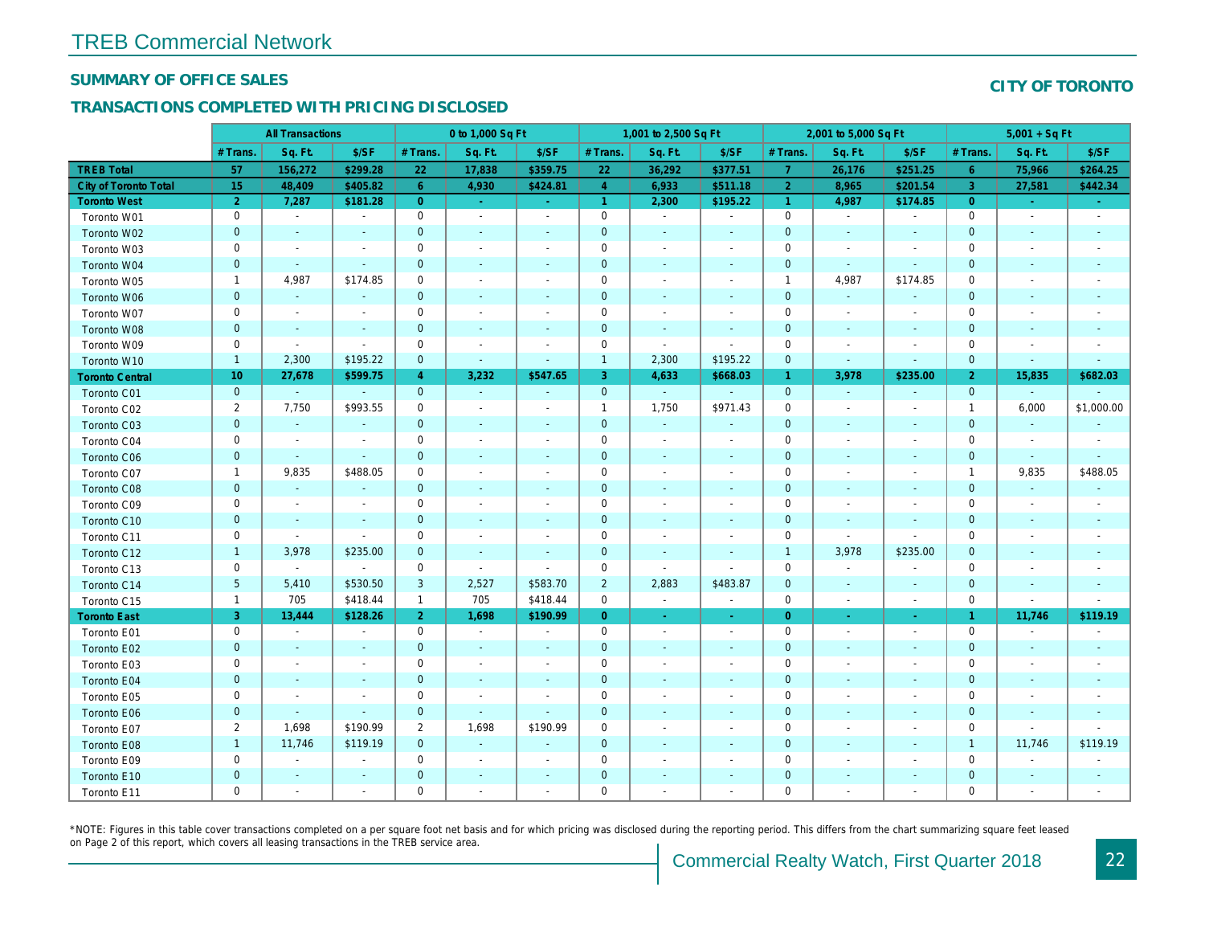# TREB Commercial Network

## SUMMARY OF OFFICE SALES

**CITY OF TORONTO**

## TRANSACTIONS COMPLETED WITH PRICING DISCLOSED

| | All Transactions | | | 0 to 1,000 Sq Ft | | | 1,001 to 2,500 Sq Ft | | | 2,001 to 5,000 Sq Ft | | | 5,001 + Sq Ft | | |
|---|---|---|---|---|---|---|---|---|---|---|---|---|---|---|---|
| | # Trans. | Sq. Ft. | $/SF | # Trans. | Sq. Ft. | $/SF | # Trans. | Sq. Ft. | $/SF | # Trans. | Sq. Ft. | $/SF | # Trans. | Sq. Ft. | $/SF |
| **TREB Total** | **57** | **156,272** | **$299.28** | **22** | **17,838** | **$359.75** | **22** | **36,292** | **$377.51** | **7** | **26,176** | **$251.25** | **6** | **75,966** | **$264.25** |
| **City of Toronto Total** | **15** | **48,409** | **$405.82** | **6** | **4,930** | **$424.81** | **4** | **6,933** | **$511.18** | **2** | **8,965** | **$201.54** | **3** | **27,581** | **$442.34** |
| **Toronto West** | **2** | **7,287** | **$181.28** | **0** | **-** | **-** | **1** | **2,300** | **$195.22** | **1** | **4,987** | **$174.85** | **0** | **-** | **-** |
| Toronto W01 | 0 | - | - | 0 | - | - | 0 | - | - | 0 | - | - | 0 | - | - |
| Toronto W02 | 0 | - | - | 0 | - | - | 0 | - | - | 0 | - | - | 0 | - | - |
| Toronto W03 | 0 | - | - | 0 | - | - | 0 | - | - | 0 | - | - | 0 | - | - |
| Toronto W04 | 0 | - | - | 0 | - | - | 0 | - | - | 0 | - | - | 0 | - | - |
| Toronto W05 | 1 | 4,987 | $174.85 | 0 | - | - | 0 | - | - | 1 | 4,987 | $174.85 | 0 | - | - |
| Toronto W06 | 0 | - | - | 0 | - | - | 0 | - | - | 0 | - | - | 0 | - | - |
| Toronto W07 | 0 | - | - | 0 | - | - | 0 | - | - | 0 | - | - | 0 | - | - |
| Toronto W08 | 0 | - | - | 0 | - | - | 0 | - | - | 0 | - | - | 0 | - | - |
| Toronto W09 | 0 | - | - | 0 | - | - | 0 | - | - | 0 | - | - | 0 | - | - |
| Toronto W10 | 1 | 2,300 | $195.22 | 0 | - | - | 1 | 2,300 | $195.22 | 0 | - | - | 0 | - | - |
| **Toronto Central** | **10** | **27,678** | **$599.75** | **4** | **3,232** | **$547.65** | **3** | **4,633** | **$668.03** | **1** | **3,978** | **$235.00** | **2** | **15,835** | **$682.03** |
| Toronto C01 | 0 | - | - | 0 | - | - | 0 | - | - | 0 | - | - | 0 | - | - |
| Toronto C02 | 2 | 7,750 | $993.55 | 0 | - | - | 1 | 1,750 | $971.43 | 0 | - | - | 1 | 6,000 | $1,000.00 |
| Toronto C03 | 0 | - | - | 0 | - | - | 0 | - | - | 0 | - | - | 0 | - | - |
| Toronto C04 | 0 | - | - | 0 | - | - | 0 | - | - | 0 | - | - | 0 | - | - |
| Toronto C06 | 0 | - | - | 0 | - | - | 0 | - | - | 0 | - | - | 0 | - | - |
| Toronto C07 | 1 | 9,835 | $488.05 | 0 | - | - | 0 | - | - | 0 | - | - | 1 | 9,835 | $488.05 |
| Toronto C08 | 0 | - | - | 0 | - | - | 0 | - | - | 0 | - | - | 0 | - | - |
| Toronto C09 | 0 | - | - | 0 | - | - | 0 | - | - | 0 | - | - | 0 | - | - |
| Toronto C10 | 0 | - | - | 0 | - | - | 0 | - | - | 0 | - | - | 0 | - | - |
| Toronto C11 | 0 | - | - | 0 | - | - | 0 | - | - | 0 | - | - | 0 | - | - |
| Toronto C12 | 1 | 3,978 | $235.00 | 0 | - | - | 0 | - | - | 1 | 3,978 | $235.00 | 0 | - | - |
| Toronto C13 | 0 | - | - | 0 | - | - | 0 | - | - | 0 | - | - | 0 | - | - |
| Toronto C14 | 5 | 5,410 | $530.50 | 3 | 2,527 | $583.70 | 2 | 2,883 | $483.87 | 0 | - | - | 0 | - | - |
| Toronto C15 | 1 | 705 | $418.44 | 1 | 705 | $418.44 | 0 | - | - | 0 | - | - | 0 | - | - |
| **Toronto East** | **3** | **13,444** | **$128.26** | **2** | **1,698** | **$190.99** | **0** | **-** | **-** | **0** | **-** | **-** | **1** | **11,746** | **$119.19** |
| Toronto E01 | 0 | - | - | 0 | - | - | 0 | - | - | 0 | - | - | 0 | - | - |
| Toronto E02 | 0 | - | - | 0 | - | - | 0 | - | - | 0 | - | - | 0 | - | - |
| Toronto E03 | 0 | - | - | 0 | - | - | 0 | - | - | 0 | - | - | 0 | - | - |
| Toronto E04 | 0 | - | - | 0 | - | - | 0 | - | - | 0 | - | - | 0 | - | - |
| Toronto E05 | 0 | - | - | 0 | - | - | 0 | - | - | 0 | - | - | 0 | - | - |
| Toronto E06 | 0 | - | - | 0 | - | - | 0 | - | - | 0 | - | - | 0 | - | - |
| Toronto E07 | 2 | 1,698 | $190.99 | 2 | 1,698 | $190.99 | 0 | - | - | 0 | - | - | 0 | - | - |
| Toronto E08 | 1 | 11,746 | $119.19 | 0 | - | - | 0 | - | - | 0 | - | - | 1 | 11,746 | $119.19 |
| Toronto E09 | 0 | - | - | 0 | - | - | 0 | - | - | 0 | - | - | 0 | - | - |
| Toronto E10 | 0 | - | - | 0 | - | - | 0 | - | - | 0 | - | - | 0 | - | - |
| Toronto E11 | 0 | - | - | 0 | - | - | 0 | - | - | 0 | - | - | 0 | - | - |

*NOTE: Figures in this table cover transactions completed on a per square foot net basis and for which pricing was disclosed during the reporting period. This differs from the chart summarizing square feet leased on Page 2 of this report, which covers all leasing transactions in the TREB service area.

Commercial Realty Watch, First Quarter 2018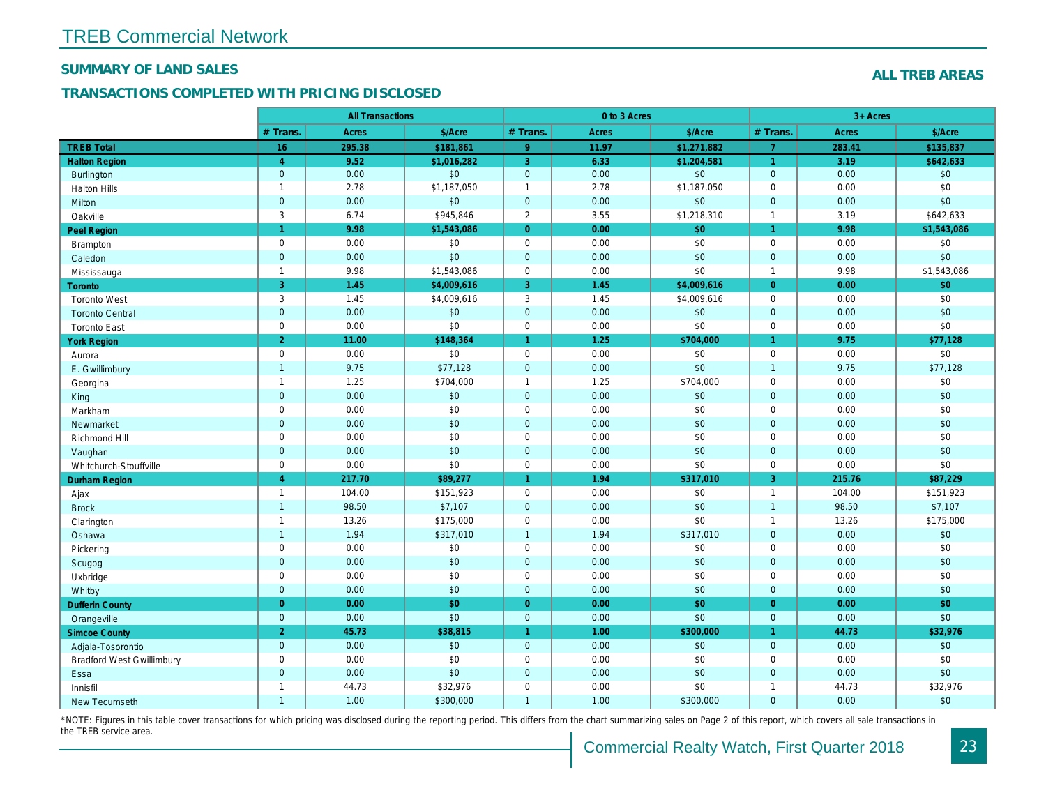# TREB Commercial Network

## SUMMARY OF LAND SALES

## TRANSACTIONS COMPLETED WITH PRICING DISCLOSED

**ALL TREB AREAS**

| | All Transactions | | | 0 to 3 Acres | | | 3+ Acres | | |
|---|---|---|---|---|---|---|---|---|---|
| | # Trans. | Acres | $/Acre | # Trans. | Acres | $/Acre | # Trans. | Acres | $/Acre |
| **TREB Total** | **16** | **295.38** | **$181,861** | **9** | **11.97** | **$1,271,882** | **7** | **283.41** | **$135,837** |
| **Halton Region** | **4** | **9.52** | **$1,016,282** | **3** | **6.33** | **$1,204,581** | **1** | **3.19** | **$642,633** |
| Burlington | 0 | 0.00 | $0 | 0 | 0.00 | $0 | 0 | 0.00 | $0 |
| Halton Hills | 1 | 2.78 | $1,187,050 | 1 | 2.78 | $1,187,050 | 0 | 0.00 | $0 |
| Milton | 0 | 0.00 | $0 | 0 | 0.00 | $0 | 0 | 0.00 | $0 |
| Oakville | 3 | 6.74 | $945,846 | 2 | 3.55 | $1,218,310 | 1 | 3.19 | $642,633 |
| **Peel Region** | **1** | **9.98** | **$1,543,086** | **0** | **0.00** | **$0** | **1** | **9.98** | **$1,543,086** |
| Brampton | 0 | 0.00 | $0 | 0 | 0.00 | $0 | 0 | 0.00 | $0 |
| Caledon | 0 | 0.00 | $0 | 0 | 0.00 | $0 | 0 | 0.00 | $0 |
| Mississauga | 1 | 9.98 | $1,543,086 | 0 | 0.00 | $0 | 1 | 9.98 | $1,543,086 |
| **Toronto** | **3** | **1.45** | **$4,009,616** | **3** | **1.45** | **$4,009,616** | **0** | **0.00** | **$0** |
| Toronto West | 3 | 1.45 | $4,009,616 | 3 | 1.45 | $4,009,616 | 0 | 0.00 | $0 |
| Toronto Central | 0 | 0.00 | $0 | 0 | 0.00 | $0 | 0 | 0.00 | $0 |
| Toronto East | 0 | 0.00 | $0 | 0 | 0.00 | $0 | 0 | 0.00 | $0 |
| **York Region** | **2** | **11.00** | **$148,364** | **1** | **1.25** | **$704,000** | **1** | **9.75** | **$77,128** |
| Aurora | 0 | 0.00 | $0 | 0 | 0.00 | $0 | 0 | 0.00 | $0 |
| E. Gwillimbury | 1 | 9.75 | $77,128 | 0 | 0.00 | $0 | 1 | 9.75 | $77,128 |
| Georgina | 1 | 1.25 | $704,000 | 1 | 1.25 | $704,000 | 0 | 0.00 | $0 |
| King | 0 | 0.00 | $0 | 0 | 0.00 | $0 | 0 | 0.00 | $0 |
| Markham | 0 | 0.00 | $0 | 0 | 0.00 | $0 | 0 | 0.00 | $0 |
| Newmarket | 0 | 0.00 | $0 | 0 | 0.00 | $0 | 0 | 0.00 | $0 |
| Richmond Hill | 0 | 0.00 | $0 | 0 | 0.00 | $0 | 0 | 0.00 | $0 |
| Vaughan | 0 | 0.00 | $0 | 0 | 0.00 | $0 | 0 | 0.00 | $0 |
| Whitchurch-Stouffville | 0 | 0.00 | $0 | 0 | 0.00 | $0 | 0 | 0.00 | $0 |
| **Durham Region** | **4** | **217.70** | **$89,277** | **1** | **1.94** | **$317,010** | **3** | **215.76** | **$87,229** |
| Ajax | 1 | 104.00 | $151,923 | 0 | 0.00 | $0 | 1 | 104.00 | $151,923 |
| Brock | 1 | 98.50 | $7,107 | 0 | 0.00 | $0 | 1 | 98.50 | $7,107 |
| Clarington | 1 | 13.26 | $175,000 | 0 | 0.00 | $0 | 1 | 13.26 | $175,000 |
| Oshawa | 1 | 1.94 | $317,010 | 1 | 1.94 | $317,010 | 0 | 0.00 | $0 |
| Pickering | 0 | 0.00 | $0 | 0 | 0.00 | $0 | 0 | 0.00 | $0 |
| Scugog | 0 | 0.00 | $0 | 0 | 0.00 | $0 | 0 | 0.00 | $0 |
| Uxbridge | 0 | 0.00 | $0 | 0 | 0.00 | $0 | 0 | 0.00 | $0 |
| Whitby | 0 | 0.00 | $0 | 0 | 0.00 | $0 | 0 | 0.00 | $0 |
| **Dufferin County** | **0** | **0.00** | **$0** | **0** | **0.00** | **$0** | **0** | **0.00** | **$0** |
| Orangeville | 0 | 0.00 | $0 | 0 | 0.00 | $0 | 0 | 0.00 | $0 |
| **Simcoe County** | **2** | **45.73** | **$38,815** | **1** | **1.00** | **$300,000** | **1** | **44.73** | **$32,976** |
| Adjala-Tosorontio | 0 | 0.00 | $0 | 0 | 0.00 | $0 | 0 | 0.00 | $0 |
| Bradford West Gwillimbury | 0 | 0.00 | $0 | 0 | 0.00 | $0 | 0 | 0.00 | $0 |
| Essa | 0 | 0.00 | $0 | 0 | 0.00 | $0 | 0 | 0.00 | $0 |
| Innisfil | 1 | 44.73 | $32,976 | 0 | 0.00 | $0 | 1 | 44.73 | $32,976 |
| New Tecumseth | 1 | 1.00 | $300,000 | 1 | 1.00 | $300,000 | 0 | 0.00 | $0 |

*NOTE: Figures in this table cover transactions for which pricing was disclosed during the reporting period. This differs from the chart summarizing sales on Page 2 of this report, which covers all sale transactions in the TREB service area.

Commercial Realty Watch, First Quarter 2018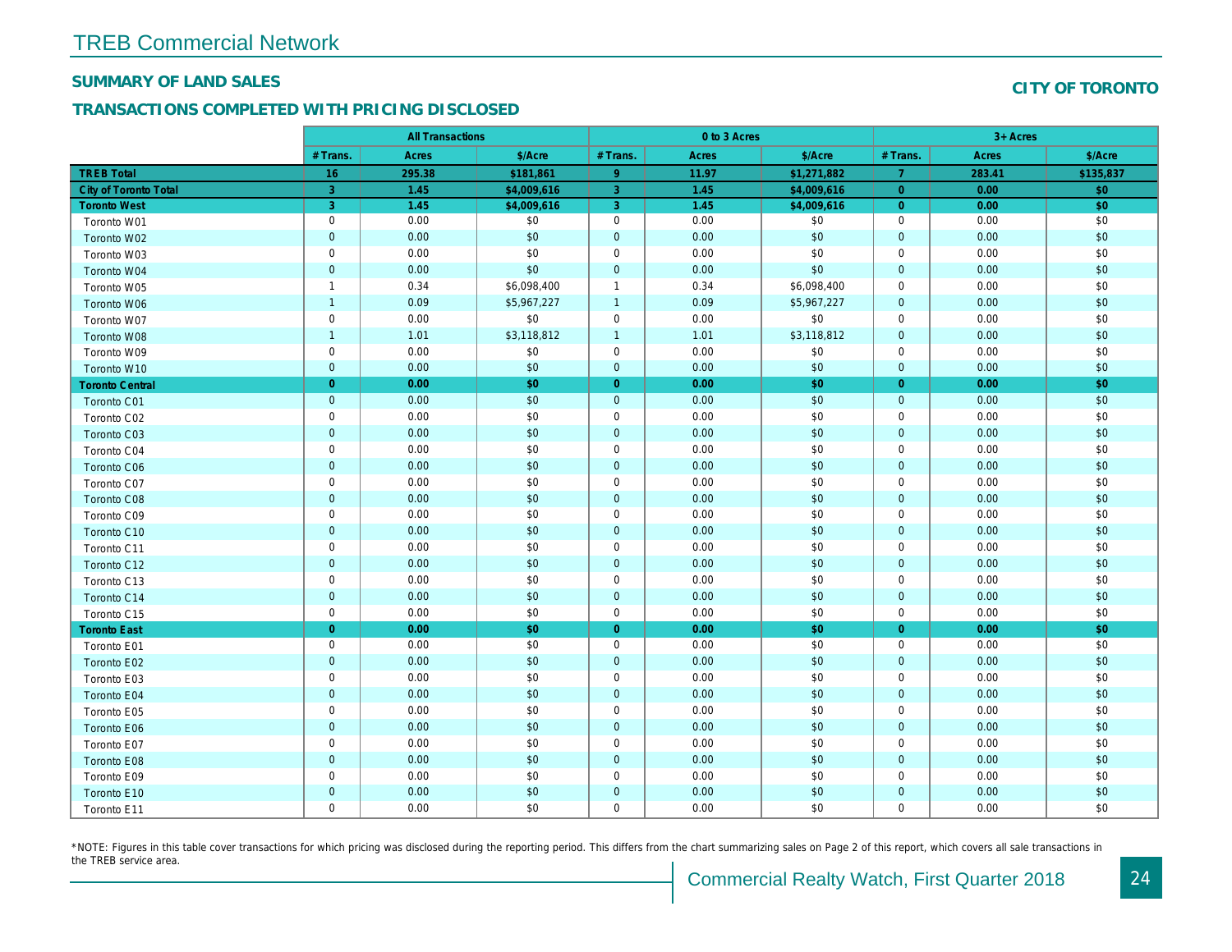# TREB Commercial Network

## SUMMARY OF LAND SALES

## TRANSACTIONS COMPLETED WITH PRICING DISCLOSED

**CITY OF TORONTO**

| | All Transactions | | | 0 to 3 Acres | | | 3+ Acres | | |
|---|---|---|---|---|---|---|---|---|---|
| | # Trans. | Acres | $/Acre | # Trans. | Acres | $/Acre | # Trans. | Acres | $/Acre |
| **TREB Total** | **16** | **295.38** | **$181,861** | **9** | **11.97** | **$1,271,882** | **7** | **283.41** | **$135,837** |
| **City of Toronto Total** | **3** | **1.45** | **$4,009,616** | **3** | **1.45** | **$4,009,616** | **0** | **0.00** | **$0** |
| **Toronto West** | **3** | **1.45** | **$4,009,616** | **3** | **1.45** | **$4,009,616** | **0** | **0.00** | **$0** |
| Toronto W01 | 0 | 0.00 | $0 | 0 | 0.00 | $0 | 0 | 0.00 | $0 |
| Toronto W02 | 0 | 0.00 | $0 | 0 | 0.00 | $0 | 0 | 0.00 | $0 |
| Toronto W03 | 0 | 0.00 | $0 | 0 | 0.00 | $0 | 0 | 0.00 | $0 |
| Toronto W04 | 0 | 0.00 | $0 | 0 | 0.00 | $0 | 0 | 0.00 | $0 |
| Toronto W05 | 1 | 0.34 | $6,098,400 | 1 | 0.34 | $6,098,400 | 0 | 0.00 | $0 |
| Toronto W06 | 1 | 0.09 | $5,967,227 | 1 | 0.09 | $5,967,227 | 0 | 0.00 | $0 |
| Toronto W07 | 0 | 0.00 | $0 | 0 | 0.00 | $0 | 0 | 0.00 | $0 |
| Toronto W08 | 1 | 1.01 | $3,118,812 | 1 | 1.01 | $3,118,812 | 0 | 0.00 | $0 |
| Toronto W09 | 0 | 0.00 | $0 | 0 | 0.00 | $0 | 0 | 0.00 | $0 |
| Toronto W10 | 0 | 0.00 | $0 | 0 | 0.00 | $0 | 0 | 0.00 | $0 |
| **Toronto Central** | **0** | **0.00** | **$0** | **0** | **0.00** | **$0** | **0** | **0.00** | **$0** |
| Toronto C01 | 0 | 0.00 | $0 | 0 | 0.00 | $0 | 0 | 0.00 | $0 |
| Toronto C02 | 0 | 0.00 | $0 | 0 | 0.00 | $0 | 0 | 0.00 | $0 |
| Toronto C03 | 0 | 0.00 | $0 | 0 | 0.00 | $0 | 0 | 0.00 | $0 |
| Toronto C04 | 0 | 0.00 | $0 | 0 | 0.00 | $0 | 0 | 0.00 | $0 |
| Toronto C06 | 0 | 0.00 | $0 | 0 | 0.00 | $0 | 0 | 0.00 | $0 |
| Toronto C07 | 0 | 0.00 | $0 | 0 | 0.00 | $0 | 0 | 0.00 | $0 |
| Toronto C08 | 0 | 0.00 | $0 | 0 | 0.00 | $0 | 0 | 0.00 | $0 |
| Toronto C09 | 0 | 0.00 | $0 | 0 | 0.00 | $0 | 0 | 0.00 | $0 |
| Toronto C10 | 0 | 0.00 | $0 | 0 | 0.00 | $0 | 0 | 0.00 | $0 |
| Toronto C11 | 0 | 0.00 | $0 | 0 | 0.00 | $0 | 0 | 0.00 | $0 |
| Toronto C12 | 0 | 0.00 | $0 | 0 | 0.00 | $0 | 0 | 0.00 | $0 |
| Toronto C13 | 0 | 0.00 | $0 | 0 | 0.00 | $0 | 0 | 0.00 | $0 |
| Toronto C14 | 0 | 0.00 | $0 | 0 | 0.00 | $0 | 0 | 0.00 | $0 |
| Toronto C15 | 0 | 0.00 | $0 | 0 | 0.00 | $0 | 0 | 0.00 | $0 |
| **Toronto East** | **0** | **0.00** | **$0** | **0** | **0.00** | **$0** | **0** | **0.00** | **$0** |
| Toronto E01 | 0 | 0.00 | $0 | 0 | 0.00 | $0 | 0 | 0.00 | $0 |
| Toronto E02 | 0 | 0.00 | $0 | 0 | 0.00 | $0 | 0 | 0.00 | $0 |
| Toronto E03 | 0 | 0.00 | $0 | 0 | 0.00 | $0 | 0 | 0.00 | $0 |
| Toronto E04 | 0 | 0.00 | $0 | 0 | 0.00 | $0 | 0 | 0.00 | $0 |
| Toronto E05 | 0 | 0.00 | $0 | 0 | 0.00 | $0 | 0 | 0.00 | $0 |
| Toronto E06 | 0 | 0.00 | $0 | 0 | 0.00 | $0 | 0 | 0.00 | $0 |
| Toronto E07 | 0 | 0.00 | $0 | 0 | 0.00 | $0 | 0 | 0.00 | $0 |
| Toronto E08 | 0 | 0.00 | $0 | 0 | 0.00 | $0 | 0 | 0.00 | $0 |
| Toronto E09 | 0 | 0.00 | $0 | 0 | 0.00 | $0 | 0 | 0.00 | $0 |
| Toronto E10 | 0 | 0.00 | $0 | 0 | 0.00 | $0 | 0 | 0.00 | $0 |
| Toronto E11 | 0 | 0.00 | $0 | 0 | 0.00 | $0 | 0 | 0.00 | $0 |

*NOTE: Figures in this table cover transactions for which pricing was disclosed during the reporting period. This differs from the chart summarizing sales on Page 2 of this report, which covers all sale transactions in the TREB service area.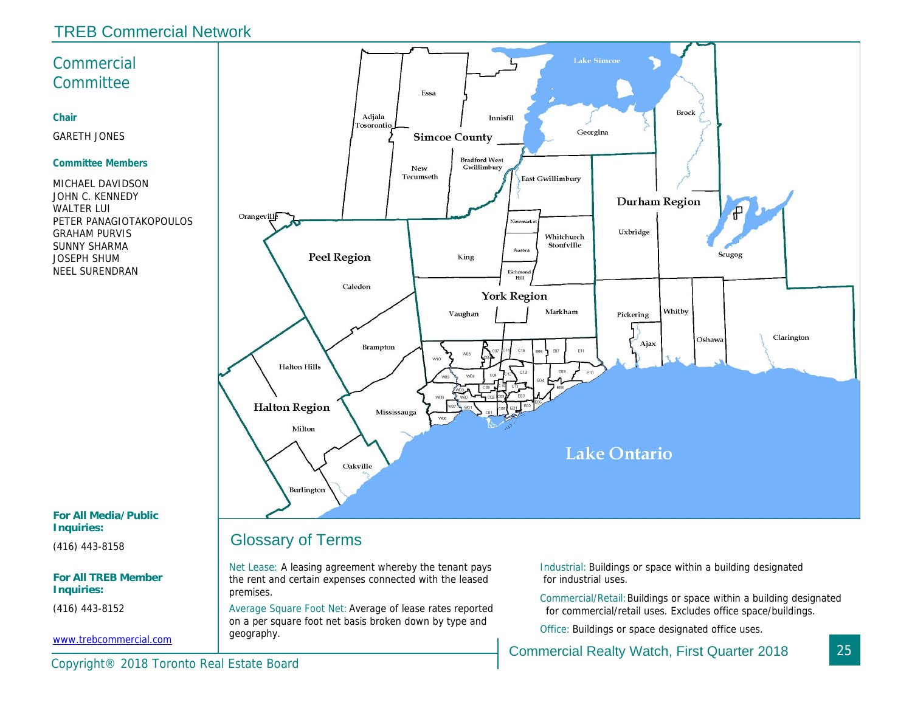## Commercial Committee

**Chair**

GARETH JONES

**Committee Members**

MICHAEL DAVIDSON
JOHN C. KENNEDY
WALTER LUI
PETER PANAGIOTAKOPOULOS
GRAHAM PURVIS
SUNNY SHARMA
JOSEPH SHUM
NEEL SURENDRAN

**For All Media/Public Inquiries:**

(416) 443-8158

**For All TREB Member Inquiries:**

(416) 443-8152

www.trebcommercial.com

Lake Simcoe
Essa
Adjala Tosorontio
Innisfil
Brock
Simcoe County
Georgina
Bradford West Gwillimbury
New Tecumseth
East Gwillimbury
Durham Region
Orangeville
Newmarket
Uxbridge
Whitchurch Stoufville
Aurora
Scugog
Peel Region
King
Richmond Hill
Caledon
York Region
Vaughan
Markham
Pickering
Whitby
Oshawa
Clarington
Ajax
Brampton
Halton Hills
Halton Region
Mississauga
Milton
Oakville
Burlington
Lake Ontario

## Glossary of Terms

Net Lease: A leasing agreement whereby the tenant pays the rent and certain expenses connected with the leased premises.

Average Square Foot Net: Average of lease rates reported on a per square foot net basis broken down by type and geography.

Industrial: Buildings or space within a building designated for industrial uses.

Commercial/Retail: Buildings or space within a building designated for commercial/retail uses. Excludes office space/buildings.

Office: Buildings or space designated office uses.

Copyright® 2018 Toronto Real Estate Board